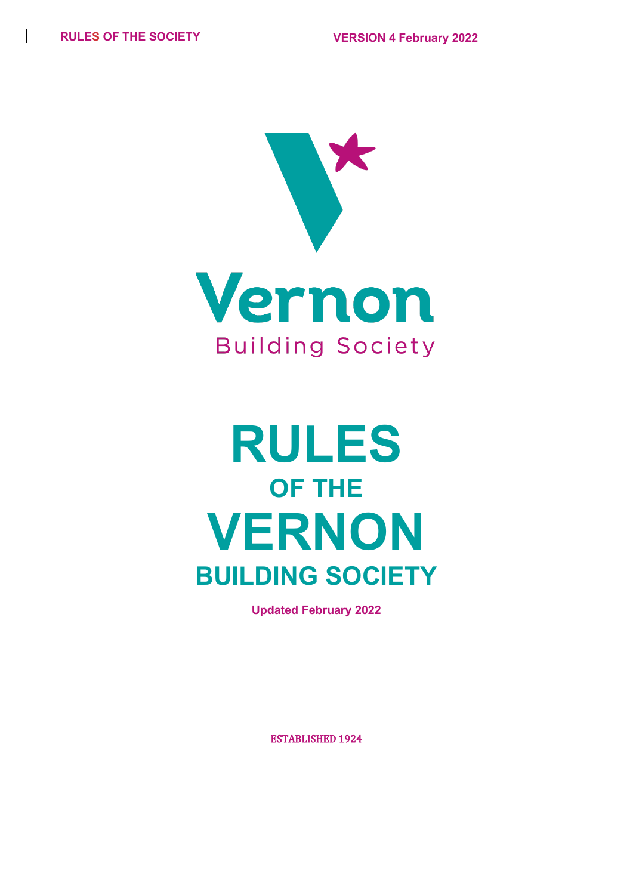Vernon

Building Society

# RULES

## OF THE

# VERNON

## BUILDING SOCIETY

**Updated February 2022**

ESTABLISHED 1924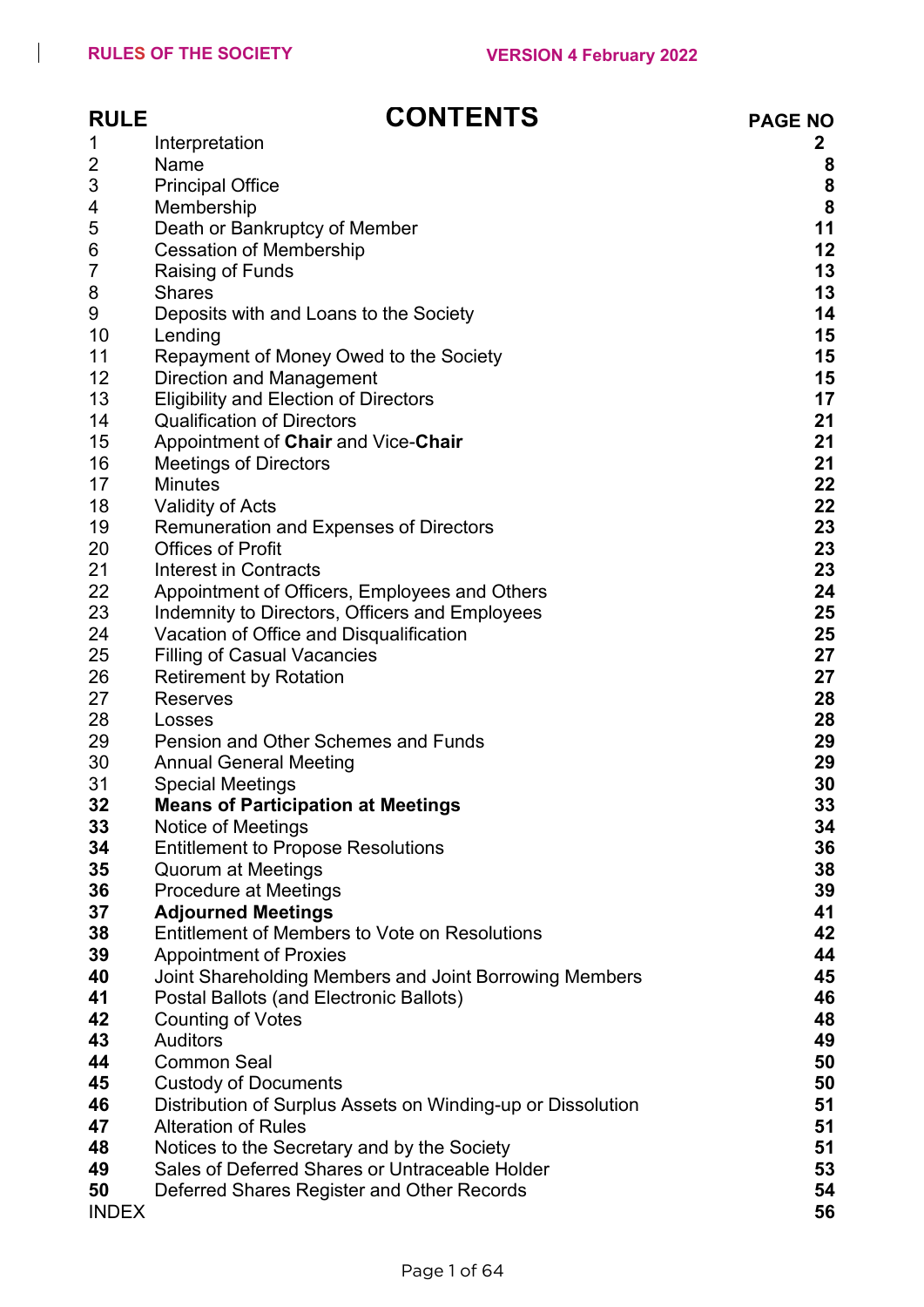# CONTENTS

| RULE | | PAGE NO |
|---|---|---|
| 1 | Interpretation | **2** |
| 2 | Name | **8** |
| 3 | Principal Office | **8** |
| 4 | Membership | **8** |
| 5 | Death or Bankruptcy of Member | **11** |
| 6 | Cessation of Membership | **12** |
| 7 | Raising of Funds | **13** |
| 8 | Shares | **13** |
| 9 | Deposits with and Loans to the Society | **14** |
| 10 | Lending | **15** |
| 11 | Repayment of Money Owed to the Society | **15** |
| 12 | Direction and Management | **15** |
| 13 | Eligibility and Election of Directors | **17** |
| 14 | Qualification of Directors | **21** |
| 15 | Appointment of **Chair** and Vice-**Chair** | **21** |
| 16 | Meetings of Directors | **21** |
| 17 | Minutes | **22** |
| 18 | Validity of Acts | **22** |
| 19 | Remuneration and Expenses of Directors | **23** |
| 20 | Offices of Profit | **23** |
| 21 | Interest in Contracts | **23** |
| 22 | Appointment of Officers, Employees and Others | **24** |
| 23 | Indemnity to Directors, Officers and Employees | **25** |
| 24 | Vacation of Office and Disqualification | **25** |
| 25 | Filling of Casual Vacancies | **27** |
| 26 | Retirement by Rotation | **27** |
| 27 | Reserves | **28** |
| 28 | Losses | **28** |
| 29 | Pension and Other Schemes and Funds | **29** |
| 30 | Annual General Meeting | **29** |
| 31 | Special Meetings | **30** |
| **32** | **Means of Participation at Meetings** | **33** |
| **33** | Notice of Meetings | **34** |
| **34** | Entitlement to Propose Resolutions | **36** |
| **35** | Quorum at Meetings | **38** |
| **36** | Procedure at Meetings | **39** |
| **37** | **Adjourned Meetings** | **41** |
| **38** | Entitlement of Members to Vote on Resolutions | **42** |
| **39** | Appointment of Proxies | **44** |
| **40** | Joint Shareholding Members and Joint Borrowing Members | **45** |
| **41** | Postal Ballots (and Electronic Ballots) | **46** |
| **42** | Counting of Votes | **48** |
| **43** | Auditors | **49** |
| **44** | Common Seal | **50** |
| **45** | Custody of Documents | **50** |
| **46** | Distribution of Surplus Assets on Winding-up or Dissolution | **51** |
| **47** | Alteration of Rules | **51** |
| **48** | Notices to the Secretary and by the Society | **51** |
| **49** | Sales of Deferred Shares or Untraceable Holder | **53** |
| **50** | Deferred Shares Register and Other Records | **54** |
| INDEX | | **56** |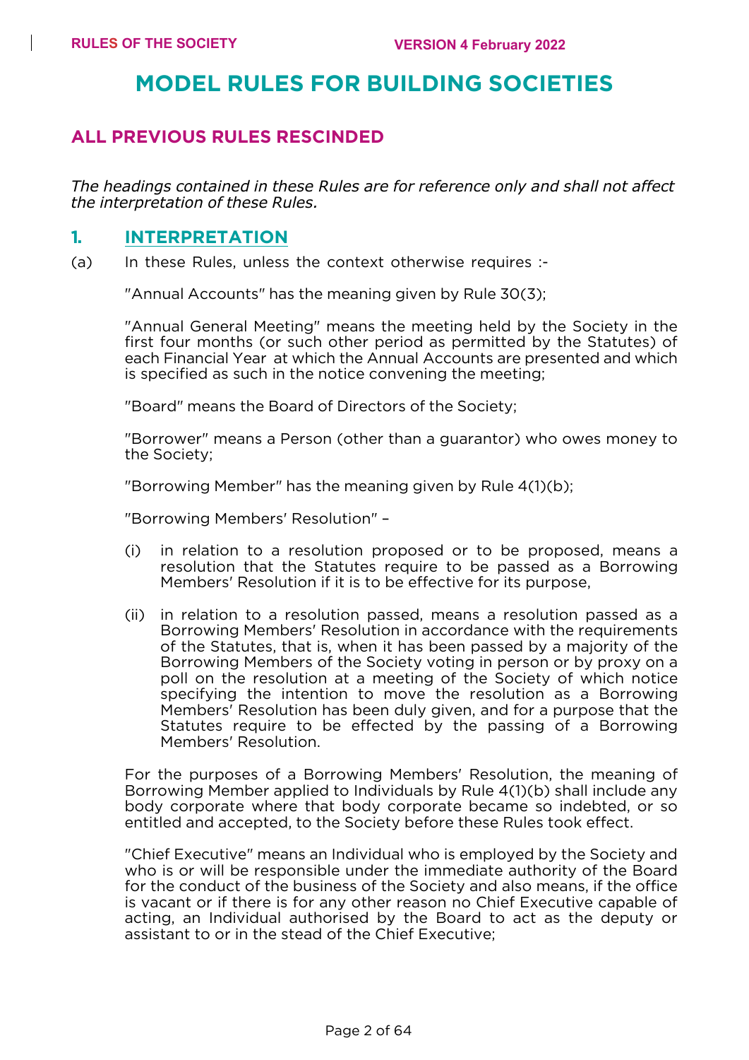# MODEL RULES FOR BUILDING SOCIETIES

## ALL PREVIOUS RULES RESCINDED

*The headings contained in these Rules are for reference only and shall not affect the interpretation of these Rules.*

## 1. INTERPRETATION

(a) In these Rules, unless the context otherwise requires :-

"Annual Accounts" has the meaning given by Rule 30(3);

"Annual General Meeting" means the meeting held by the Society in the first four months (or such other period as permitted by the Statutes) of each Financial Year at which the Annual Accounts are presented and which is specified as such in the notice convening the meeting;

"Board" means the Board of Directors of the Society;

"Borrower" means a Person (other than a guarantor) who owes money to the Society;

"Borrowing Member" has the meaning given by Rule 4(1)(b);

"Borrowing Members' Resolution" –

- (i) in relation to a resolution proposed or to be proposed, means a resolution that the Statutes require to be passed as a Borrowing Members' Resolution if it is to be effective for its purpose,
- (ii) in relation to a resolution passed, means a resolution passed as a Borrowing Members' Resolution in accordance with the requirements of the Statutes, that is, when it has been passed by a majority of the Borrowing Members of the Society voting in person or by proxy on a poll on the resolution at a meeting of the Society of which notice specifying the intention to move the resolution as a Borrowing Members' Resolution has been duly given, and for a purpose that the Statutes require to be effected by the passing of a Borrowing Members' Resolution.

For the purposes of a Borrowing Members' Resolution, the meaning of Borrowing Member applied to Individuals by Rule 4(1)(b) shall include any body corporate where that body corporate became so indebted, or so entitled and accepted, to the Society before these Rules took effect.

"Chief Executive" means an Individual who is employed by the Society and who is or will be responsible under the immediate authority of the Board for the conduct of the business of the Society and also means, if the office is vacant or if there is for any other reason no Chief Executive capable of acting, an Individual authorised by the Board to act as the deputy or assistant to or in the stead of the Chief Executive;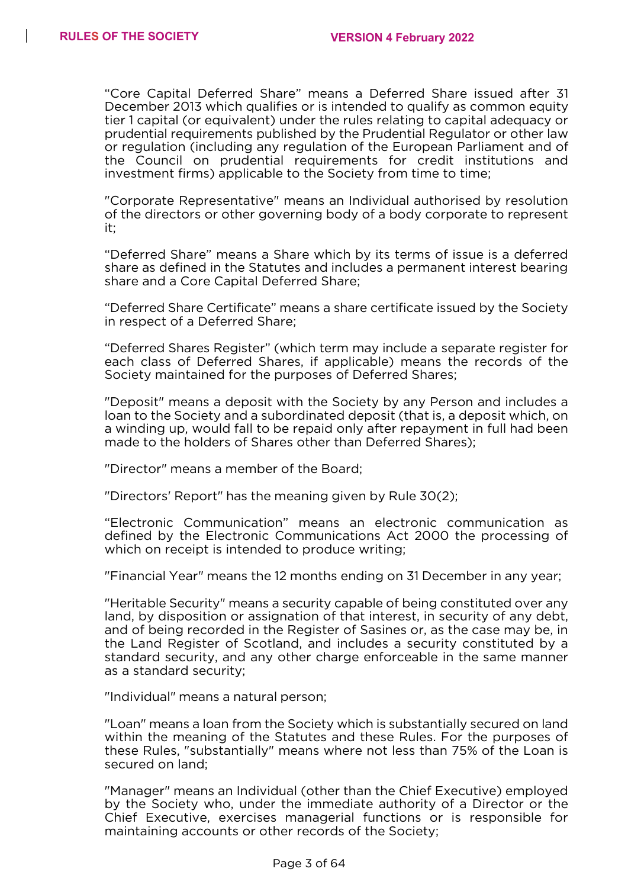“Core Capital Deferred Share” means a Deferred Share issued after 31 December 2013 which qualifies or is intended to qualify as common equity tier 1 capital (or equivalent) under the rules relating to capital adequacy or prudential requirements published by the Prudential Regulator or other law or regulation (including any regulation of the European Parliament and of the Council on prudential requirements for credit institutions and investment firms) applicable to the Society from time to time;

"Corporate Representative" means an Individual authorised by resolution of the directors or other governing body of a body corporate to represent it;

“Deferred Share” means a Share which by its terms of issue is a deferred share as defined in the Statutes and includes a permanent interest bearing share and a Core Capital Deferred Share;

“Deferred Share Certificate” means a share certificate issued by the Society in respect of a Deferred Share;

“Deferred Shares Register” (which term may include a separate register for each class of Deferred Shares, if applicable) means the records of the Society maintained for the purposes of Deferred Shares;

"Deposit" means a deposit with the Society by any Person and includes a loan to the Society and a subordinated deposit (that is, a deposit which, on a winding up, would fall to be repaid only after repayment in full had been made to the holders of Shares other than Deferred Shares);

"Director" means a member of the Board;

"Directors' Report" has the meaning given by Rule 30(2);

“Electronic Communication” means an electronic communication as defined by the Electronic Communications Act 2000 the processing of which on receipt is intended to produce writing;

"Financial Year" means the 12 months ending on 31 December in any year;

"Heritable Security" means a security capable of being constituted over any land, by disposition or assignation of that interest, in security of any debt, and of being recorded in the Register of Sasines or, as the case may be, in the Land Register of Scotland, and includes a security constituted by a standard security, and any other charge enforceable in the same manner as a standard security;

"Individual" means a natural person;

"Loan" means a loan from the Society which is substantially secured on land within the meaning of the Statutes and these Rules. For the purposes of these Rules, "substantially" means where not less than 75% of the Loan is secured on land;

"Manager" means an Individual (other than the Chief Executive) employed by the Society who, under the immediate authority of a Director or the Chief Executive, exercises managerial functions or is responsible for maintaining accounts or other records of the Society;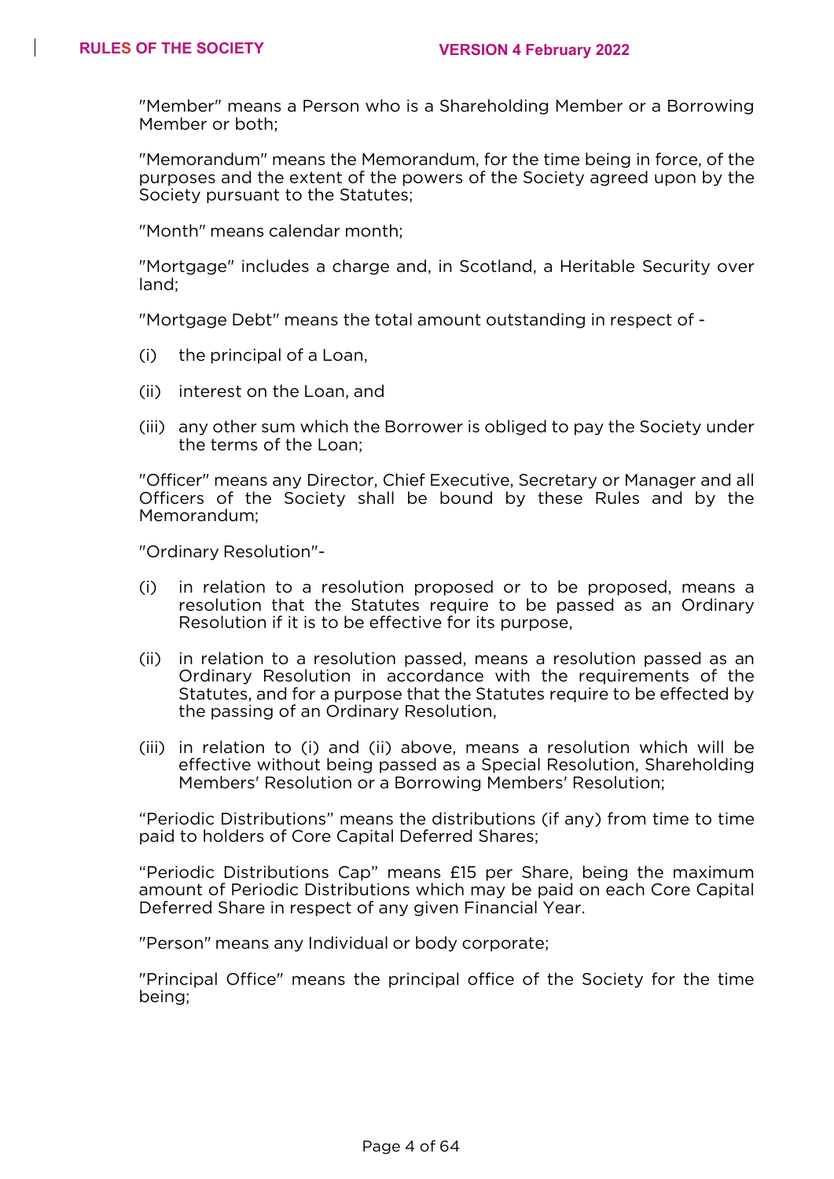"Member" means a Person who is a Shareholding Member or a Borrowing Member or both;

"Memorandum" means the Memorandum, for the time being in force, of the purposes and the extent of the powers of the Society agreed upon by the Society pursuant to the Statutes;

"Month" means calendar month;

"Mortgage" includes a charge and, in Scotland, a Heritable Security over land;

"Mortgage Debt" means the total amount outstanding in respect of -

(i) the principal of a Loan,

(ii) interest on the Loan, and

(iii) any other sum which the Borrower is obliged to pay the Society under the terms of the Loan;

"Officer" means any Director, Chief Executive, Secretary or Manager and all Officers of the Society shall be bound by these Rules and by the Memorandum;

"Ordinary Resolution"-

(i) in relation to a resolution proposed or to be proposed, means a resolution that the Statutes require to be passed as an Ordinary Resolution if it is to be effective for its purpose,

(ii) in relation to a resolution passed, means a resolution passed as an Ordinary Resolution in accordance with the requirements of the Statutes, and for a purpose that the Statutes require to be effected by the passing of an Ordinary Resolution,

(iii) in relation to (i) and (ii) above, means a resolution which will be effective without being passed as a Special Resolution, Shareholding Members' Resolution or a Borrowing Members' Resolution;

"Periodic Distributions" means the distributions (if any) from time to time paid to holders of Core Capital Deferred Shares;

"Periodic Distributions Cap" means £15 per Share, being the maximum amount of Periodic Distributions which may be paid on each Core Capital Deferred Share in respect of any given Financial Year.

"Person" means any Individual or body corporate;

"Principal Office" means the principal office of the Society for the time being;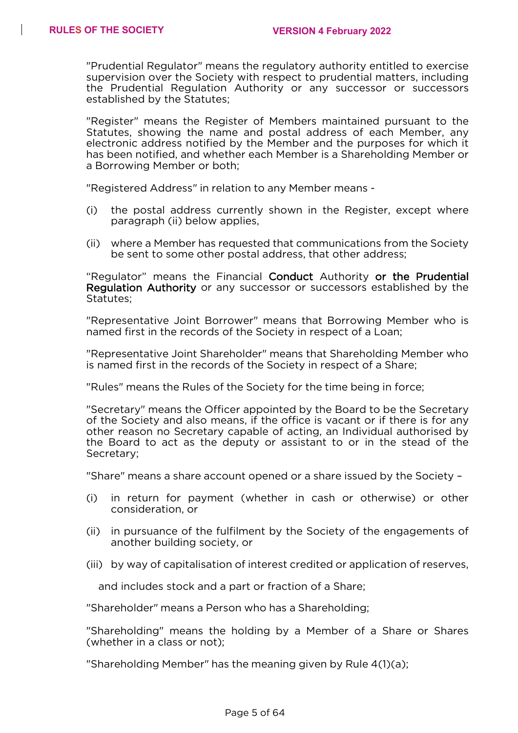"Prudential Regulator" means the regulatory authority entitled to exercise supervision over the Society with respect to prudential matters, including the Prudential Regulation Authority or any successor or successors established by the Statutes;

"Register" means the Register of Members maintained pursuant to the Statutes, showing the name and postal address of each Member, any electronic address notified by the Member and the purposes for which it has been notified, and whether each Member is a Shareholding Member or a Borrowing Member or both;

"Registered Address" in relation to any Member means -

(i) the postal address currently shown in the Register, except where paragraph (ii) below applies,

(ii) where a Member has requested that communications from the Society be sent to some other postal address, that other address;

"Regulator" means the Financial **Conduct** Authority **or the Prudential Regulation Authority** or any successor or successors established by the Statutes;

"Representative Joint Borrower" means that Borrowing Member who is named first in the records of the Society in respect of a Loan;

"Representative Joint Shareholder" means that Shareholding Member who is named first in the records of the Society in respect of a Share;

"Rules" means the Rules of the Society for the time being in force;

"Secretary" means the Officer appointed by the Board to be the Secretary of the Society and also means, if the office is vacant or if there is for any other reason no Secretary capable of acting, an Individual authorised by the Board to act as the deputy or assistant to or in the stead of the Secretary;

"Share" means a share account opened or a share issued by the Society –

(i) in return for payment (whether in cash or otherwise) or other consideration, or

(ii) in pursuance of the fulfilment by the Society of the engagements of another building society, or

(iii) by way of capitalisation of interest credited or application of reserves,

and includes stock and a part or fraction of a Share;

"Shareholder" means a Person who has a Shareholding;

"Shareholding" means the holding by a Member of a Share or Shares (whether in a class or not);

"Shareholding Member" has the meaning given by Rule 4(1)(a);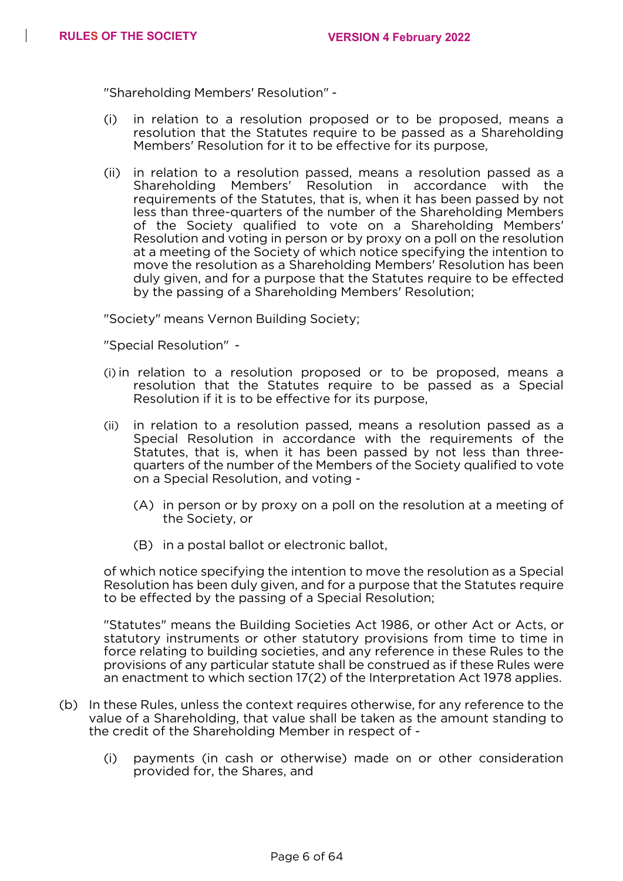"Shareholding Members' Resolution" -

(i) in relation to a resolution proposed or to be proposed, means a resolution that the Statutes require to be passed as a Shareholding Members' Resolution for it to be effective for its purpose,

(ii) in relation to a resolution passed, means a resolution passed as a Shareholding Members' Resolution in accordance with the requirements of the Statutes, that is, when it has been passed by not less than three-quarters of the number of the Shareholding Members of the Society qualified to vote on a Shareholding Members' Resolution and voting in person or by proxy on a poll on the resolution at a meeting of the Society of which notice specifying the intention to move the resolution as a Shareholding Members' Resolution has been duly given, and for a purpose that the Statutes require to be effected by the passing of a Shareholding Members' Resolution;

"Society" means Vernon Building Society;

"Special Resolution" -

(i) in relation to a resolution proposed or to be proposed, means a resolution that the Statutes require to be passed as a Special Resolution if it is to be effective for its purpose,

(ii) in relation to a resolution passed, means a resolution passed as a Special Resolution in accordance with the requirements of the Statutes, that is, when it has been passed by not less than three-quarters of the number of the Members of the Society qualified to vote on a Special Resolution, and voting -

(A) in person or by proxy on a poll on the resolution at a meeting of the Society, or

(B) in a postal ballot or electronic ballot,

of which notice specifying the intention to move the resolution as a Special Resolution has been duly given, and for a purpose that the Statutes require to be effected by the passing of a Special Resolution;

"Statutes" means the Building Societies Act 1986, or other Act or Acts, or statutory instruments or other statutory provisions from time to time in force relating to building societies, and any reference in these Rules to the provisions of any particular statute shall be construed as if these Rules were an enactment to which section 17(2) of the Interpretation Act 1978 applies.

(b) In these Rules, unless the context requires otherwise, for any reference to the value of a Shareholding, that value shall be taken as the amount standing to the credit of the Shareholding Member in respect of -

(i) payments (in cash or otherwise) made on or other consideration provided for, the Shares, and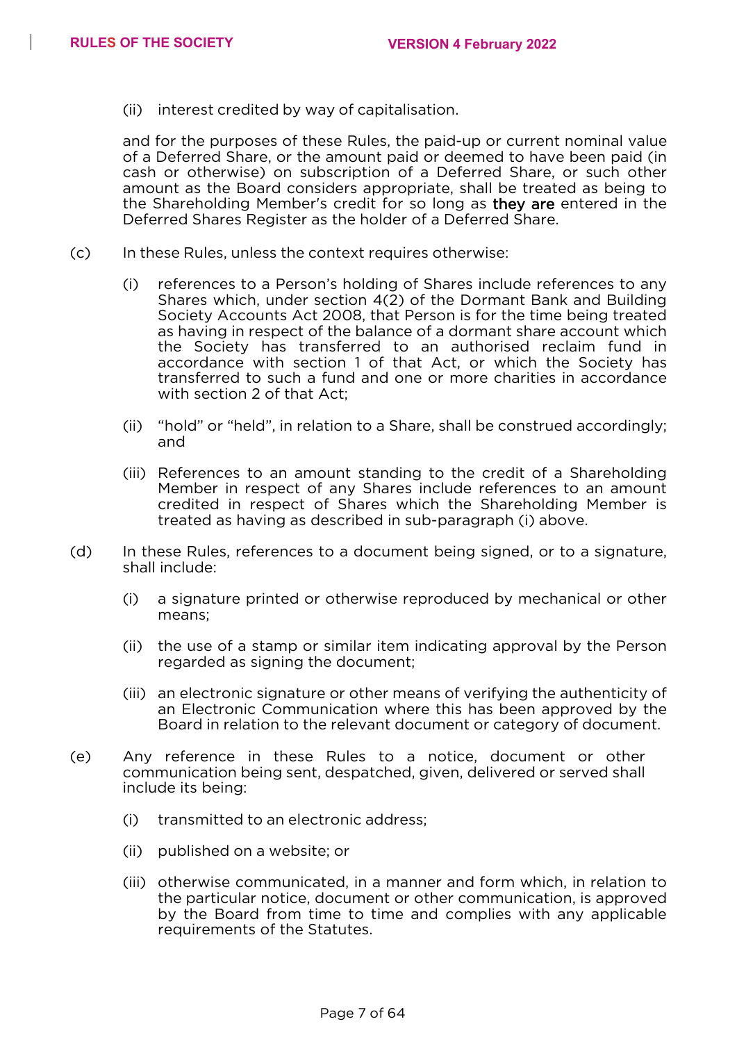(ii) interest credited by way of capitalisation.

and for the purposes of these Rules, the paid-up or current nominal value of a Deferred Share, or the amount paid or deemed to have been paid (in cash or otherwise) on subscription of a Deferred Share, or such other amount as the Board considers appropriate, shall be treated as being to the Shareholding Member's credit for so long as they are entered in the Deferred Shares Register as the holder of a Deferred Share.

(c) In these Rules, unless the context requires otherwise:

(i) references to a Person's holding of Shares include references to any Shares which, under section 4(2) of the Dormant Bank and Building Society Accounts Act 2008, that Person is for the time being treated as having in respect of the balance of a dormant share account which the Society has transferred to an authorised reclaim fund in accordance with section 1 of that Act, or which the Society has transferred to such a fund and one or more charities in accordance with section 2 of that Act;

(ii) "hold" or "held", in relation to a Share, shall be construed accordingly; and

(iii) References to an amount standing to the credit of a Shareholding Member in respect of any Shares include references to an amount credited in respect of Shares which the Shareholding Member is treated as having as described in sub-paragraph (i) above.

(d) In these Rules, references to a document being signed, or to a signature, shall include:

(i) a signature printed or otherwise reproduced by mechanical or other means;

(ii) the use of a stamp or similar item indicating approval by the Person regarded as signing the document;

(iii) an electronic signature or other means of verifying the authenticity of an Electronic Communication where this has been approved by the Board in relation to the relevant document or category of document.

(e) Any reference in these Rules to a notice, document or other communication being sent, despatched, given, delivered or served shall include its being:

(i) transmitted to an electronic address;

(ii) published on a website; or

(iii) otherwise communicated, in a manner and form which, in relation to the particular notice, document or other communication, is approved by the Board from time to time and complies with any applicable requirements of the Statutes.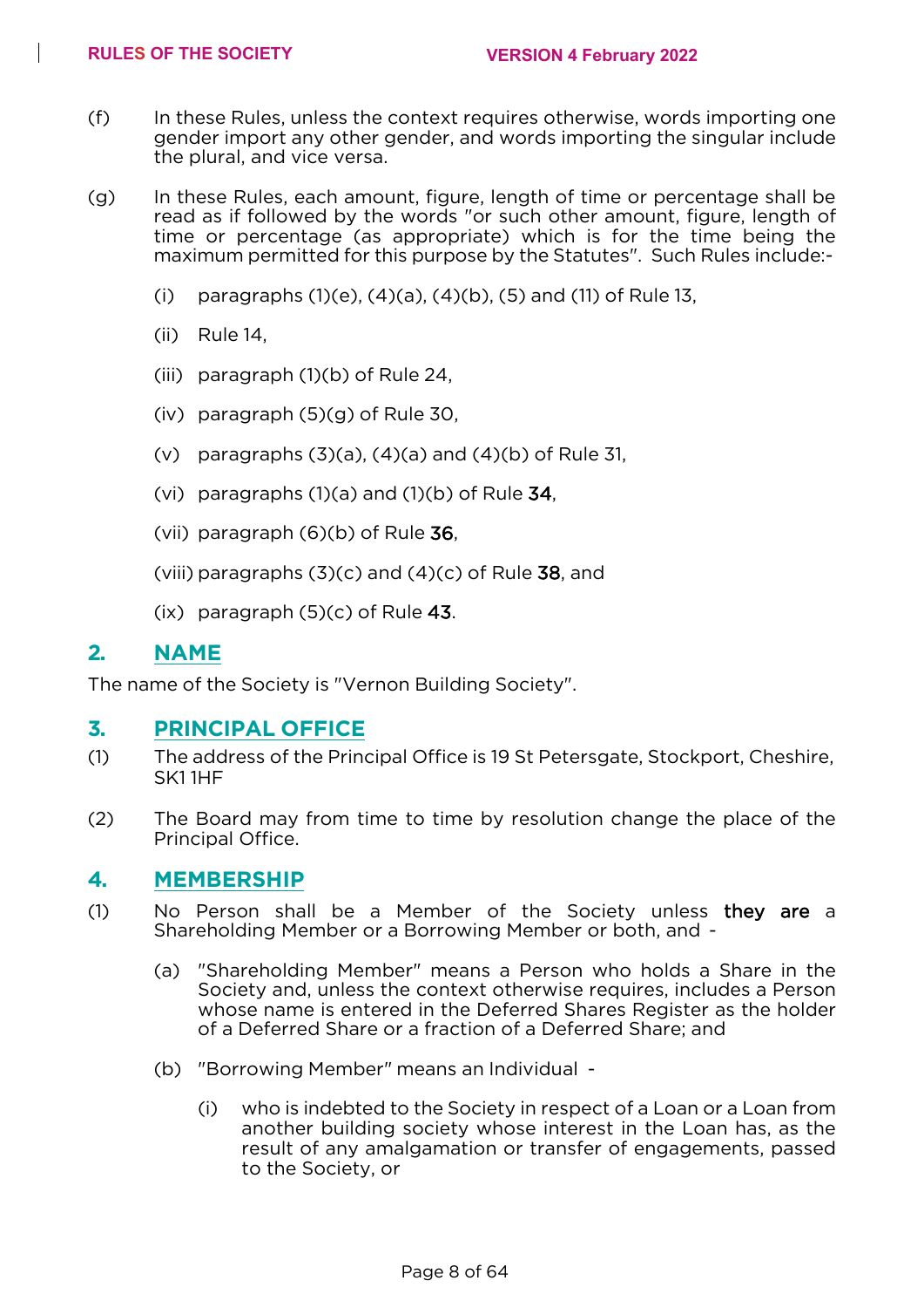(f) In these Rules, unless the context requires otherwise, words importing one gender import any other gender, and words importing the singular include the plural, and vice versa.

(g) In these Rules, each amount, figure, length of time or percentage shall be read as if followed by the words "or such other amount, figure, length of time or percentage (as appropriate) which is for the time being the maximum permitted for this purpose by the Statutes". Such Rules include:-

(i) paragraphs (1)(e), (4)(a), (4)(b), (5) and (11) of Rule 13,

(ii) Rule 14,

(iii) paragraph (1)(b) of Rule 24,

(iv) paragraph (5)(g) of Rule 30,

(v) paragraphs (3)(a), (4)(a) and (4)(b) of Rule 31,

(vi) paragraphs (1)(a) and (1)(b) of Rule 34,

(vii) paragraph (6)(b) of Rule 36,

(viii) paragraphs (3)(c) and (4)(c) of Rule 38, and

(ix) paragraph (5)(c) of Rule 43.

## 2. NAME

The name of the Society is "Vernon Building Society".

## 3. PRINCIPAL OFFICE

(1) The address of the Principal Office is 19 St Petersgate, Stockport, Cheshire, SK1 1HF

(2) The Board may from time to time by resolution change the place of the Principal Office.

## 4. MEMBERSHIP

(1) No Person shall be a Member of the Society unless they are a Shareholding Member or a Borrowing Member or both, and -

(a) "Shareholding Member" means a Person who holds a Share in the Society and, unless the context otherwise requires, includes a Person whose name is entered in the Deferred Shares Register as the holder of a Deferred Share or a fraction of a Deferred Share; and

(b) "Borrowing Member" means an Individual -

(i) who is indebted to the Society in respect of a Loan or a Loan from another building society whose interest in the Loan has, as the result of any amalgamation or transfer of engagements, passed to the Society, or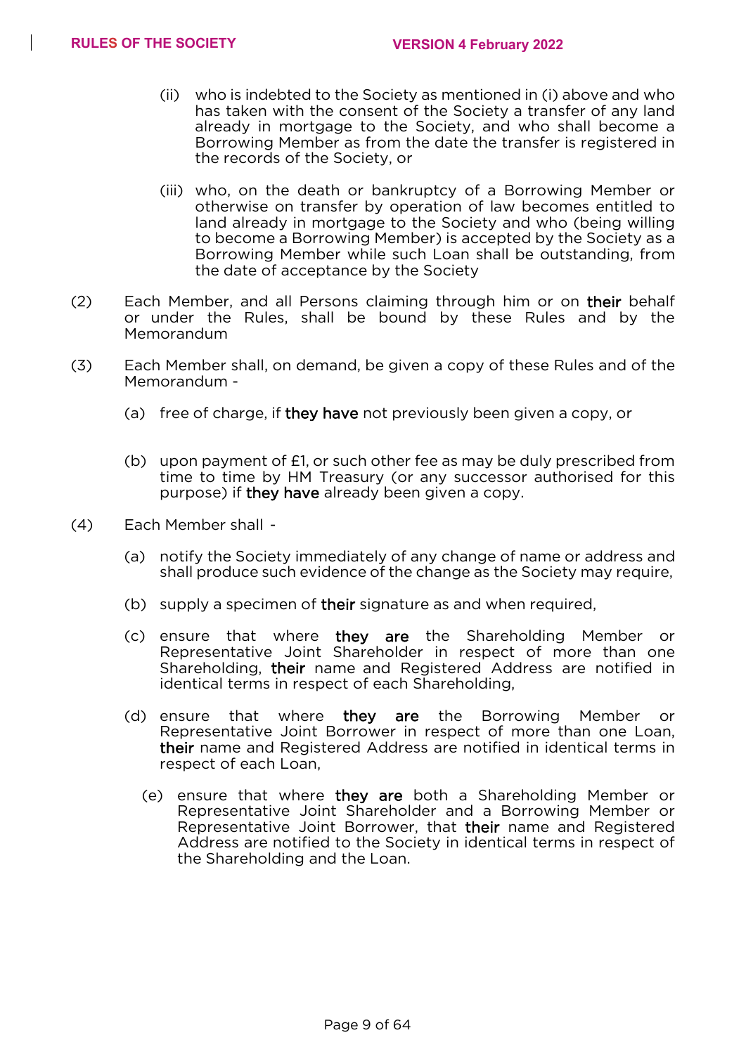(ii) who is indebted to the Society as mentioned in (i) above and who has taken with the consent of the Society a transfer of any land already in mortgage to the Society, and who shall become a Borrowing Member as from the date the transfer is registered in the records of the Society, or

(iii) who, on the death or bankruptcy of a Borrowing Member or otherwise on transfer by operation of law becomes entitled to land already in mortgage to the Society and who (being willing to become a Borrowing Member) is accepted by the Society as a Borrowing Member while such Loan shall be outstanding, from the date of acceptance by the Society

(2) Each Member, and all Persons claiming through him or on their behalf or under the Rules, shall be bound by these Rules and by the Memorandum

(3) Each Member shall, on demand, be given a copy of these Rules and of the Memorandum -

(a) free of charge, if they have not previously been given a copy, or

(b) upon payment of £1, or such other fee as may be duly prescribed from time to time by HM Treasury (or any successor authorised for this purpose) if they have already been given a copy.

(4) Each Member shall -

(a) notify the Society immediately of any change of name or address and shall produce such evidence of the change as the Society may require,

(b) supply a specimen of their signature as and when required,

(c) ensure that where they are the Shareholding Member or Representative Joint Shareholder in respect of more than one Shareholding, their name and Registered Address are notified in identical terms in respect of each Shareholding,

(d) ensure that where they are the Borrowing Member or Representative Joint Borrower in respect of more than one Loan, their name and Registered Address are notified in identical terms in respect of each Loan,

(e) ensure that where they are both a Shareholding Member or Representative Joint Shareholder and a Borrowing Member or Representative Joint Borrower, that their name and Registered Address are notified to the Society in identical terms in respect of the Shareholding and the Loan.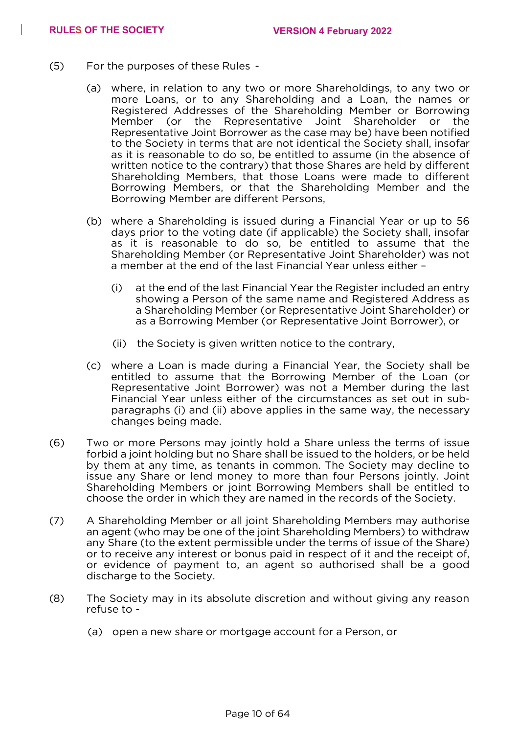(5) For the purposes of these Rules -

(a) where, in relation to any two or more Shareholdings, to any two or more Loans, or to any Shareholding and a Loan, the names or Registered Addresses of the Shareholding Member or Borrowing Member (or the Representative Joint Shareholder or the Representative Joint Borrower as the case may be) have been notified to the Society in terms that are not identical the Society shall, insofar as it is reasonable to do so, be entitled to assume (in the absence of written notice to the contrary) that those Shares are held by different Shareholding Members, that those Loans were made to different Borrowing Members, or that the Shareholding Member and the Borrowing Member are different Persons,

(b) where a Shareholding is issued during a Financial Year or up to 56 days prior to the voting date (if applicable) the Society shall, insofar as it is reasonable to do so, be entitled to assume that the Shareholding Member (or Representative Joint Shareholder) was not a member at the end of the last Financial Year unless either –

(i) at the end of the last Financial Year the Register included an entry showing a Person of the same name and Registered Address as a Shareholding Member (or Representative Joint Shareholder) or as a Borrowing Member (or Representative Joint Borrower), or

(ii) the Society is given written notice to the contrary,

(c) where a Loan is made during a Financial Year, the Society shall be entitled to assume that the Borrowing Member of the Loan (or Representative Joint Borrower) was not a Member during the last Financial Year unless either of the circumstances as set out in sub-paragraphs (i) and (ii) above applies in the same way, the necessary changes being made.

(6) Two or more Persons may jointly hold a Share unless the terms of issue forbid a joint holding but no Share shall be issued to the holders, or be held by them at any time, as tenants in common. The Society may decline to issue any Share or lend money to more than four Persons jointly. Joint Shareholding Members or joint Borrowing Members shall be entitled to choose the order in which they are named in the records of the Society.

(7) A Shareholding Member or all joint Shareholding Members may authorise an agent (who may be one of the joint Shareholding Members) to withdraw any Share (to the extent permissible under the terms of issue of the Share) or to receive any interest or bonus paid in respect of it and the receipt of, or evidence of payment to, an agent so authorised shall be a good discharge to the Society.

(8) The Society may in its absolute discretion and without giving any reason refuse to -

(a) open a new share or mortgage account for a Person, or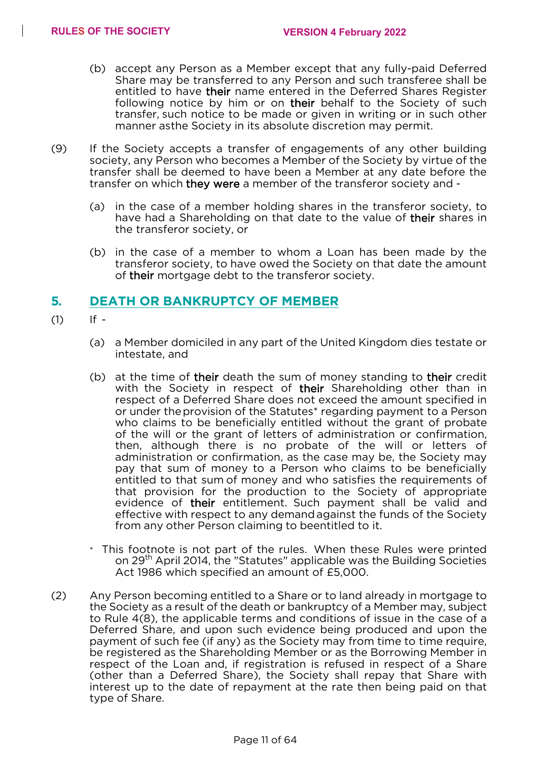(b) accept any Person as a Member except that any fully-paid Deferred Share may be transferred to any Person and such transferee shall be entitled to have their name entered in the Deferred Shares Register following notice by him or on their behalf to the Society of such transfer, such notice to be made or given in writing or in such other manner asthe Society in its absolute discretion may permit.

(9) If the Society accepts a transfer of engagements of any other building society, any Person who becomes a Member of the Society by virtue of the transfer shall be deemed to have been a Member at any date before the transfer on which they were a member of the transferor society and -

(a) in the case of a member holding shares in the transferor society, to have had a Shareholding on that date to the value of their shares in the transferor society, or

(b) in the case of a member to whom a Loan has been made by the transferor society, to have owed the Society on that date the amount of their mortgage debt to the transferor society.

## 5. DEATH OR BANKRUPTCY OF MEMBER

(1) If -

(a) a Member domiciled in any part of the United Kingdom dies testate or intestate, and

(b) at the time of their death the sum of money standing to their credit with the Society in respect of their Shareholding other than in respect of a Deferred Share does not exceed the amount specified in or under the provision of the Statutes* regarding payment to a Person who claims to be beneficially entitled without the grant of probate of the will or the grant of letters of administration or confirmation, then, although there is no probate of the will or letters of administration or confirmation, as the case may be, the Society may pay that sum of money to a Person who claims to be beneficially entitled to that sum of money and who satisfies the requirements of that provision for the production to the Society of appropriate evidence of their entitlement. Such payment shall be valid and effective with respect to any demand against the funds of the Society from any other Person claiming to beentitled to it.

* This footnote is not part of the rules. When these Rules were printed on 29th April 2014, the "Statutes" applicable was the Building Societies Act 1986 which specified an amount of £5,000.

(2) Any Person becoming entitled to a Share or to land already in mortgage to the Society as a result of the death or bankruptcy of a Member may, subject to Rule 4(8), the applicable terms and conditions of issue in the case of a Deferred Share, and upon such evidence being produced and upon the payment of such fee (if any) as the Society may from time to time require, be registered as the Shareholding Member or as the Borrowing Member in respect of the Loan and, if registration is refused in respect of a Share (other than a Deferred Share), the Society shall repay that Share with interest up to the date of repayment at the rate then being paid on that type of Share.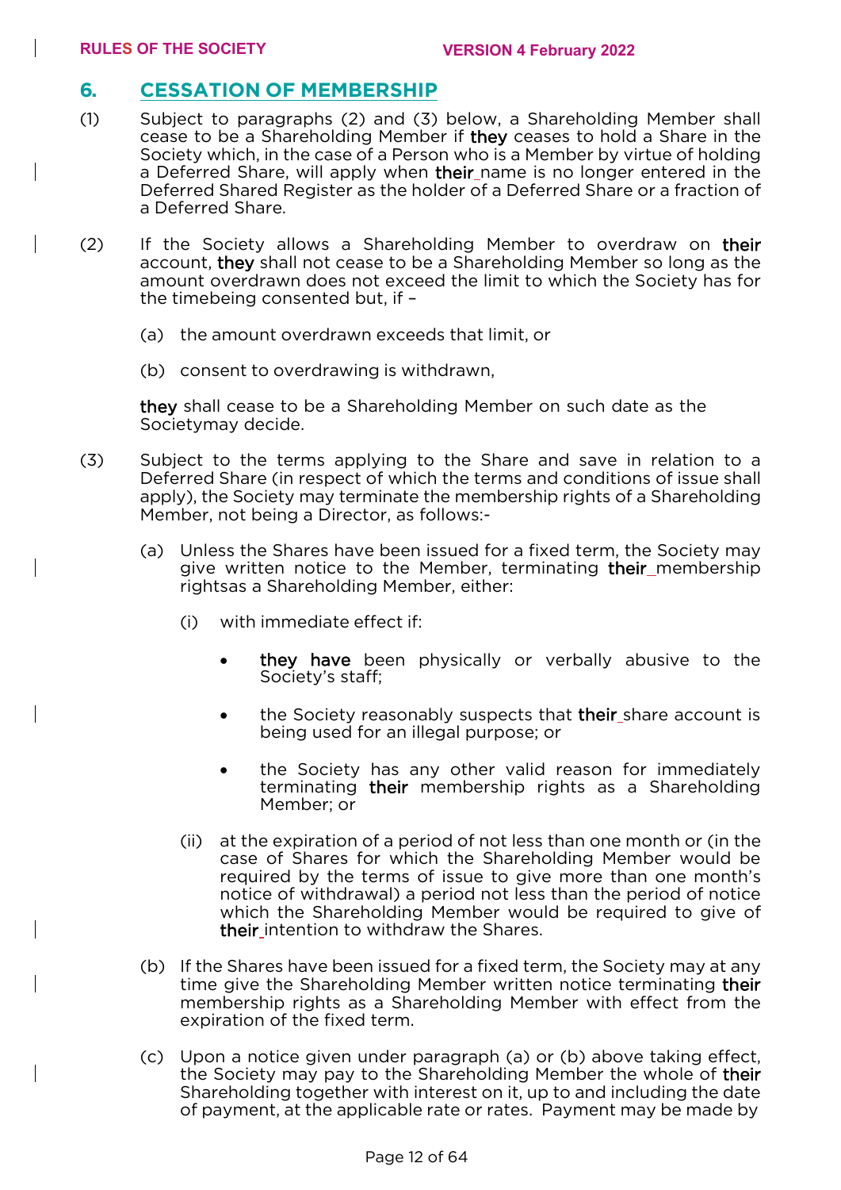## 6. CESSATION OF MEMBERSHIP

(1) Subject to paragraphs (2) and (3) below, a Shareholding Member shall cease to be a Shareholding Member if they ceases to hold a Share in the Society which, in the case of a Person who is a Member by virtue of holding a Deferred Share, will apply when their name is no longer entered in the Deferred Shared Register as the holder of a Deferred Share or a fraction of a Deferred Share.

(2) If the Society allows a Shareholding Member to overdraw on their account, they shall not cease to be a Shareholding Member so long as the amount overdrawn does not exceed the limit to which the Society has for the timebeing consented but, if –

(a) the amount overdrawn exceeds that limit, or

(b) consent to overdrawing is withdrawn,

they shall cease to be a Shareholding Member on such date as the Societymay decide.

(3) Subject to the terms applying to the Share and save in relation to a Deferred Share (in respect of which the terms and conditions of issue shall apply), the Society may terminate the membership rights of a Shareholding Member, not being a Director, as follows:-

(a) Unless the Shares have been issued for a fixed term, the Society may give written notice to the Member, terminating their membership rightsas a Shareholding Member, either:

(i) with immediate effect if:

- they have been physically or verbally abusive to the Society's staff;
- the Society reasonably suspects that their share account is being used for an illegal purpose; or
- the Society has any other valid reason for immediately terminating their membership rights as a Shareholding Member; or

(ii) at the expiration of a period of not less than one month or (in the case of Shares for which the Shareholding Member would be required by the terms of issue to give more than one month's notice of withdrawal) a period not less than the period of notice which the Shareholding Member would be required to give of their intention to withdraw the Shares.

(b) If the Shares have been issued for a fixed term, the Society may at any time give the Shareholding Member written notice terminating their membership rights as a Shareholding Member with effect from the expiration of the fixed term.

(c) Upon a notice given under paragraph (a) or (b) above taking effect, the Society may pay to the Shareholding Member the whole of their Shareholding together with interest on it, up to and including the date of payment, at the applicable rate or rates. Payment may be made by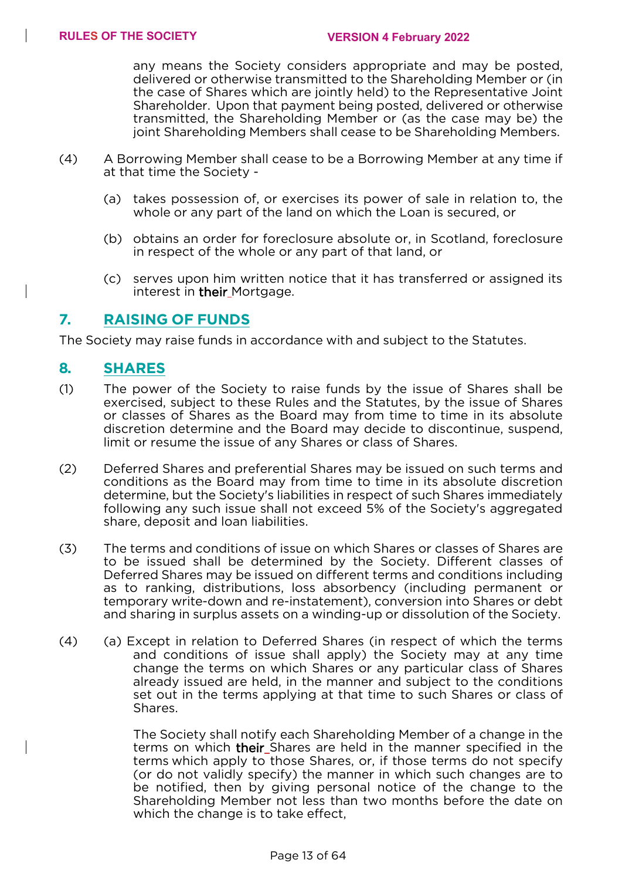any means the Society considers appropriate and may be posted, delivered or otherwise transmitted to the Shareholding Member or (in the case of Shares which are jointly held) to the Representative Joint Shareholder. Upon that payment being posted, delivered or otherwise transmitted, the Shareholding Member or (as the case may be) the joint Shareholding Members shall cease to be Shareholding Members.

(4) A Borrowing Member shall cease to be a Borrowing Member at any time if at that time the Society -

(a) takes possession of, or exercises its power of sale in relation to, the whole or any part of the land on which the Loan is secured, or

(b) obtains an order for foreclosure absolute or, in Scotland, foreclosure in respect of the whole or any part of that land, or

(c) serves upon him written notice that it has transferred or assigned its interest in their Mortgage.

## 7. RAISING OF FUNDS

The Society may raise funds in accordance with and subject to the Statutes.

## 8. SHARES

(1) The power of the Society to raise funds by the issue of Shares shall be exercised, subject to these Rules and the Statutes, by the issue of Shares or classes of Shares as the Board may from time to time in its absolute discretion determine and the Board may decide to discontinue, suspend, limit or resume the issue of any Shares or class of Shares.

(2) Deferred Shares and preferential Shares may be issued on such terms and conditions as the Board may from time to time in its absolute discretion determine, but the Society's liabilities in respect of such Shares immediately following any such issue shall not exceed 5% of the Society's aggregated share, deposit and loan liabilities.

(3) The terms and conditions of issue on which Shares or classes of Shares are to be issued shall be determined by the Society. Different classes of Deferred Shares may be issued on different terms and conditions including as to ranking, distributions, loss absorbency (including permanent or temporary write-down and re-instatement), conversion into Shares or debt and sharing in surplus assets on a winding-up or dissolution of the Society.

(4) (a) Except in relation to Deferred Shares (in respect of which the terms and conditions of issue shall apply) the Society may at any time change the terms on which Shares or any particular class of Shares already issued are held, in the manner and subject to the conditions set out in the terms applying at that time to such Shares or class of Shares.

The Society shall notify each Shareholding Member of a change in the terms on which their Shares are held in the manner specified in the terms which apply to those Shares, or, if those terms do not specify (or do not validly specify) the manner in which such changes are to be notified, then by giving personal notice of the change to the Shareholding Member not less than two months before the date on which the change is to take effect,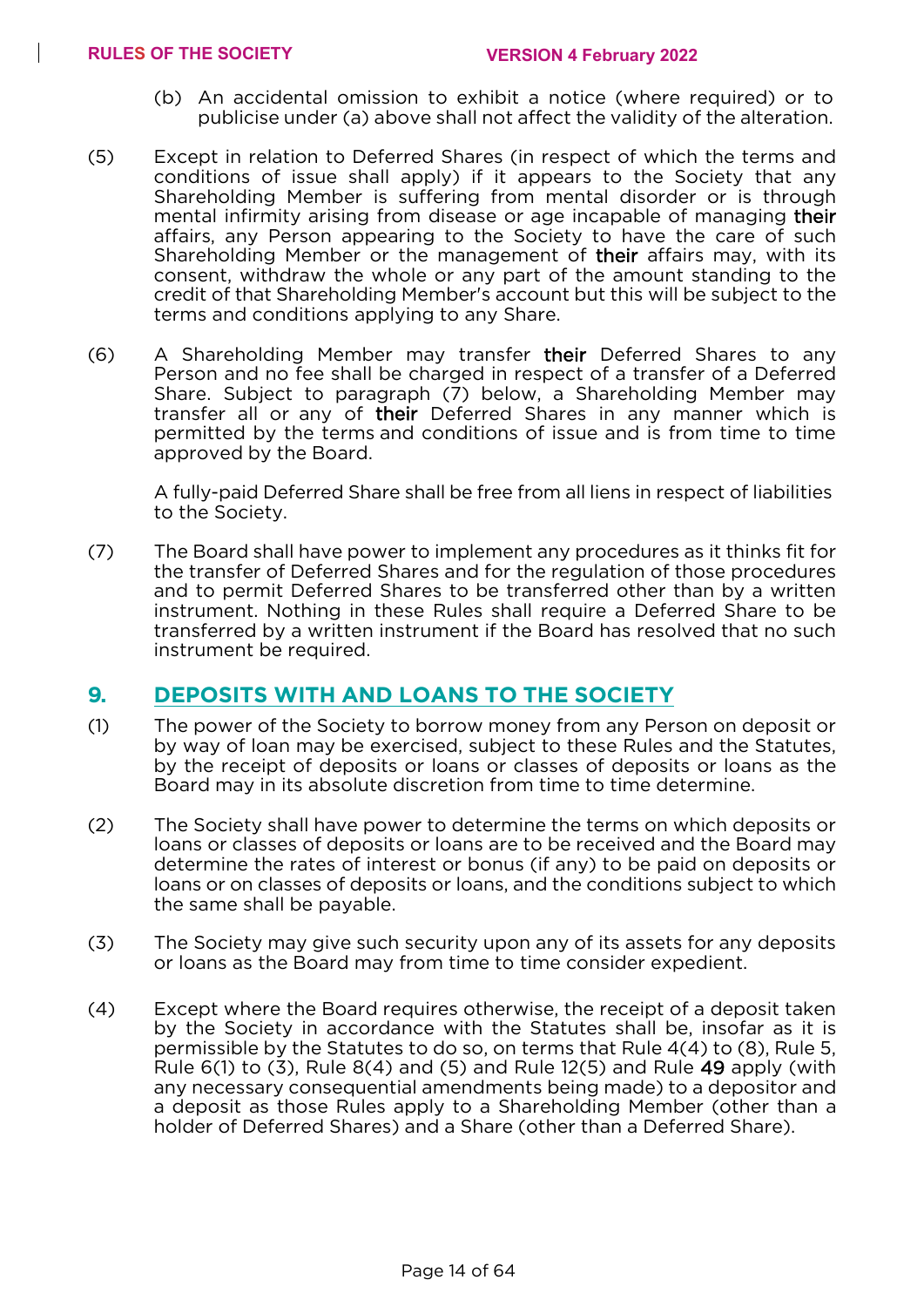(b) An accidental omission to exhibit a notice (where required) or to publicise under (a) above shall not affect the validity of the alteration.

(5) Except in relation to Deferred Shares (in respect of which the terms and conditions of issue shall apply) if it appears to the Society that any Shareholding Member is suffering from mental disorder or is through mental infirmity arising from disease or age incapable of managing their affairs, any Person appearing to the Society to have the care of such Shareholding Member or the management of their affairs may, with its consent, withdraw the whole or any part of the amount standing to the credit of that Shareholding Member's account but this will be subject to the terms and conditions applying to any Share.

(6) A Shareholding Member may transfer their Deferred Shares to any Person and no fee shall be charged in respect of a transfer of a Deferred Share. Subject to paragraph (7) below, a Shareholding Member may transfer all or any of their Deferred Shares in any manner which is permitted by the terms and conditions of issue and is from time to time approved by the Board.

A fully-paid Deferred Share shall be free from all liens in respect of liabilities to the Society.

(7) The Board shall have power to implement any procedures as it thinks fit for the transfer of Deferred Shares and for the regulation of those procedures and to permit Deferred Shares to be transferred other than by a written instrument. Nothing in these Rules shall require a Deferred Share to be transferred by a written instrument if the Board has resolved that no such instrument be required.

## 9. DEPOSITS WITH AND LOANS TO THE SOCIETY

(1) The power of the Society to borrow money from any Person on deposit or by way of loan may be exercised, subject to these Rules and the Statutes, by the receipt of deposits or loans or classes of deposits or loans as the Board may in its absolute discretion from time to time determine.

(2) The Society shall have power to determine the terms on which deposits or loans or classes of deposits or loans are to be received and the Board may determine the rates of interest or bonus (if any) to be paid on deposits or loans or on classes of deposits or loans, and the conditions subject to which the same shall be payable.

(3) The Society may give such security upon any of its assets for any deposits or loans as the Board may from time to time consider expedient.

(4) Except where the Board requires otherwise, the receipt of a deposit taken by the Society in accordance with the Statutes shall be, insofar as it is permissible by the Statutes to do so, on terms that Rule 4(4) to (8), Rule 5, Rule 6(1) to (3), Rule 8(4) and (5) and Rule 12(5) and Rule 49 apply (with any necessary consequential amendments being made) to a depositor and a deposit as those Rules apply to a Shareholding Member (other than a holder of Deferred Shares) and a Share (other than a Deferred Share).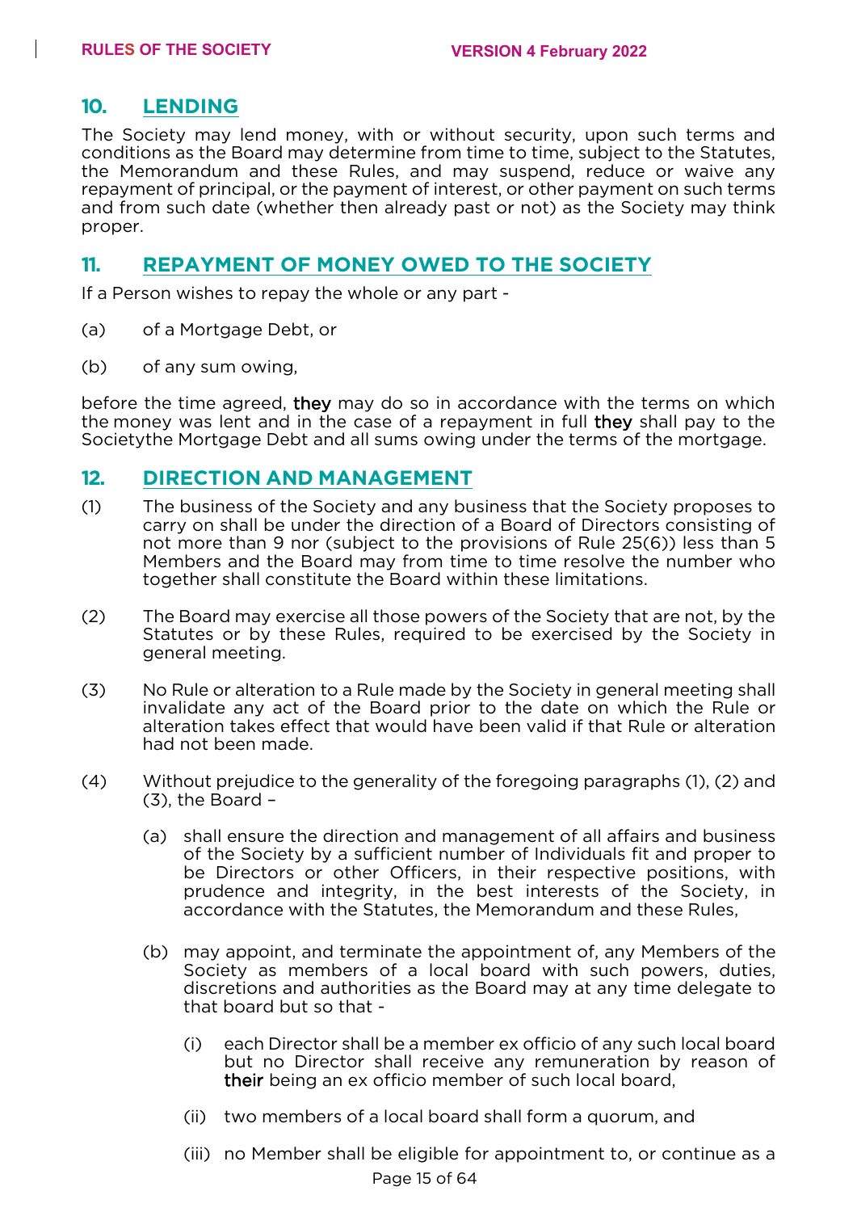## 10. LENDING

The Society may lend money, with or without security, upon such terms and conditions as the Board may determine from time to time, subject to the Statutes, the Memorandum and these Rules, and may suspend, reduce or waive any repayment of principal, or the payment of interest, or other payment on such terms and from such date (whether then already past or not) as the Society may think proper.

## 11. REPAYMENT OF MONEY OWED TO THE SOCIETY

If a Person wishes to repay the whole or any part -

(a) of a Mortgage Debt, or

(b) of any sum owing,

before the time agreed, **they** may do so in accordance with the terms on which the money was lent and in the case of a repayment in full **they** shall pay to the Societythe Mortgage Debt and all sums owing under the terms of the mortgage.

## 12. DIRECTION AND MANAGEMENT

(1) The business of the Society and any business that the Society proposes to carry on shall be under the direction of a Board of Directors consisting of not more than 9 nor (subject to the provisions of Rule 25(6)) less than 5 Members and the Board may from time to time resolve the number who together shall constitute the Board within these limitations.

(2) The Board may exercise all those powers of the Society that are not, by the Statutes or by these Rules, required to be exercised by the Society in general meeting.

(3) No Rule or alteration to a Rule made by the Society in general meeting shall invalidate any act of the Board prior to the date on which the Rule or alteration takes effect that would have been valid if that Rule or alteration had not been made.

(4) Without prejudice to the generality of the foregoing paragraphs (1), (2) and (3), the Board –

  (a) shall ensure the direction and management of all affairs and business of the Society by a sufficient number of Individuals fit and proper to be Directors or other Officers, in their respective positions, with prudence and integrity, in the best interests of the Society, in accordance with the Statutes, the Memorandum and these Rules,

  (b) may appoint, and terminate the appointment of, any Members of the Society as members of a local board with such powers, duties, discretions and authorities as the Board may at any time delegate to that board but so that -

    (i) each Director shall be a member ex officio of any such local board but no Director shall receive any remuneration by reason of **their** being an ex officio member of such local board,

    (ii) two members of a local board shall form a quorum, and

    (iii) no Member shall be eligible for appointment to, or continue as a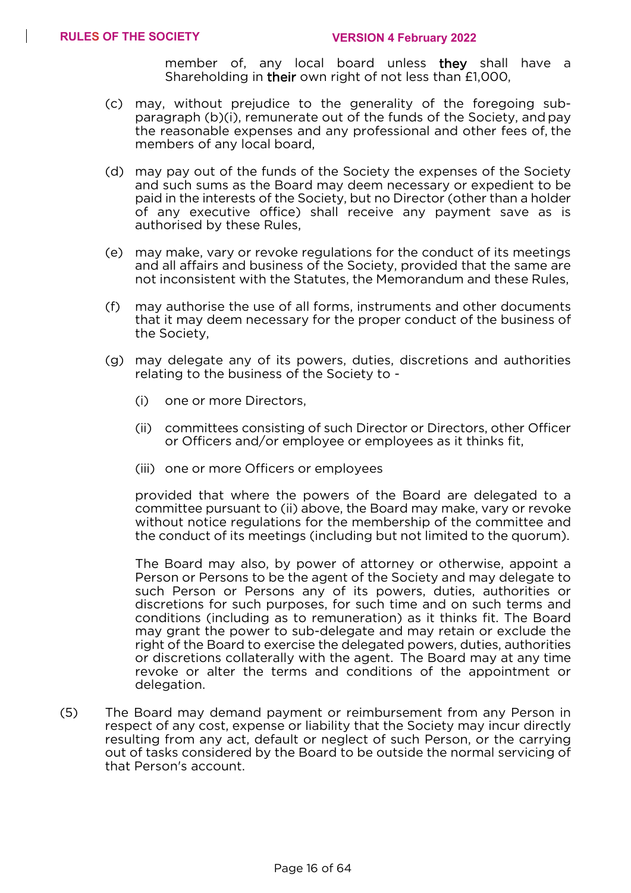member of, any local board unless **they** shall have a Shareholding in **their** own right of not less than £1,000,

(c) may, without prejudice to the generality of the foregoing sub-paragraph (b)(i), remunerate out of the funds of the Society, and pay the reasonable expenses and any professional and other fees of, the members of any local board,

(d) may pay out of the funds of the Society the expenses of the Society and such sums as the Board may deem necessary or expedient to be paid in the interests of the Society, but no Director (other than a holder of any executive office) shall receive any payment save as is authorised by these Rules,

(e) may make, vary or revoke regulations for the conduct of its meetings and all affairs and business of the Society, provided that the same are not inconsistent with the Statutes, the Memorandum and these Rules,

(f) may authorise the use of all forms, instruments and other documents that it may deem necessary for the proper conduct of the business of the Society,

(g) may delegate any of its powers, duties, discretions and authorities relating to the business of the Society to -

   (i) one or more Directors,

   (ii) committees consisting of such Director or Directors, other Officer or Officers and/or employee or employees as it thinks fit,

   (iii) one or more Officers or employees

   provided that where the powers of the Board are delegated to a committee pursuant to (ii) above, the Board may make, vary or revoke without notice regulations for the membership of the committee and the conduct of its meetings (including but not limited to the quorum).

   The Board may also, by power of attorney or otherwise, appoint a Person or Persons to be the agent of the Society and may delegate to such Person or Persons any of its powers, duties, authorities or discretions for such purposes, for such time and on such terms and conditions (including as to remuneration) as it thinks fit. The Board may grant the power to sub-delegate and may retain or exclude the right of the Board to exercise the delegated powers, duties, authorities or discretions collaterally with the agent. The Board may at any time revoke or alter the terms and conditions of the appointment or delegation.

(5) The Board may demand payment or reimbursement from any Person in respect of any cost, expense or liability that the Society may incur directly resulting from any act, default or neglect of such Person, or the carrying out of tasks considered by the Board to be outside the normal servicing of that Person's account.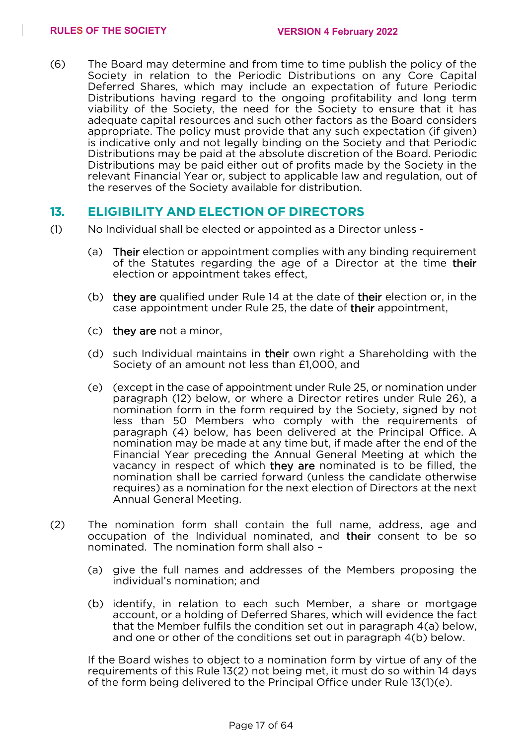(6) The Board may determine and from time to time publish the policy of the Society in relation to the Periodic Distributions on any Core Capital Deferred Shares, which may include an expectation of future Periodic Distributions having regard to the ongoing profitability and long term viability of the Society, the need for the Society to ensure that it has adequate capital resources and such other factors as the Board considers appropriate. The policy must provide that any such expectation (if given) is indicative only and not legally binding on the Society and that Periodic Distributions may be paid at the absolute discretion of the Board. Periodic Distributions may be paid either out of profits made by the Society in the relevant Financial Year or, subject to applicable law and regulation, out of the reserves of the Society available for distribution.

## 13. ELIGIBILITY AND ELECTION OF DIRECTORS

(1) No Individual shall be elected or appointed as a Director unless -

(a) Their election or appointment complies with any binding requirement of the Statutes regarding the age of a Director at the time their election or appointment takes effect,

(b) they are qualified under Rule 14 at the date of their election or, in the case appointment under Rule 25, the date of their appointment,

(c) they are not a minor,

(d) such Individual maintains in their own right a Shareholding with the Society of an amount not less than £1,000, and

(e) (except in the case of appointment under Rule 25, or nomination under paragraph (12) below, or where a Director retires under Rule 26), a nomination form in the form required by the Society, signed by not less than 50 Members who comply with the requirements of paragraph (4) below, has been delivered at the Principal Office. A nomination may be made at any time but, if made after the end of the Financial Year preceding the Annual General Meeting at which the vacancy in respect of which they are nominated is to be filled, the nomination shall be carried forward (unless the candidate otherwise requires) as a nomination for the next election of Directors at the next Annual General Meeting.

(2) The nomination form shall contain the full name, address, age and occupation of the Individual nominated, and their consent to be so nominated. The nomination form shall also –

(a) give the full names and addresses of the Members proposing the individual's nomination; and

(b) identify, in relation to each such Member, a share or mortgage account, or a holding of Deferred Shares, which will evidence the fact that the Member fulfils the condition set out in paragraph 4(a) below, and one or other of the conditions set out in paragraph 4(b) below.

If the Board wishes to object to a nomination form by virtue of any of the requirements of this Rule 13(2) not being met, it must do so within 14 days of the form being delivered to the Principal Office under Rule 13(1)(e).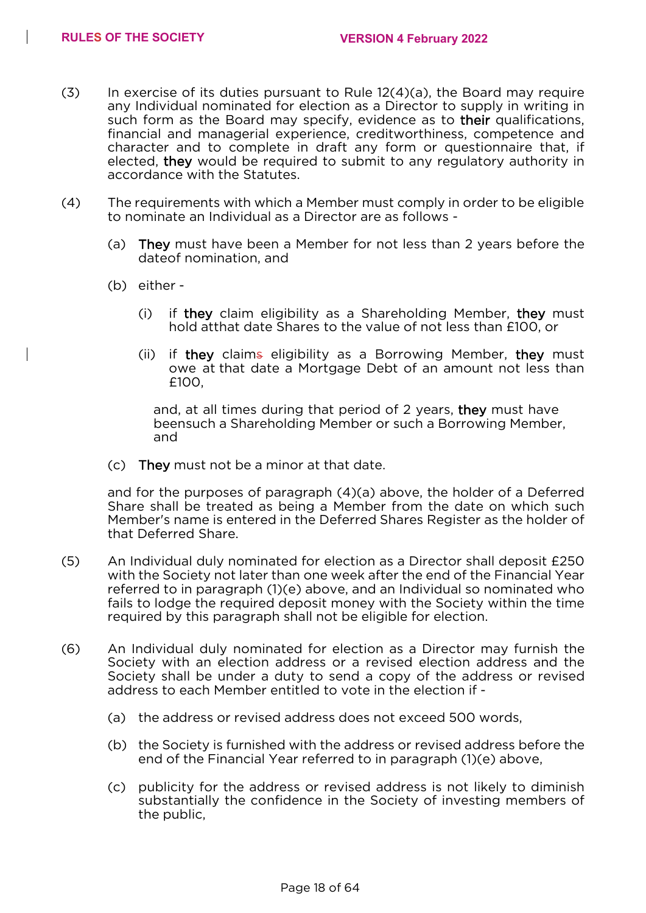(3) In exercise of its duties pursuant to Rule 12(4)(a), the Board may require any Individual nominated for election as a Director to supply in writing in such form as the Board may specify, evidence as to their qualifications, financial and managerial experience, creditworthiness, competence and character and to complete in draft any form or questionnaire that, if elected, they would be required to submit to any regulatory authority in accordance with the Statutes.

(4) The requirements with which a Member must comply in order to be eligible to nominate an Individual as a Director are as follows -

(a) They must have been a Member for not less than 2 years before the dateof nomination, and

(b) either -

(i) if they claim eligibility as a Shareholding Member, they must hold atthat date Shares to the value of not less than £100, or

(ii) if they claims eligibility as a Borrowing Member, they must owe at that date a Mortgage Debt of an amount not less than £100,

and, at all times during that period of 2 years, they must have beensuch a Shareholding Member or such a Borrowing Member, and

(c) They must not be a minor at that date.

and for the purposes of paragraph (4)(a) above, the holder of a Deferred Share shall be treated as being a Member from the date on which such Member's name is entered in the Deferred Shares Register as the holder of that Deferred Share.

(5) An Individual duly nominated for election as a Director shall deposit £250 with the Society not later than one week after the end of the Financial Year referred to in paragraph (1)(e) above, and an Individual so nominated who fails to lodge the required deposit money with the Society within the time required by this paragraph shall not be eligible for election.

(6) An Individual duly nominated for election as a Director may furnish the Society with an election address or a revised election address and the Society shall be under a duty to send a copy of the address or revised address to each Member entitled to vote in the election if -

(a) the address or revised address does not exceed 500 words,

(b) the Society is furnished with the address or revised address before the end of the Financial Year referred to in paragraph (1)(e) above,

(c) publicity for the address or revised address is not likely to diminish substantially the confidence in the Society of investing members of the public,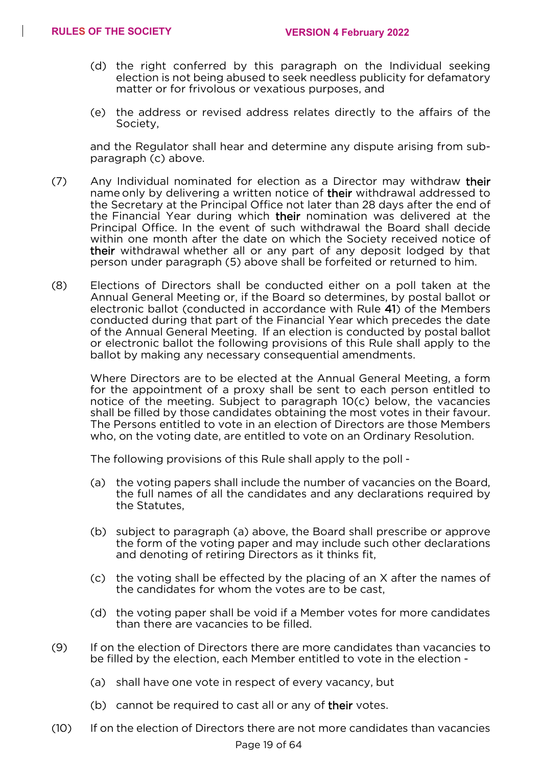(d) the right conferred by this paragraph on the Individual seeking election is not being abused to seek needless publicity for defamatory matter or for frivolous or vexatious purposes, and

(e) the address or revised address relates directly to the affairs of the Society,

and the Regulator shall hear and determine any dispute arising from sub-paragraph (c) above.

(7) Any Individual nominated for election as a Director may withdraw **their** name only by delivering a written notice of **their** withdrawal addressed to the Secretary at the Principal Office not later than 28 days after the end of the Financial Year during which **their** nomination was delivered at the Principal Office. In the event of such withdrawal the Board shall decide within one month after the date on which the Society received notice of **their** withdrawal whether all or any part of any deposit lodged by that person under paragraph (5) above shall be forfeited or returned to him.

(8) Elections of Directors shall be conducted either on a poll taken at the Annual General Meeting or, if the Board so determines, by postal ballot or electronic ballot (conducted in accordance with Rule **41**) of the Members conducted during that part of the Financial Year which precedes the date of the Annual General Meeting. If an election is conducted by postal ballot or electronic ballot the following provisions of this Rule shall apply to the ballot by making any necessary consequential amendments.

Where Directors are to be elected at the Annual General Meeting, a form for the appointment of a proxy shall be sent to each person entitled to notice of the meeting. Subject to paragraph 10(c) below, the vacancies shall be filled by those candidates obtaining the most votes in their favour. The Persons entitled to vote in an election of Directors are those Members who, on the voting date, are entitled to vote on an Ordinary Resolution.

The following provisions of this Rule shall apply to the poll -

(a) the voting papers shall include the number of vacancies on the Board, the full names of all the candidates and any declarations required by the Statutes,

(b) subject to paragraph (a) above, the Board shall prescribe or approve the form of the voting paper and may include such other declarations and denoting of retiring Directors as it thinks fit,

(c) the voting shall be effected by the placing of an X after the names of the candidates for whom the votes are to be cast,

(d) the voting paper shall be void if a Member votes for more candidates than there are vacancies to be filled.

(9) If on the election of Directors there are more candidates than vacancies to be filled by the election, each Member entitled to vote in the election -

(a) shall have one vote in respect of every vacancy, but

(b) cannot be required to cast all or any of **their** votes.

(10) If on the election of Directors there are not more candidates than vacancies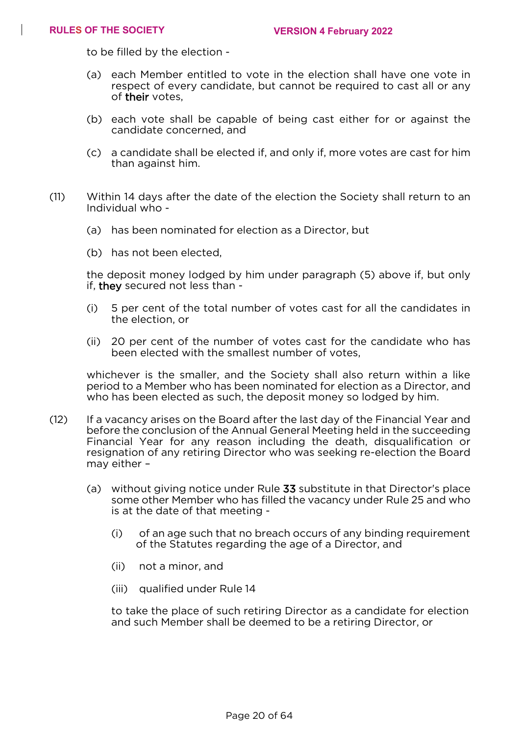to be filled by the election -

(a) each Member entitled to vote in the election shall have one vote in respect of every candidate, but cannot be required to cast all or any of their votes,

(b) each vote shall be capable of being cast either for or against the candidate concerned, and

(c) a candidate shall be elected if, and only if, more votes are cast for him than against him.

(11) Within 14 days after the date of the election the Society shall return to an Individual who -

(a) has been nominated for election as a Director, but

(b) has not been elected,

the deposit money lodged by him under paragraph (5) above if, but only if, they secured not less than -

(i) 5 per cent of the total number of votes cast for all the candidates in the election, or

(ii) 20 per cent of the number of votes cast for the candidate who has been elected with the smallest number of votes,

whichever is the smaller, and the Society shall also return within a like period to a Member who has been nominated for election as a Director, and who has been elected as such, the deposit money so lodged by him.

(12) If a vacancy arises on the Board after the last day of the Financial Year and before the conclusion of the Annual General Meeting held in the succeeding Financial Year for any reason including the death, disqualification or resignation of any retiring Director who was seeking re-election the Board may either –

(a) without giving notice under Rule 33 substitute in that Director's place some other Member who has filled the vacancy under Rule 25 and who is at the date of that meeting -

(i) of an age such that no breach occurs of any binding requirement of the Statutes regarding the age of a Director, and

(ii) not a minor, and

(iii) qualified under Rule 14

to take the place of such retiring Director as a candidate for election and such Member shall be deemed to be a retiring Director, or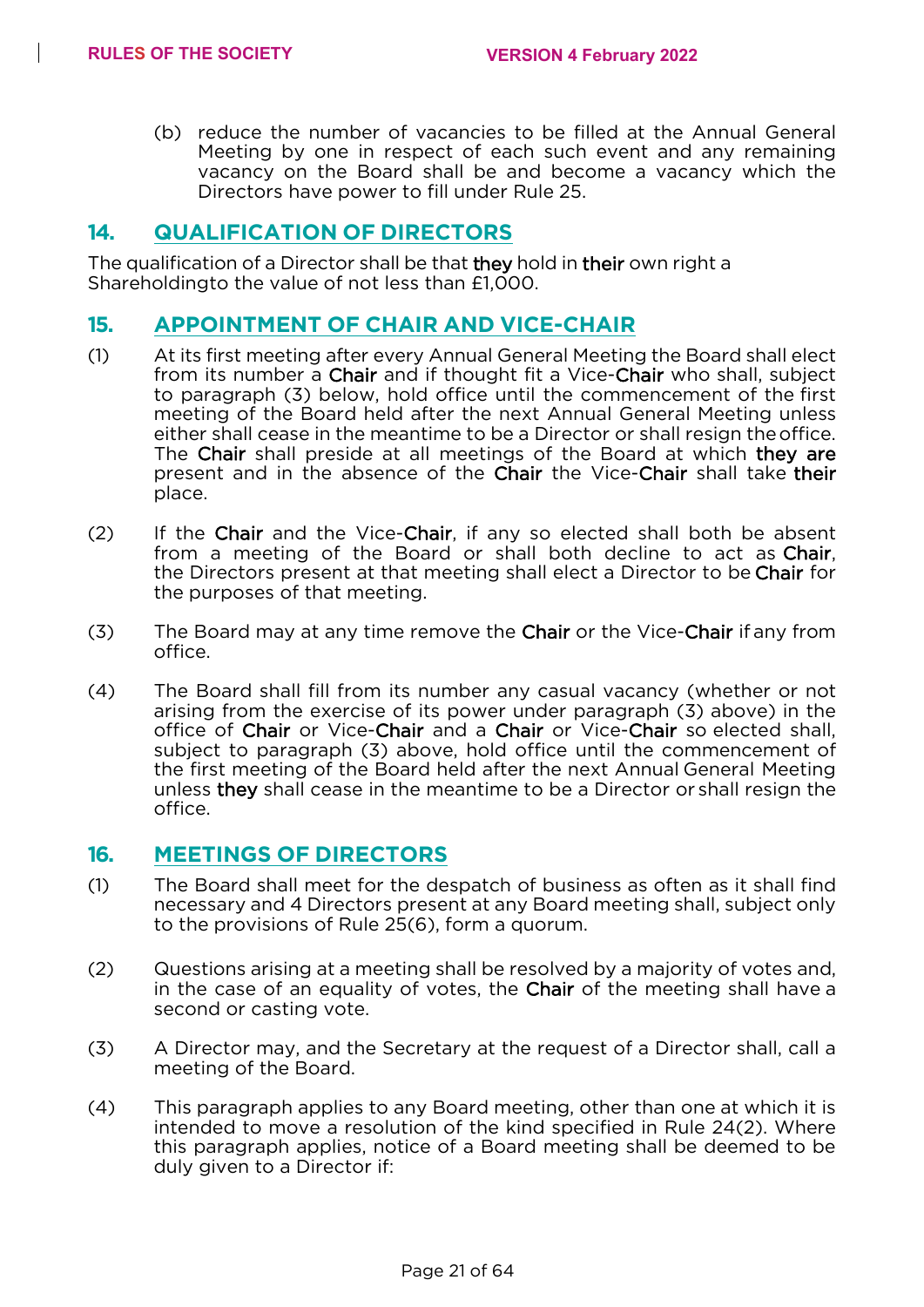(b) reduce the number of vacancies to be filled at the Annual General Meeting by one in respect of each such event and any remaining vacancy on the Board shall be and become a vacancy which the Directors have power to fill under Rule 25.

## 14. QUALIFICATION OF DIRECTORS

The qualification of a Director shall be that they hold in their own right a Shareholdingto the value of not less than £1,000.

## 15. APPOINTMENT OF CHAIR AND VICE-CHAIR

(1) At its first meeting after every Annual General Meeting the Board shall elect from its number a Chair and if thought fit a Vice-Chair who shall, subject to paragraph (3) below, hold office until the commencement of the first meeting of the Board held after the next Annual General Meeting unless either shall cease in the meantime to be a Director or shall resign the office. The Chair shall preside at all meetings of the Board at which they are present and in the absence of the Chair the Vice-Chair shall take their place.

(2) If the Chair and the Vice-Chair, if any so elected shall both be absent from a meeting of the Board or shall both decline to act as Chair, the Directors present at that meeting shall elect a Director to be Chair for the purposes of that meeting.

(3) The Board may at any time remove the Chair or the Vice-Chair if any from office.

(4) The Board shall fill from its number any casual vacancy (whether or not arising from the exercise of its power under paragraph (3) above) in the office of Chair or Vice-Chair and a Chair or Vice-Chair so elected shall, subject to paragraph (3) above, hold office until the commencement of the first meeting of the Board held after the next Annual General Meeting unless they shall cease in the meantime to be a Director or shall resign the office.

## 16. MEETINGS OF DIRECTORS

(1) The Board shall meet for the despatch of business as often as it shall find necessary and 4 Directors present at any Board meeting shall, subject only to the provisions of Rule 25(6), form a quorum.

(2) Questions arising at a meeting shall be resolved by a majority of votes and, in the case of an equality of votes, the Chair of the meeting shall have a second or casting vote.

(3) A Director may, and the Secretary at the request of a Director shall, call a meeting of the Board.

(4) This paragraph applies to any Board meeting, other than one at which it is intended to move a resolution of the kind specified in Rule 24(2). Where this paragraph applies, notice of a Board meeting shall be deemed to be duly given to a Director if: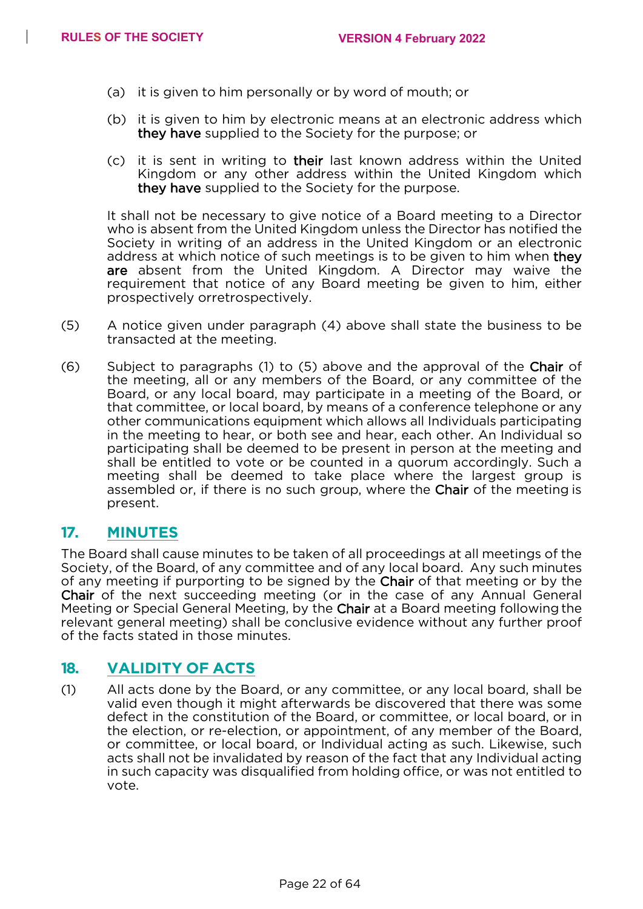(a) it is given to him personally or by word of mouth; or

(b) it is given to him by electronic means at an electronic address which they have supplied to the Society for the purpose; or

(c) it is sent in writing to their last known address within the United Kingdom or any other address within the United Kingdom which they have supplied to the Society for the purpose.

It shall not be necessary to give notice of a Board meeting to a Director who is absent from the United Kingdom unless the Director has notified the Society in writing of an address in the United Kingdom or an electronic address at which notice of such meetings is to be given to him when they are absent from the United Kingdom. A Director may waive the requirement that notice of any Board meeting be given to him, either prospectively orretrospectively.

(5) A notice given under paragraph (4) above shall state the business to be transacted at the meeting.

(6) Subject to paragraphs (1) to (5) above and the approval of the Chair of the meeting, all or any members of the Board, or any committee of the Board, or any local board, may participate in a meeting of the Board, or that committee, or local board, by means of a conference telephone or any other communications equipment which allows all Individuals participating in the meeting to hear, or both see and hear, each other. An Individual so participating shall be deemed to be present in person at the meeting and shall be entitled to vote or be counted in a quorum accordingly. Such a meeting shall be deemed to take place where the largest group is assembled or, if there is no such group, where the Chair of the meeting is present.

## 17. MINUTES

The Board shall cause minutes to be taken of all proceedings at all meetings of the Society, of the Board, of any committee and of any local board. Any such minutes of any meeting if purporting to be signed by the Chair of that meeting or by the Chair of the next succeeding meeting (or in the case of any Annual General Meeting or Special General Meeting, by the Chair at a Board meeting following the relevant general meeting) shall be conclusive evidence without any further proof of the facts stated in those minutes.

## 18. VALIDITY OF ACTS

(1) All acts done by the Board, or any committee, or any local board, shall be valid even though it might afterwards be discovered that there was some defect in the constitution of the Board, or committee, or local board, or in the election, or re-election, or appointment, of any member of the Board, or committee, or local board, or Individual acting as such. Likewise, such acts shall not be invalidated by reason of the fact that any Individual acting in such capacity was disqualified from holding office, or was not entitled to vote.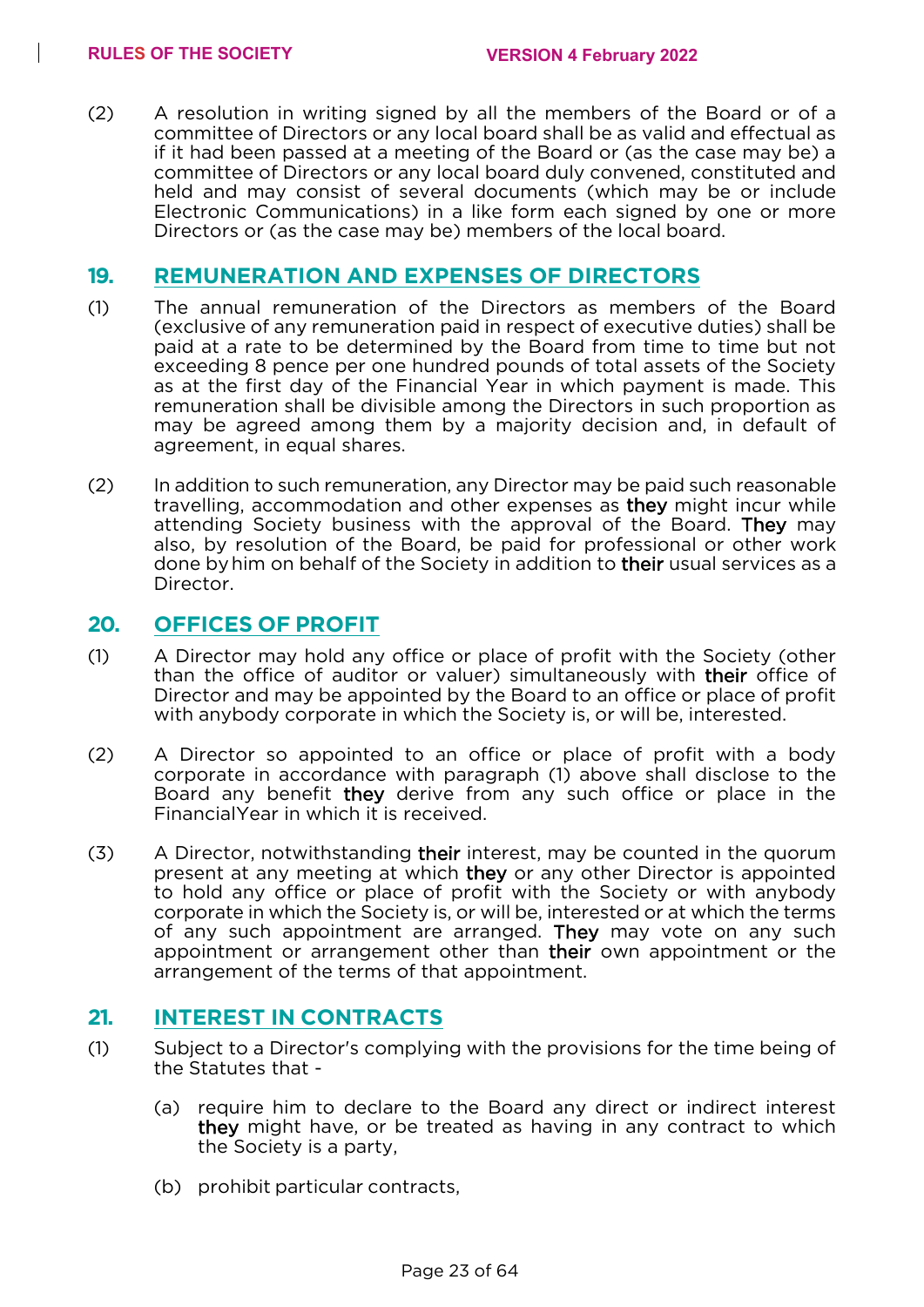(2) A resolution in writing signed by all the members of the Board or of a committee of Directors or any local board shall be as valid and effectual as if it had been passed at a meeting of the Board or (as the case may be) a committee of Directors or any local board duly convened, constituted and held and may consist of several documents (which may be or include Electronic Communications) in a like form each signed by one or more Directors or (as the case may be) members of the local board.

## 19. REMUNERATION AND EXPENSES OF DIRECTORS

(1) The annual remuneration of the Directors as members of the Board (exclusive of any remuneration paid in respect of executive duties) shall be paid at a rate to be determined by the Board from time to time but not exceeding 8 pence per one hundred pounds of total assets of the Society as at the first day of the Financial Year in which payment is made. This remuneration shall be divisible among the Directors in such proportion as may be agreed among them by a majority decision and, in default of agreement, in equal shares.

(2) In addition to such remuneration, any Director may be paid such reasonable travelling, accommodation and other expenses as they might incur while attending Society business with the approval of the Board. They may also, by resolution of the Board, be paid for professional or other work done by him on behalf of the Society in addition to their usual services as a Director.

## 20. OFFICES OF PROFIT

(1) A Director may hold any office or place of profit with the Society (other than the office of auditor or valuer) simultaneously with their office of Director and may be appointed by the Board to an office or place of profit with anybody corporate in which the Society is, or will be, interested.

(2) A Director so appointed to an office or place of profit with a body corporate in accordance with paragraph (1) above shall disclose to the Board any benefit they derive from any such office or place in the FinancialYear in which it is received.

(3) A Director, notwithstanding their interest, may be counted in the quorum present at any meeting at which they or any other Director is appointed to hold any office or place of profit with the Society or with anybody corporate in which the Society is, or will be, interested or at which the terms of any such appointment are arranged. They may vote on any such appointment or arrangement other than their own appointment or the arrangement of the terms of that appointment.

## 21. INTEREST IN CONTRACTS

(1) Subject to a Director's complying with the provisions for the time being of the Statutes that -

   (a) require him to declare to the Board any direct or indirect interest they might have, or be treated as having in any contract to which the Society is a party,

   (b) prohibit particular contracts,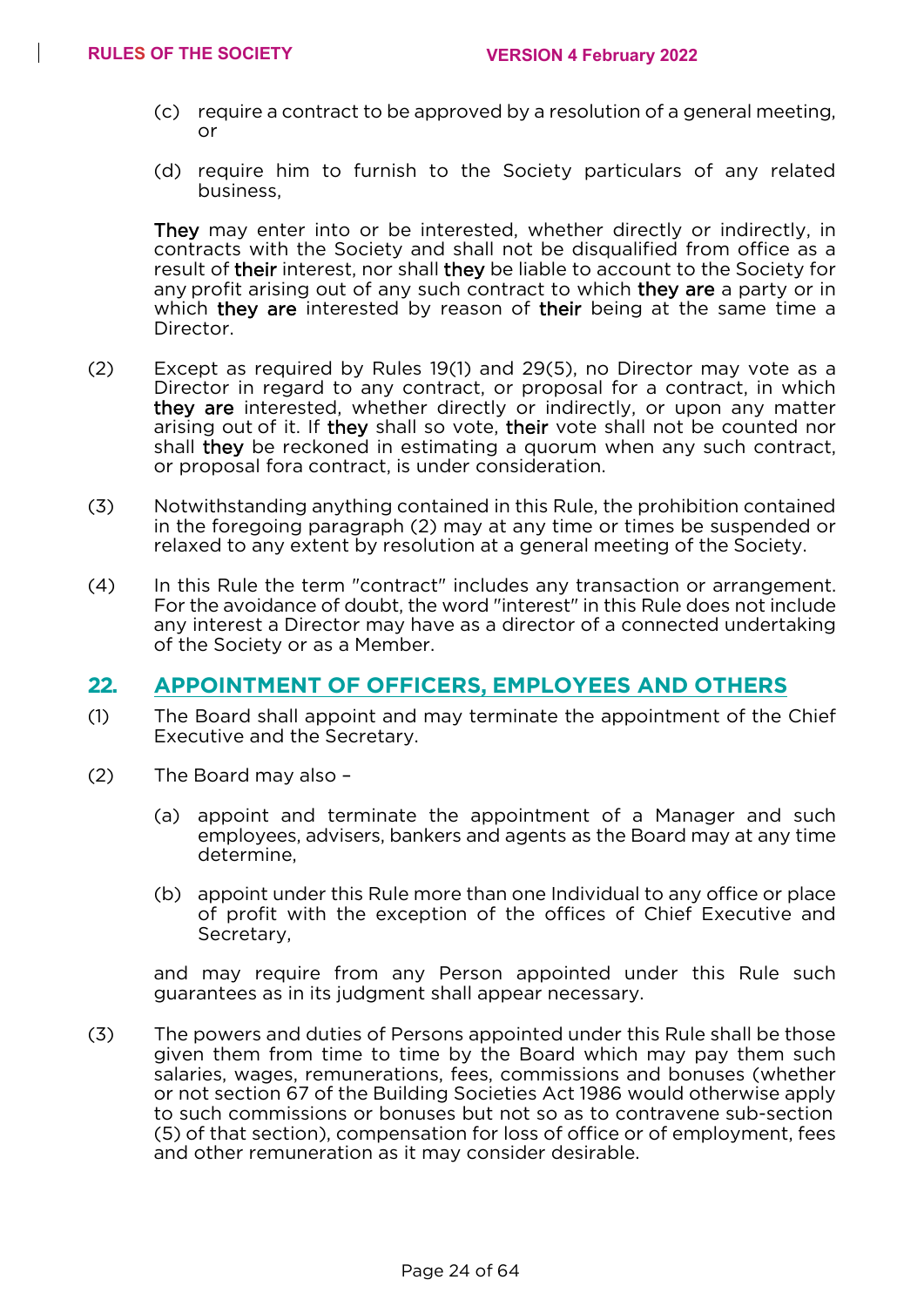(c) require a contract to be approved by a resolution of a general meeting, or

(d) require him to furnish to the Society particulars of any related business,

They may enter into or be interested, whether directly or indirectly, in contracts with the Society and shall not be disqualified from office as a result of their interest, nor shall they be liable to account to the Society for any profit arising out of any such contract to which they are a party or in which they are interested by reason of their being at the same time a Director.

(2) Except as required by Rules 19(1) and 29(5), no Director may vote as a Director in regard to any contract, or proposal for a contract, in which they are interested, whether directly or indirectly, or upon any matter arising out of it. If they shall so vote, their vote shall not be counted nor shall they be reckoned in estimating a quorum when any such contract, or proposal fora contract, is under consideration.

(3) Notwithstanding anything contained in this Rule, the prohibition contained in the foregoing paragraph (2) may at any time or times be suspended or relaxed to any extent by resolution at a general meeting of the Society.

(4) In this Rule the term "contract" includes any transaction or arrangement. For the avoidance of doubt, the word "interest" in this Rule does not include any interest a Director may have as a director of a connected undertaking of the Society or as a Member.

## 22. APPOINTMENT OF OFFICERS, EMPLOYEES AND OTHERS

(1) The Board shall appoint and may terminate the appointment of the Chief Executive and the Secretary.

(2) The Board may also –

(a) appoint and terminate the appointment of a Manager and such employees, advisers, bankers and agents as the Board may at any time determine,

(b) appoint under this Rule more than one Individual to any office or place of profit with the exception of the offices of Chief Executive and Secretary,

and may require from any Person appointed under this Rule such guarantees as in its judgment shall appear necessary.

(3) The powers and duties of Persons appointed under this Rule shall be those given them from time to time by the Board which may pay them such salaries, wages, remunerations, fees, commissions and bonuses (whether or not section 67 of the Building Societies Act 1986 would otherwise apply to such commissions or bonuses but not so as to contravene sub-section (5) of that section), compensation for loss of office or of employment, fees and other remuneration as it may consider desirable.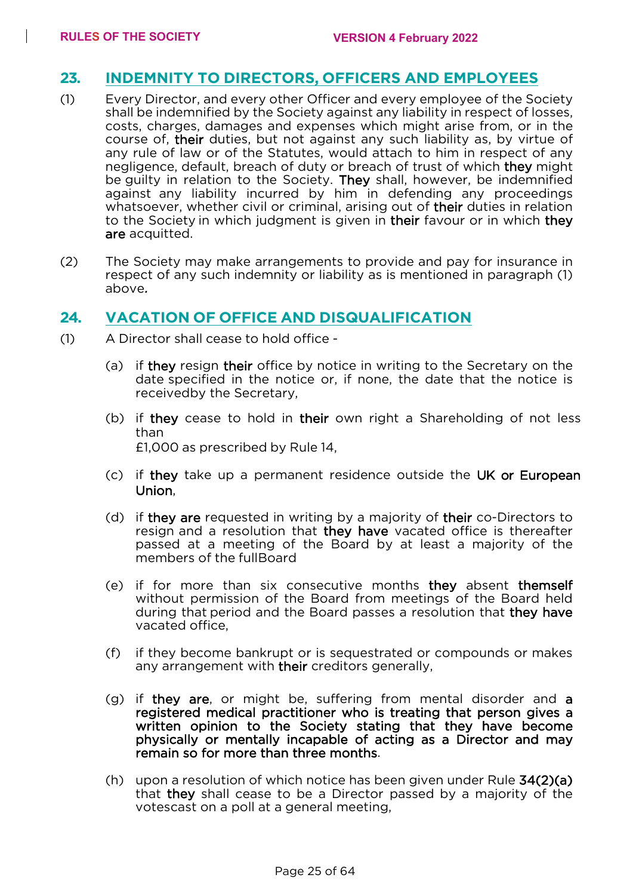## 23. INDEMNITY TO DIRECTORS, OFFICERS AND EMPLOYEES

(1) Every Director, and every other Officer and every employee of the Society shall be indemnified by the Society against any liability in respect of losses, costs, charges, damages and expenses which might arise from, or in the course of, their duties, but not against any such liability as, by virtue of any rule of law or of the Statutes, would attach to him in respect of any negligence, default, breach of duty or breach of trust of which they might be guilty in relation to the Society. They shall, however, be indemnified against any liability incurred by him in defending any proceedings whatsoever, whether civil or criminal, arising out of their duties in relation to the Society in which judgment is given in their favour or in which they are acquitted.

(2) The Society may make arrangements to provide and pay for insurance in respect of any such indemnity or liability as is mentioned in paragraph (1) above.

## 24. VACATION OF OFFICE AND DISQUALIFICATION

(1) A Director shall cease to hold office -

(a) if they resign their office by notice in writing to the Secretary on the date specified in the notice or, if none, the date that the notice is receivedby the Secretary,

(b) if they cease to hold in their own right a Shareholding of not less than £1,000 as prescribed by Rule 14,

(c) if they take up a permanent residence outside the UK or European Union,

(d) if they are requested in writing by a majority of their co-Directors to resign and a resolution that they have vacated office is thereafter passed at a meeting of the Board by at least a majority of the members of the fullBoard

(e) if for more than six consecutive months they absent themself without permission of the Board from meetings of the Board held during that period and the Board passes a resolution that they have vacated office,

(f) if they become bankrupt or is sequestrated or compounds or makes any arrangement with their creditors generally,

(g) if they are, or might be, suffering from mental disorder and a registered medical practitioner who is treating that person gives a written opinion to the Society stating that they have become physically or mentally incapable of acting as a Director and may remain so for more than three months.

(h) upon a resolution of which notice has been given under Rule 34(2)(a) that they shall cease to be a Director passed by a majority of the votescast on a poll at a general meeting,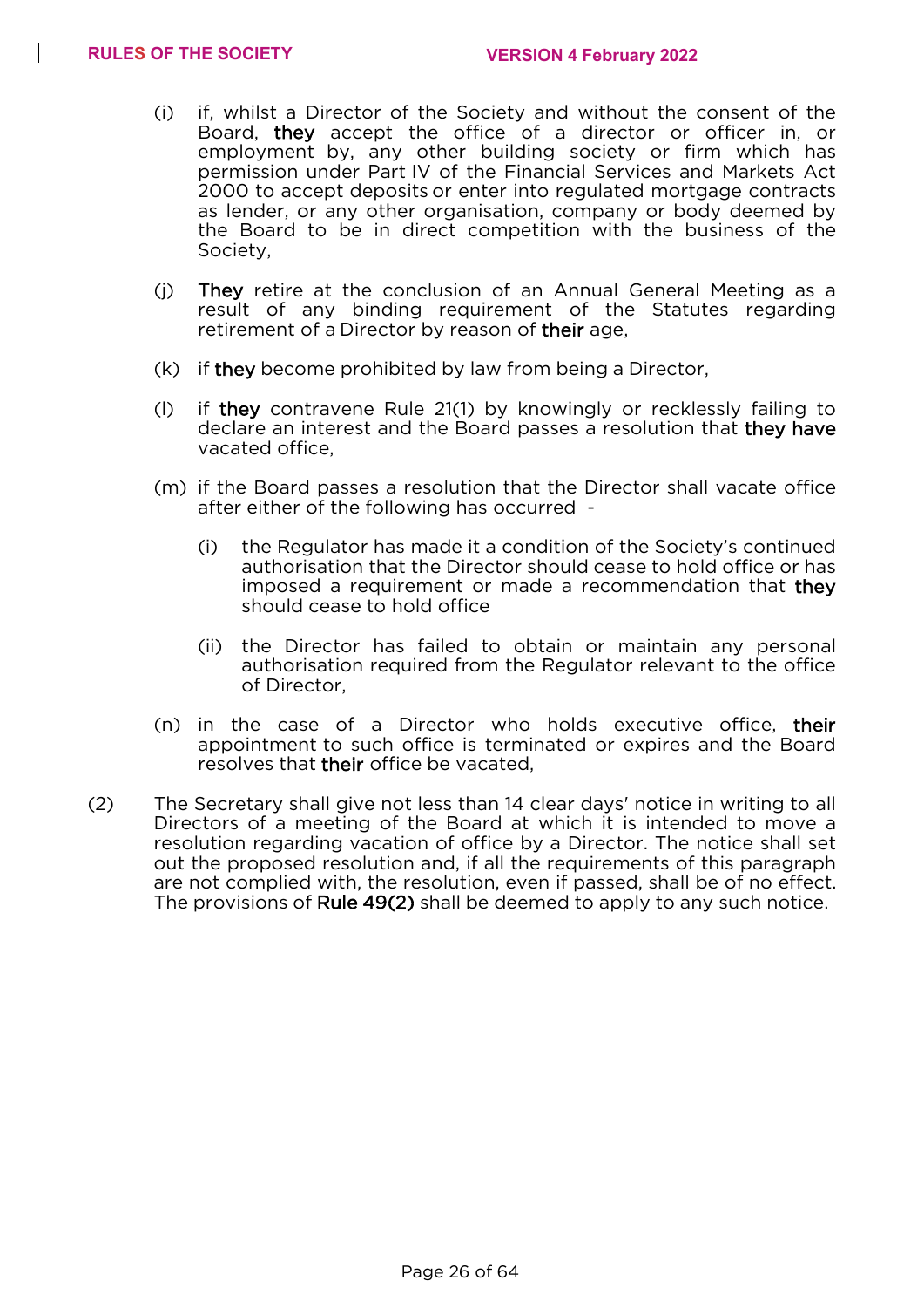(i) if, whilst a Director of the Society and without the consent of the Board, **they** accept the office of a director or officer in, or employment by, any other building society or firm which has permission under Part IV of the Financial Services and Markets Act 2000 to accept deposits or enter into regulated mortgage contracts as lender, or any other organisation, company or body deemed by the Board to be in direct competition with the business of the Society,

(j) **They** retire at the conclusion of an Annual General Meeting as a result of any binding requirement of the Statutes regarding retirement of a Director by reason of **their** age,

(k) if **they** become prohibited by law from being a Director,

(l) if **they** contravene Rule 21(1) by knowingly or recklessly failing to declare an interest and the Board passes a resolution that **they have** vacated office,

(m) if the Board passes a resolution that the Director shall vacate office after either of the following has occurred -

   (i) the Regulator has made it a condition of the Society's continued authorisation that the Director should cease to hold office or has imposed a requirement or made a recommendation that **they** should cease to hold office

   (ii) the Director has failed to obtain or maintain any personal authorisation required from the Regulator relevant to the office of Director,

(n) in the case of a Director who holds executive office, **their** appointment to such office is terminated or expires and the Board resolves that **their** office be vacated,

(2) The Secretary shall give not less than 14 clear days' notice in writing to all Directors of a meeting of the Board at which it is intended to move a resolution regarding vacation of office by a Director. The notice shall set out the proposed resolution and, if all the requirements of this paragraph are not complied with, the resolution, even if passed, shall be of no effect. The provisions of **Rule 49(2)** shall be deemed to apply to any such notice.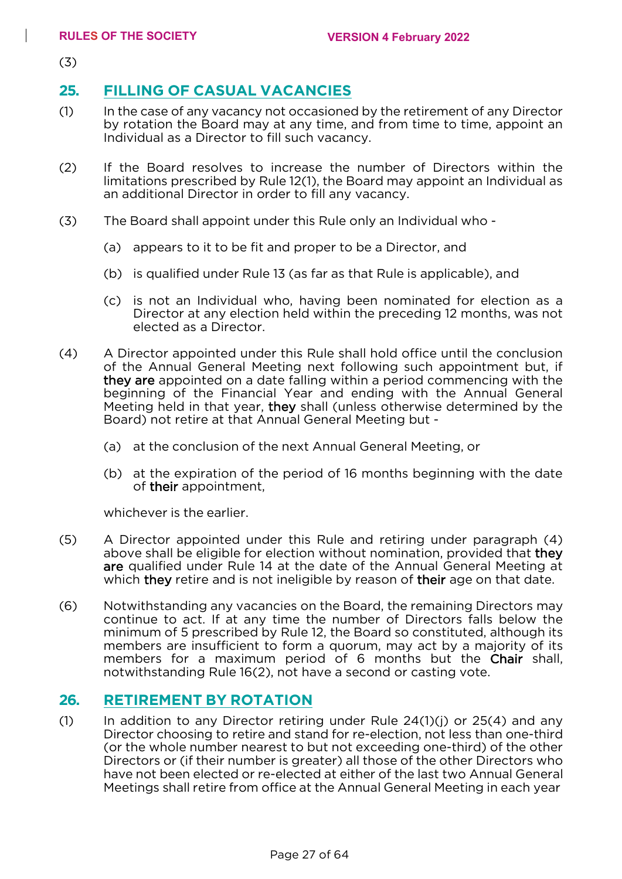(3)

## 25. FILLING OF CASUAL VACANCIES

(1) In the case of any vacancy not occasioned by the retirement of any Director by rotation the Board may at any time, and from time to time, appoint an Individual as a Director to fill such vacancy.

(2) If the Board resolves to increase the number of Directors within the limitations prescribed by Rule 12(1), the Board may appoint an Individual as an additional Director in order to fill any vacancy.

(3) The Board shall appoint under this Rule only an Individual who -

(a) appears to it to be fit and proper to be a Director, and

(b) is qualified under Rule 13 (as far as that Rule is applicable), and

(c) is not an Individual who, having been nominated for election as a Director at any election held within the preceding 12 months, was not elected as a Director.

(4) A Director appointed under this Rule shall hold office until the conclusion of the Annual General Meeting next following such appointment but, if they are appointed on a date falling within a period commencing with the beginning of the Financial Year and ending with the Annual General Meeting held in that year, they shall (unless otherwise determined by the Board) not retire at that Annual General Meeting but -

(a) at the conclusion of the next Annual General Meeting, or

(b) at the expiration of the period of 16 months beginning with the date of their appointment,

whichever is the earlier.

(5) A Director appointed under this Rule and retiring under paragraph (4) above shall be eligible for election without nomination, provided that they are qualified under Rule 14 at the date of the Annual General Meeting at which they retire and is not ineligible by reason of their age on that date.

(6) Notwithstanding any vacancies on the Board, the remaining Directors may continue to act. If at any time the number of Directors falls below the minimum of 5 prescribed by Rule 12, the Board so constituted, although its members are insufficient to form a quorum, may act by a majority of its members for a maximum period of 6 months but the Chair shall, notwithstanding Rule 16(2), not have a second or casting vote.

## 26. RETIREMENT BY ROTATION

(1) In addition to any Director retiring under Rule 24(1)(j) or 25(4) and any Director choosing to retire and stand for re-election, not less than one-third (or the whole number nearest to but not exceeding one-third) of the other Directors or (if their number is greater) all those of the other Directors who have not been elected or re-elected at either of the last two Annual General Meetings shall retire from office at the Annual General Meeting in each year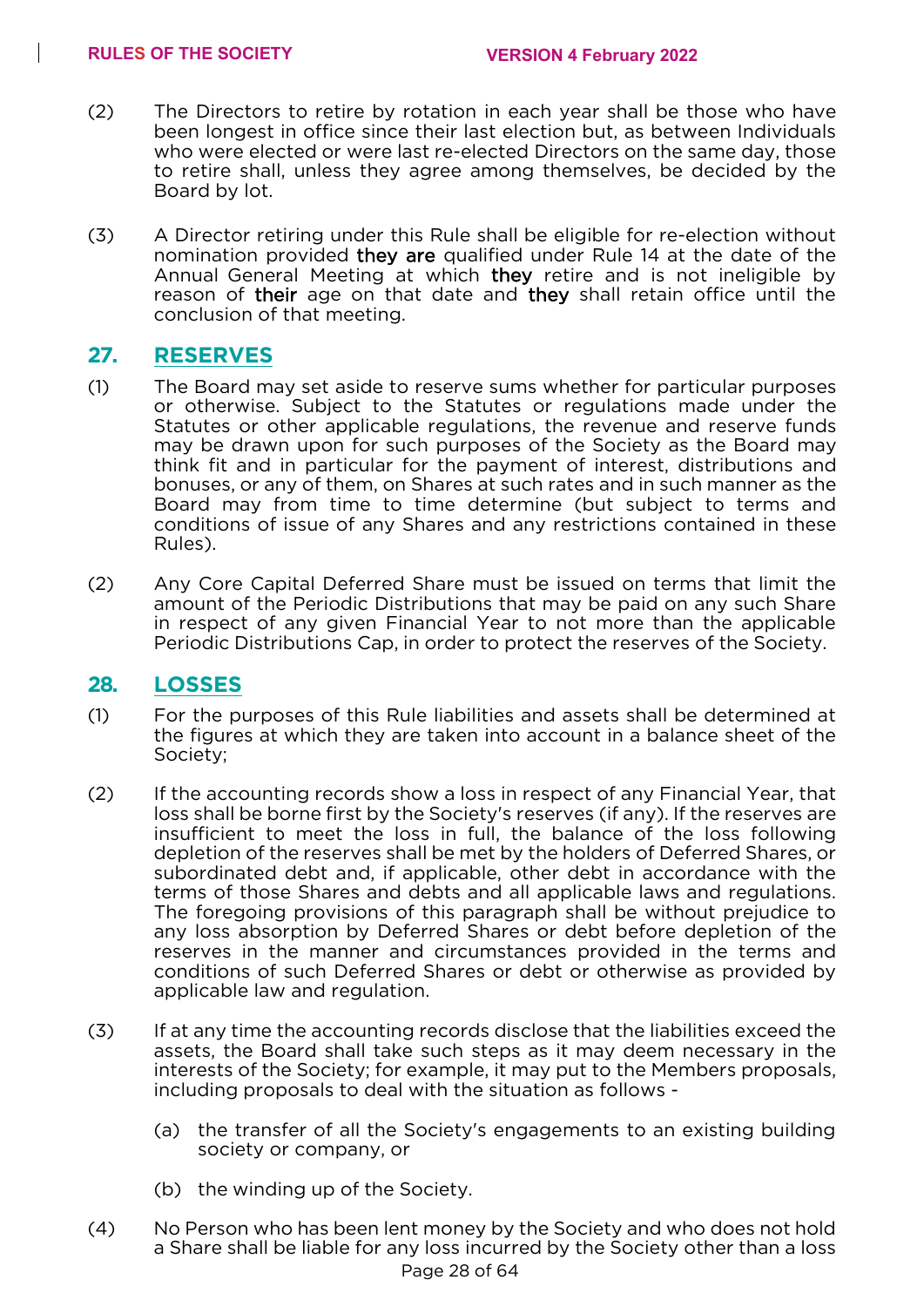(2) The Directors to retire by rotation in each year shall be those who have been longest in office since their last election but, as between Individuals who were elected or were last re-elected Directors on the same day, those to retire shall, unless they agree among themselves, be decided by the Board by lot.

(3) A Director retiring under this Rule shall be eligible for re-election without nomination provided they are qualified under Rule 14 at the date of the Annual General Meeting at which they retire and is not ineligible by reason of their age on that date and they shall retain office until the conclusion of that meeting.

## 27. RESERVES

(1) The Board may set aside to reserve sums whether for particular purposes or otherwise. Subject to the Statutes or regulations made under the Statutes or other applicable regulations, the revenue and reserve funds may be drawn upon for such purposes of the Society as the Board may think fit and in particular for the payment of interest, distributions and bonuses, or any of them, on Shares at such rates and in such manner as the Board may from time to time determine (but subject to terms and conditions of issue of any Shares and any restrictions contained in these Rules).

(2) Any Core Capital Deferred Share must be issued on terms that limit the amount of the Periodic Distributions that may be paid on any such Share in respect of any given Financial Year to not more than the applicable Periodic Distributions Cap, in order to protect the reserves of the Society.

## 28. LOSSES

(1) For the purposes of this Rule liabilities and assets shall be determined at the figures at which they are taken into account in a balance sheet of the Society;

(2) If the accounting records show a loss in respect of any Financial Year, that loss shall be borne first by the Society's reserves (if any). If the reserves are insufficient to meet the loss in full, the balance of the loss following depletion of the reserves shall be met by the holders of Deferred Shares, or subordinated debt and, if applicable, other debt in accordance with the terms of those Shares and debts and all applicable laws and regulations. The foregoing provisions of this paragraph shall be without prejudice to any loss absorption by Deferred Shares or debt before depletion of the reserves in the manner and circumstances provided in the terms and conditions of such Deferred Shares or debt or otherwise as provided by applicable law and regulation.

(3) If at any time the accounting records disclose that the liabilities exceed the assets, the Board shall take such steps as it may deem necessary in the interests of the Society; for example, it may put to the Members proposals, including proposals to deal with the situation as follows -

   (a) the transfer of all the Society's engagements to an existing building society or company, or

   (b) the winding up of the Society.

(4) No Person who has been lent money by the Society and who does not hold a Share shall be liable for any loss incurred by the Society other than a loss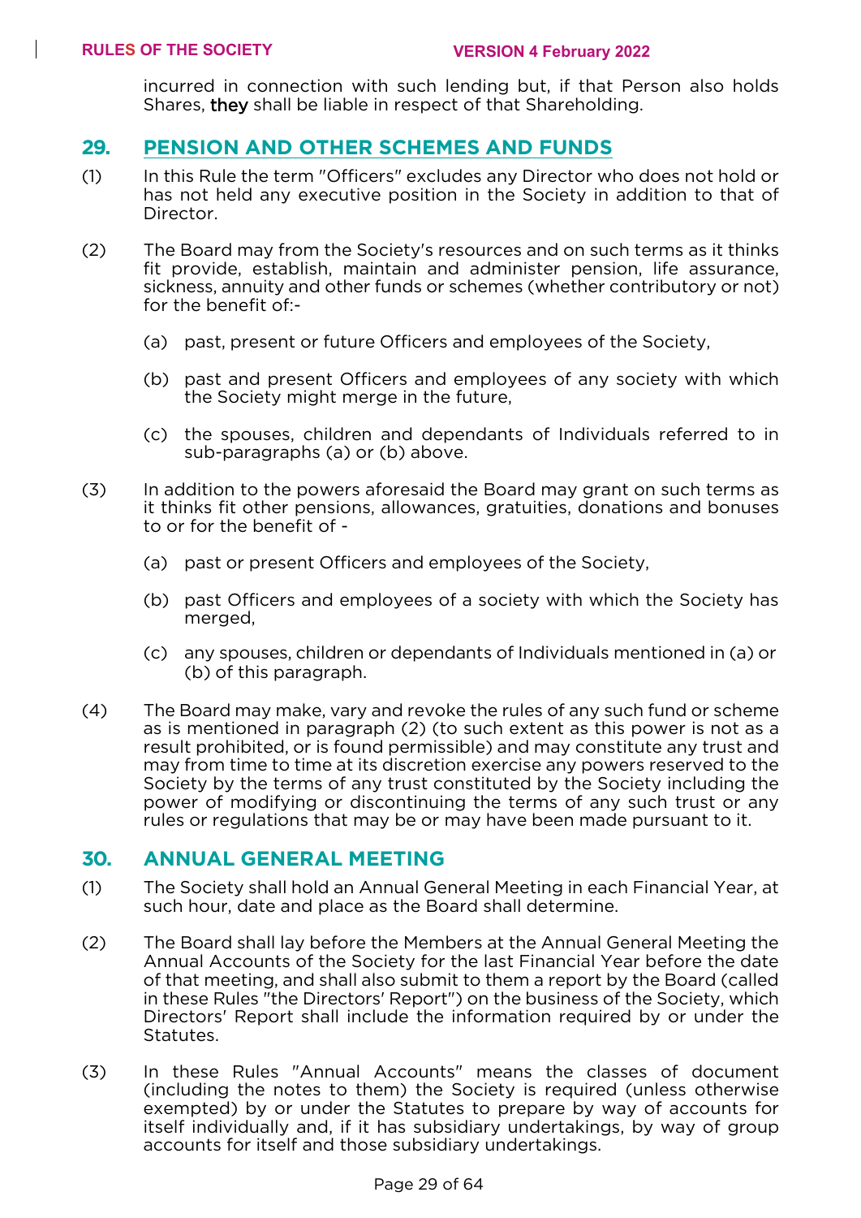incurred in connection with such lending but, if that Person also holds Shares, they shall be liable in respect of that Shareholding.

## 29. PENSION AND OTHER SCHEMES AND FUNDS

(1) In this Rule the term "Officers" excludes any Director who does not hold or has not held any executive position in the Society in addition to that of Director.

(2) The Board may from the Society's resources and on such terms as it thinks fit provide, establish, maintain and administer pension, life assurance, sickness, annuity and other funds or schemes (whether contributory or not) for the benefit of:-

- (a) past, present or future Officers and employees of the Society,
- (b) past and present Officers and employees of any society with which the Society might merge in the future,
- (c) the spouses, children and dependants of Individuals referred to in sub-paragraphs (a) or (b) above.

(3) In addition to the powers aforesaid the Board may grant on such terms as it thinks fit other pensions, allowances, gratuities, donations and bonuses to or for the benefit of -

- (a) past or present Officers and employees of the Society,
- (b) past Officers and employees of a society with which the Society has merged,
- (c) any spouses, children or dependants of Individuals mentioned in (a) or (b) of this paragraph.

(4) The Board may make, vary and revoke the rules of any such fund or scheme as is mentioned in paragraph (2) (to such extent as this power is not as a result prohibited, or is found permissible) and may constitute any trust and may from time to time at its discretion exercise any powers reserved to the Society by the terms of any trust constituted by the Society including the power of modifying or discontinuing the terms of any such trust or any rules or regulations that may be or may have been made pursuant to it.

## 30. ANNUAL GENERAL MEETING

(1) The Society shall hold an Annual General Meeting in each Financial Year, at such hour, date and place as the Board shall determine.

(2) The Board shall lay before the Members at the Annual General Meeting the Annual Accounts of the Society for the last Financial Year before the date of that meeting, and shall also submit to them a report by the Board (called in these Rules "the Directors' Report") on the business of the Society, which Directors' Report shall include the information required by or under the Statutes.

(3) In these Rules "Annual Accounts" means the classes of document (including the notes to them) the Society is required (unless otherwise exempted) by or under the Statutes to prepare by way of accounts for itself individually and, if it has subsidiary undertakings, by way of group accounts for itself and those subsidiary undertakings.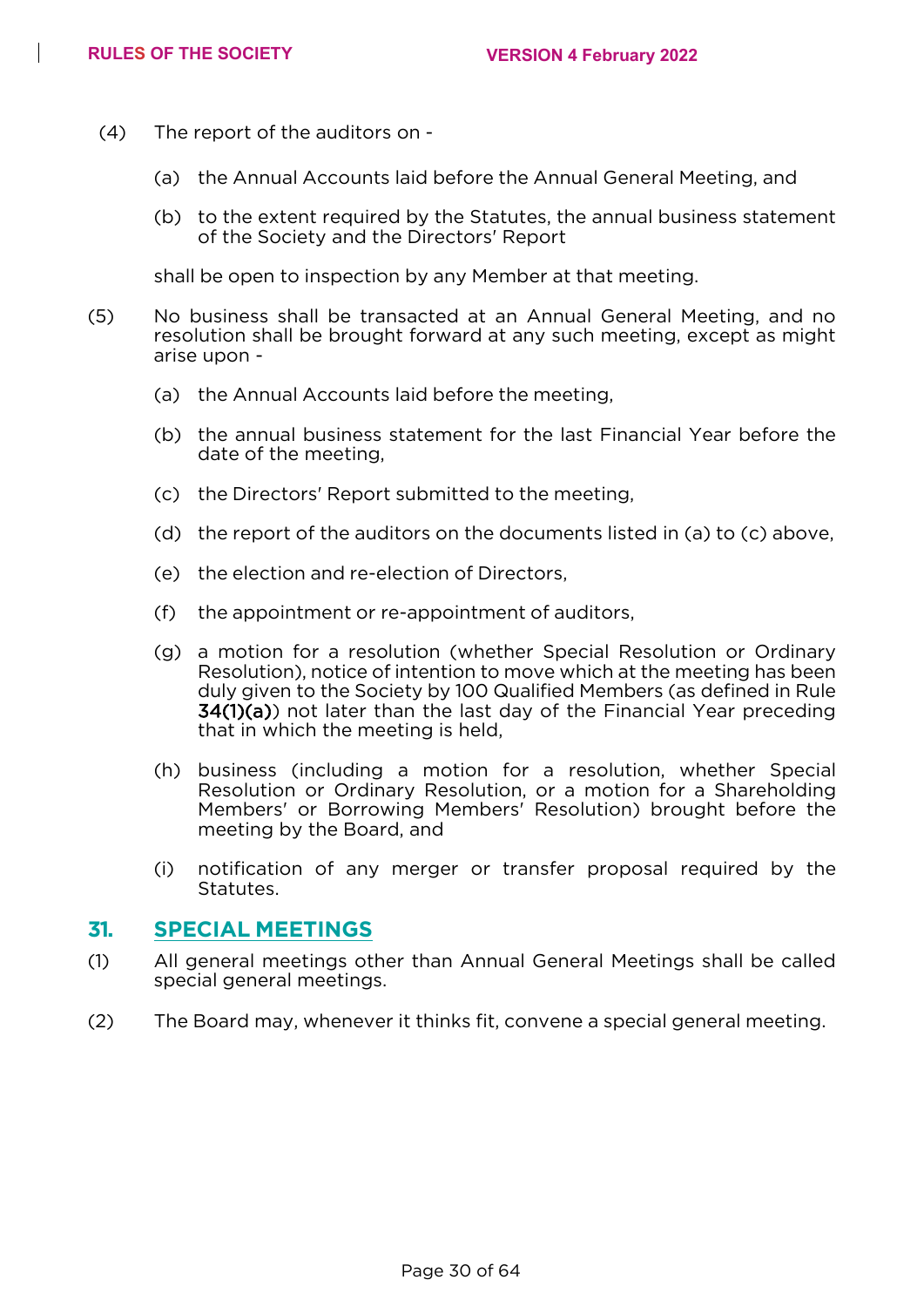(4) The report of the auditors on -

(a) the Annual Accounts laid before the Annual General Meeting, and

(b) to the extent required by the Statutes, the annual business statement of the Society and the Directors' Report

shall be open to inspection by any Member at that meeting.

(5) No business shall be transacted at an Annual General Meeting, and no resolution shall be brought forward at any such meeting, except as might arise upon -

(a) the Annual Accounts laid before the meeting,

(b) the annual business statement for the last Financial Year before the date of the meeting,

(c) the Directors' Report submitted to the meeting,

(d) the report of the auditors on the documents listed in (a) to (c) above,

(e) the election and re-election of Directors,

(f) the appointment or re-appointment of auditors,

(g) a motion for a resolution (whether Special Resolution or Ordinary Resolution), notice of intention to move which at the meeting has been duly given to the Society by 100 Qualified Members (as defined in Rule **34(1)(a)**) not later than the last day of the Financial Year preceding that in which the meeting is held,

(h) business (including a motion for a resolution, whether Special Resolution or Ordinary Resolution, or a motion for a Shareholding Members' or Borrowing Members' Resolution) brought before the meeting by the Board, and

(i) notification of any merger or transfer proposal required by the Statutes.

## 31. SPECIAL MEETINGS

(1) All general meetings other than Annual General Meetings shall be called special general meetings.

(2) The Board may, whenever it thinks fit, convene a special general meeting.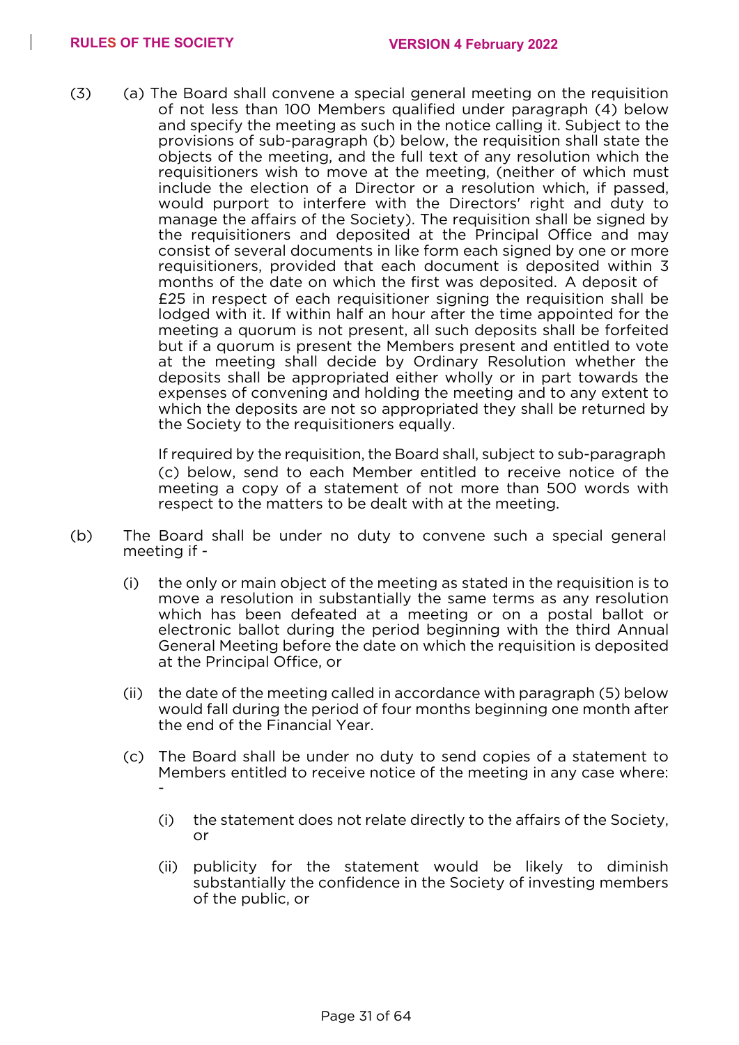(3) (a) The Board shall convene a special general meeting on the requisition of not less than 100 Members qualified under paragraph (4) below and specify the meeting as such in the notice calling it. Subject to the provisions of sub-paragraph (b) below, the requisition shall state the objects of the meeting, and the full text of any resolution which the requisitioners wish to move at the meeting, (neither of which must include the election of a Director or a resolution which, if passed, would purport to interfere with the Directors' right and duty to manage the affairs of the Society). The requisition shall be signed by the requisitioners and deposited at the Principal Office and may consist of several documents in like form each signed by one or more requisitioners, provided that each document is deposited within 3 months of the date on which the first was deposited. A deposit of £25 in respect of each requisitioner signing the requisition shall be lodged with it. If within half an hour after the time appointed for the meeting a quorum is not present, all such deposits shall be forfeited but if a quorum is present the Members present and entitled to vote at the meeting shall decide by Ordinary Resolution whether the deposits shall be appropriated either wholly or in part towards the expenses of convening and holding the meeting and to any extent to which the deposits are not so appropriated they shall be returned by the Society to the requisitioners equally.

If required by the requisition, the Board shall, subject to sub-paragraph (c) below, send to each Member entitled to receive notice of the meeting a copy of a statement of not more than 500 words with respect to the matters to be dealt with at the meeting.

(b) The Board shall be under no duty to convene such a special general meeting if -

(i) the only or main object of the meeting as stated in the requisition is to move a resolution in substantially the same terms as any resolution which has been defeated at a meeting or on a postal ballot or electronic ballot during the period beginning with the third Annual General Meeting before the date on which the requisition is deposited at the Principal Office, or

(ii) the date of the meeting called in accordance with paragraph (5) below would fall during the period of four months beginning one month after the end of the Financial Year.

(c) The Board shall be under no duty to send copies of a statement to Members entitled to receive notice of the meeting in any case where: -

(i) the statement does not relate directly to the affairs of the Society, or

(ii) publicity for the statement would be likely to diminish substantially the confidence in the Society of investing members of the public, or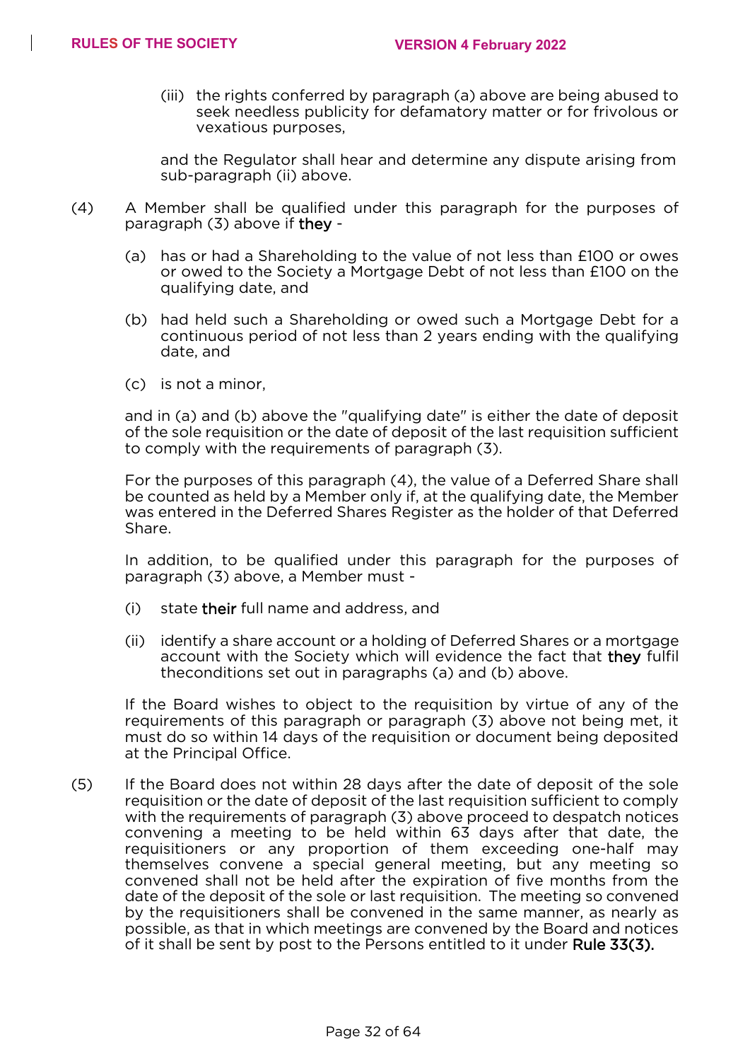(iii) the rights conferred by paragraph (a) above are being abused to seek needless publicity for defamatory matter or for frivolous or vexatious purposes,

and the Regulator shall hear and determine any dispute arising from sub-paragraph (ii) above.

(4) A Member shall be qualified under this paragraph for the purposes of paragraph (3) above if they -

(a) has or had a Shareholding to the value of not less than £100 or owes or owed to the Society a Mortgage Debt of not less than £100 on the qualifying date, and

(b) had held such a Shareholding or owed such a Mortgage Debt for a continuous period of not less than 2 years ending with the qualifying date, and

(c) is not a minor,

and in (a) and (b) above the "qualifying date" is either the date of deposit of the sole requisition or the date of deposit of the last requisition sufficient to comply with the requirements of paragraph (3).

For the purposes of this paragraph (4), the value of a Deferred Share shall be counted as held by a Member only if, at the qualifying date, the Member was entered in the Deferred Shares Register as the holder of that Deferred Share.

In addition, to be qualified under this paragraph for the purposes of paragraph (3) above, a Member must -

(i) state their full name and address, and

(ii) identify a share account or a holding of Deferred Shares or a mortgage account with the Society which will evidence the fact that they fulfil theconditions set out in paragraphs (a) and (b) above.

If the Board wishes to object to the requisition by virtue of any of the requirements of this paragraph or paragraph (3) above not being met, it must do so within 14 days of the requisition or document being deposited at the Principal Office.

(5) If the Board does not within 28 days after the date of deposit of the sole requisition or the date of deposit of the last requisition sufficient to comply with the requirements of paragraph (3) above proceed to despatch notices convening a meeting to be held within 63 days after that date, the requisitioners or any proportion of them exceeding one-half may themselves convene a special general meeting, but any meeting so convened shall not be held after the expiration of five months from the date of the deposit of the sole or last requisition. The meeting so convened by the requisitioners shall be convened in the same manner, as nearly as possible, as that in which meetings are convened by the Board and notices of it shall be sent by post to the Persons entitled to it under Rule 33(3).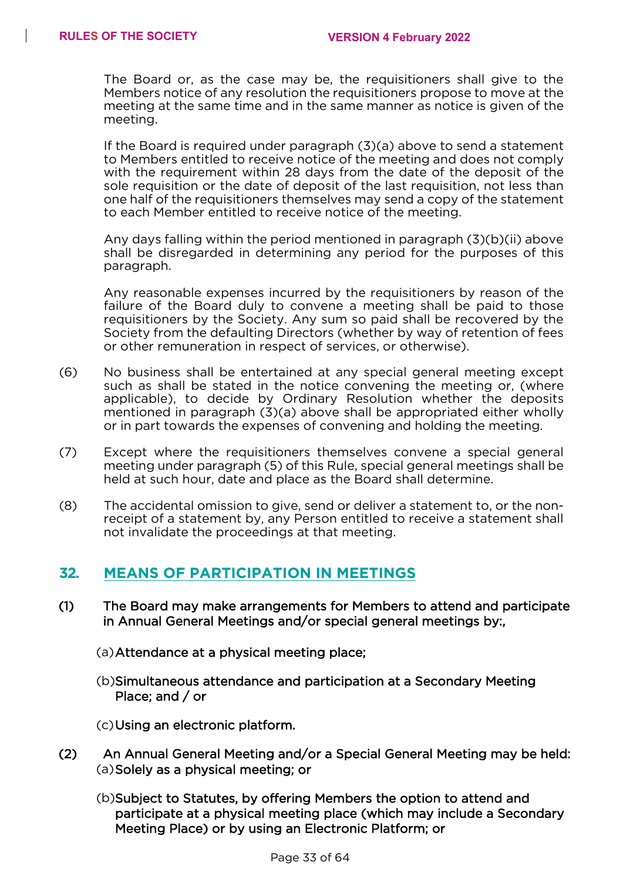The Board or, as the case may be, the requisitioners shall give to the Members notice of any resolution the requisitioners propose to move at the meeting at the same time and in the same manner as notice is given of the meeting.

If the Board is required under paragraph (3)(a) above to send a statement to Members entitled to receive notice of the meeting and does not comply with the requirement within 28 days from the date of the deposit of the sole requisition or the date of deposit of the last requisition, not less than one half of the requisitioners themselves may send a copy of the statement to each Member entitled to receive notice of the meeting.

Any days falling within the period mentioned in paragraph (3)(b)(ii) above shall be disregarded in determining any period for the purposes of this paragraph.

Any reasonable expenses incurred by the requisitioners by reason of the failure of the Board duly to convene a meeting shall be paid to those requisitioners by the Society. Any sum so paid shall be recovered by the Society from the defaulting Directors (whether by way of retention of fees or other remuneration in respect of services, or otherwise).

(6) No business shall be entertained at any special general meeting except such as shall be stated in the notice convening the meeting or, (where applicable), to decide by Ordinary Resolution whether the deposits mentioned in paragraph (3)(a) above shall be appropriated either wholly or in part towards the expenses of convening and holding the meeting.

(7) Except where the requisitioners themselves convene a special general meeting under paragraph (5) of this Rule, special general meetings shall be held at such hour, date and place as the Board shall determine.

(8) The accidental omission to give, send or deliver a statement to, or the non-receipt of a statement by, any Person entitled to receive a statement shall not invalidate the proceedings at that meeting.

## 32. MEANS OF PARTICIPATION IN MEETINGS

(1) The Board may make arrangements for Members to attend and participate in Annual General Meetings and/or special general meetings by:,

(a) Attendance at a physical meeting place;

(b) Simultaneous attendance and participation at a Secondary Meeting Place; and / or

(c) Using an electronic platform.

(2) An Annual General Meeting and/or a Special General Meeting may be held:

(a) Solely as a physical meeting; or

(b) Subject to Statutes, by offering Members the option to attend and participate at a physical meeting place (which may include a Secondary Meeting Place) or by using an Electronic Platform; or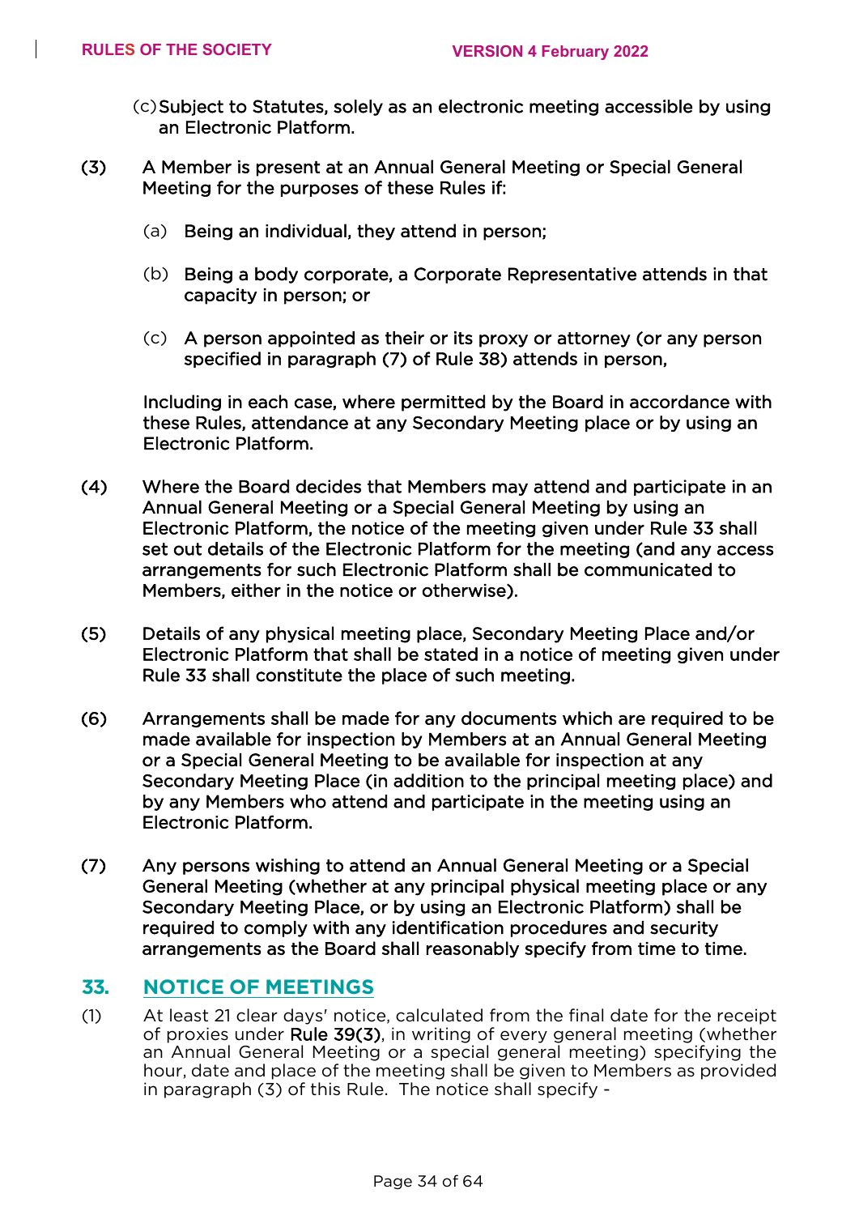(c) Subject to Statutes, solely as an electronic meeting accessible by using an Electronic Platform.

(3) A Member is present at an Annual General Meeting or Special General Meeting for the purposes of these Rules if:

(a) Being an individual, they attend in person;

(b) Being a body corporate, a Corporate Representative attends in that capacity in person; or

(c) A person appointed as their or its proxy or attorney (or any person specified in paragraph (7) of Rule 38) attends in person,

Including in each case, where permitted by the Board in accordance with these Rules, attendance at any Secondary Meeting place or by using an Electronic Platform.

(4) Where the Board decides that Members may attend and participate in an Annual General Meeting or a Special General Meeting by using an Electronic Platform, the notice of the meeting given under Rule 33 shall set out details of the Electronic Platform for the meeting (and any access arrangements for such Electronic Platform shall be communicated to Members, either in the notice or otherwise).

(5) Details of any physical meeting place, Secondary Meeting Place and/or Electronic Platform that shall be stated in a notice of meeting given under Rule 33 shall constitute the place of such meeting.

(6) Arrangements shall be made for any documents which are required to be made available for inspection by Members at an Annual General Meeting or a Special General Meeting to be available for inspection at any Secondary Meeting Place (in addition to the principal meeting place) and by any Members who attend and participate in the meeting using an Electronic Platform.

(7) Any persons wishing to attend an Annual General Meeting or a Special General Meeting (whether at any principal physical meeting place or any Secondary Meeting Place, or by using an Electronic Platform) shall be required to comply with any identification procedures and security arrangements as the Board shall reasonably specify from time to time.

## 33. NOTICE OF MEETINGS

(1) At least 21 clear days' notice, calculated from the final date for the receipt of proxies under Rule 39(3), in writing of every general meeting (whether an Annual General Meeting or a special general meeting) specifying the hour, date and place of the meeting shall be given to Members as provided in paragraph (3) of this Rule. The notice shall specify -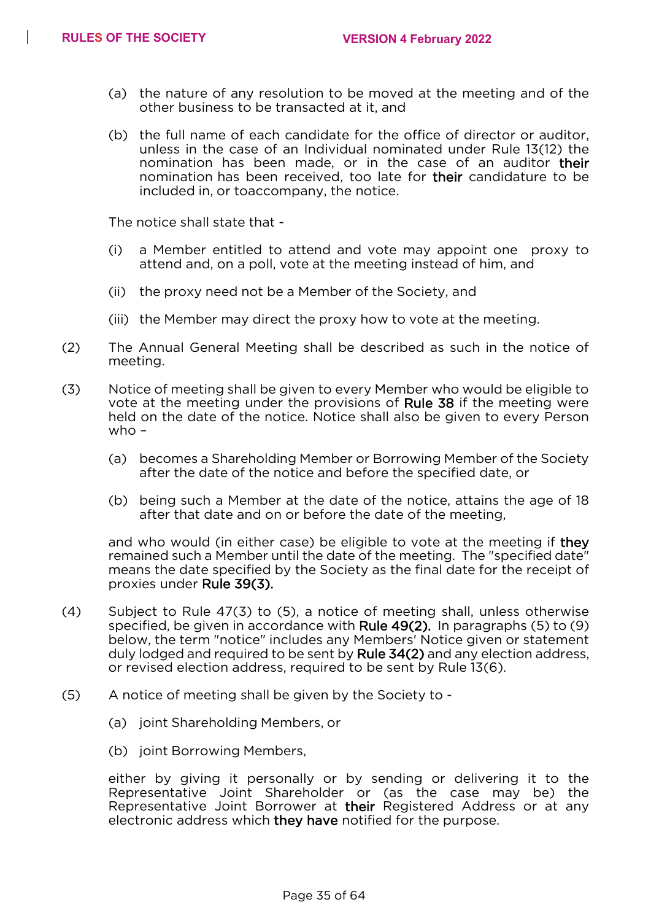(a) the nature of any resolution to be moved at the meeting and of the other business to be transacted at it, and

(b) the full name of each candidate for the office of director or auditor, unless in the case of an Individual nominated under Rule 13(12) the nomination has been made, or in the case of an auditor **their** nomination has been received, too late for **their** candidature to be included in, or toaccompany, the notice.

The notice shall state that -

(i) a Member entitled to attend and vote may appoint one proxy to attend and, on a poll, vote at the meeting instead of him, and

(ii) the proxy need not be a Member of the Society, and

(iii) the Member may direct the proxy how to vote at the meeting.

(2) The Annual General Meeting shall be described as such in the notice of meeting.

(3) Notice of meeting shall be given to every Member who would be eligible to vote at the meeting under the provisions of **Rule 38** if the meeting were held on the date of the notice. Notice shall also be given to every Person who –

(a) becomes a Shareholding Member or Borrowing Member of the Society after the date of the notice and before the specified date, or

(b) being such a Member at the date of the notice, attains the age of 18 after that date and on or before the date of the meeting,

and who would (in either case) be eligible to vote at the meeting if **they** remained such a Member until the date of the meeting. The "specified date" means the date specified by the Society as the final date for the receipt of proxies under **Rule 39(3).**

(4) Subject to Rule 47(3) to (5), a notice of meeting shall, unless otherwise specified, be given in accordance with **Rule 49(2).** In paragraphs (5) to (9) below, the term "notice" includes any Members' Notice given or statement duly lodged and required to be sent by **Rule 34(2)** and any election address, or revised election address, required to be sent by Rule 13(6).

(5) A notice of meeting shall be given by the Society to -

(a) joint Shareholding Members, or

(b) joint Borrowing Members,

either by giving it personally or by sending or delivering it to the Representative Joint Shareholder or (as the case may be) the Representative Joint Borrower at **their** Registered Address or at any electronic address which **they have** notified for the purpose.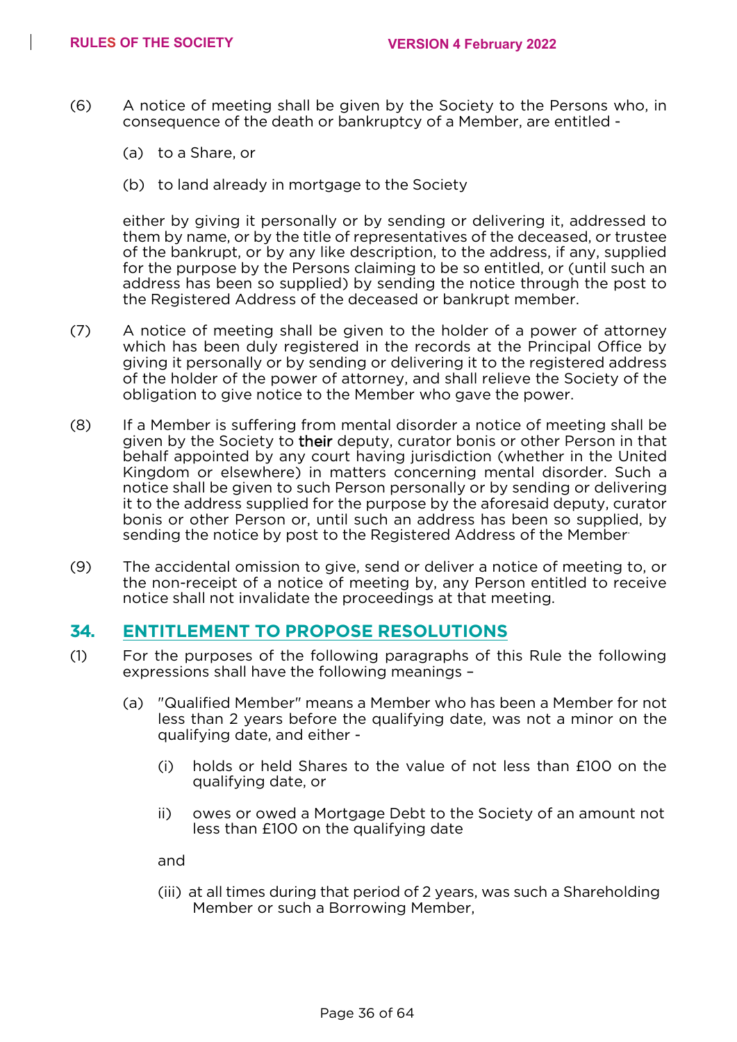(6) A notice of meeting shall be given by the Society to the Persons who, in consequence of the death or bankruptcy of a Member, are entitled -

(a) to a Share, or

(b) to land already in mortgage to the Society

either by giving it personally or by sending or delivering it, addressed to them by name, or by the title of representatives of the deceased, or trustee of the bankrupt, or by any like description, to the address, if any, supplied for the purpose by the Persons claiming to be so entitled, or (until such an address has been so supplied) by sending the notice through the post to the Registered Address of the deceased or bankrupt member.

(7) A notice of meeting shall be given to the holder of a power of attorney which has been duly registered in the records at the Principal Office by giving it personally or by sending or delivering it to the registered address of the holder of the power of attorney, and shall relieve the Society of the obligation to give notice to the Member who gave the power.

(8) If a Member is suffering from mental disorder a notice of meeting shall be given by the Society to their deputy, curator bonis or other Person in that behalf appointed by any court having jurisdiction (whether in the United Kingdom or elsewhere) in matters concerning mental disorder. Such a notice shall be given to such Person personally or by sending or delivering it to the address supplied for the purpose by the aforesaid deputy, curator bonis or other Person or, until such an address has been so supplied, by sending the notice by post to the Registered Address of the Member.

(9) The accidental omission to give, send or deliver a notice of meeting to, or the non-receipt of a notice of meeting by, any Person entitled to receive notice shall not invalidate the proceedings at that meeting.

## 34. ENTITLEMENT TO PROPOSE RESOLUTIONS

(1) For the purposes of the following paragraphs of this Rule the following expressions shall have the following meanings –

(a) "Qualified Member" means a Member who has been a Member for not less than 2 years before the qualifying date, was not a minor on the qualifying date, and either -

(i) holds or held Shares to the value of not less than £100 on the qualifying date, or

ii) owes or owed a Mortgage Debt to the Society of an amount not less than £100 on the qualifying date

and

(iii) at all times during that period of 2 years, was such a Shareholding Member or such a Borrowing Member,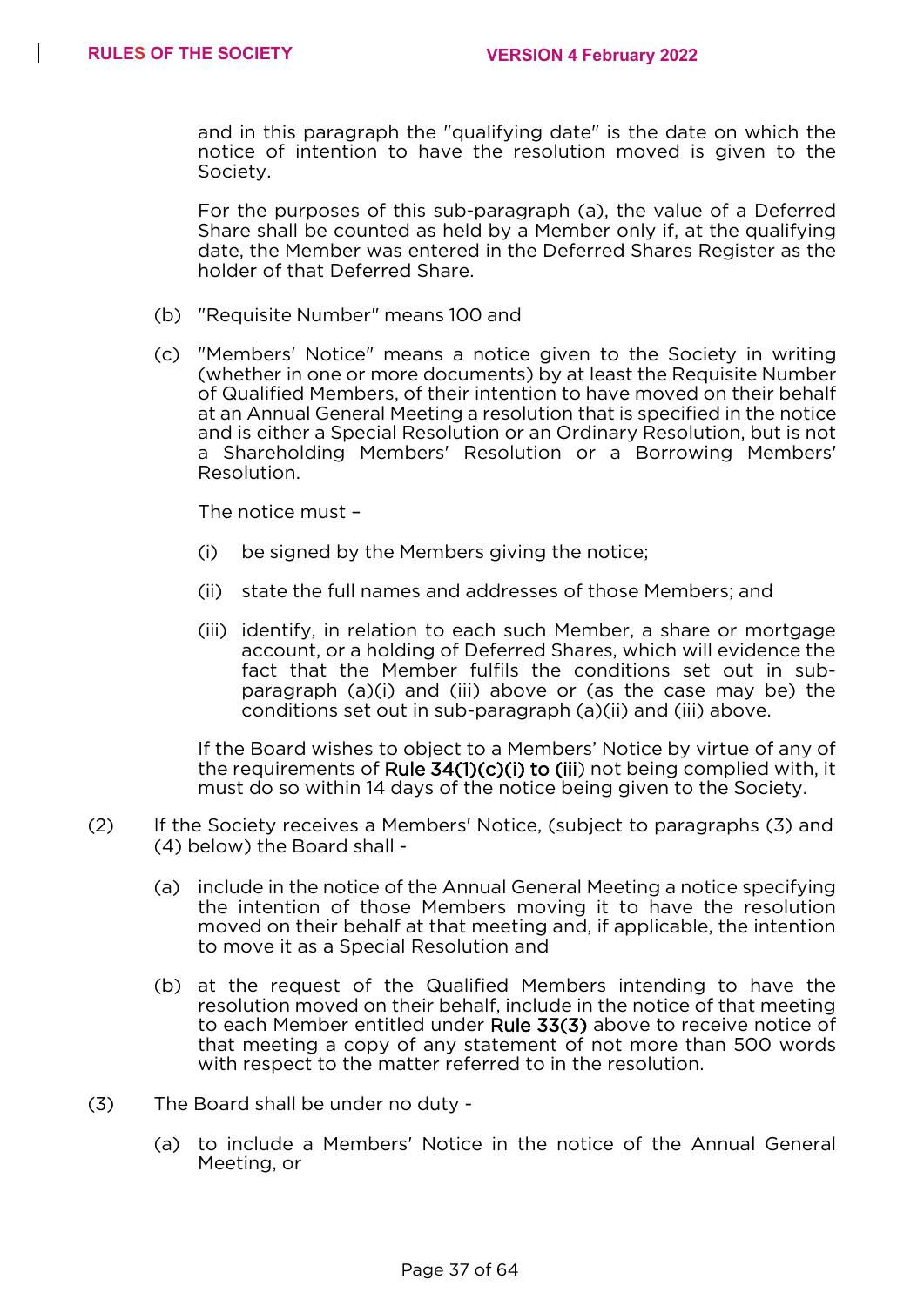and in this paragraph the "qualifying date" is the date on which the notice of intention to have the resolution moved is given to the Society.

For the purposes of this sub-paragraph (a), the value of a Deferred Share shall be counted as held by a Member only if, at the qualifying date, the Member was entered in the Deferred Shares Register as the holder of that Deferred Share.

(b) "Requisite Number" means 100 and

(c) "Members' Notice" means a notice given to the Society in writing (whether in one or more documents) by at least the Requisite Number of Qualified Members, of their intention to have moved on their behalf at an Annual General Meeting a resolution that is specified in the notice and is either a Special Resolution or an Ordinary Resolution, but is not a Shareholding Members' Resolution or a Borrowing Members' Resolution.

The notice must –

(i) be signed by the Members giving the notice;

(ii) state the full names and addresses of those Members; and

(iii) identify, in relation to each such Member, a share or mortgage account, or a holding of Deferred Shares, which will evidence the fact that the Member fulfils the conditions set out in sub-paragraph (a)(i) and (iii) above or (as the case may be) the conditions set out in sub-paragraph (a)(ii) and (iii) above.

If the Board wishes to object to a Members' Notice by virtue of any of the requirements of Rule 34(1)(c)(i) to (iii) not being complied with, it must do so within 14 days of the notice being given to the Society.

(2) If the Society receives a Members' Notice, (subject to paragraphs (3) and (4) below) the Board shall -

(a) include in the notice of the Annual General Meeting a notice specifying the intention of those Members moving it to have the resolution moved on their behalf at that meeting and, if applicable, the intention to move it as a Special Resolution and

(b) at the request of the Qualified Members intending to have the resolution moved on their behalf, include in the notice of that meeting to each Member entitled under Rule 33(3) above to receive notice of that meeting a copy of any statement of not more than 500 words with respect to the matter referred to in the resolution.

(3) The Board shall be under no duty -

(a) to include a Members' Notice in the notice of the Annual General Meeting, or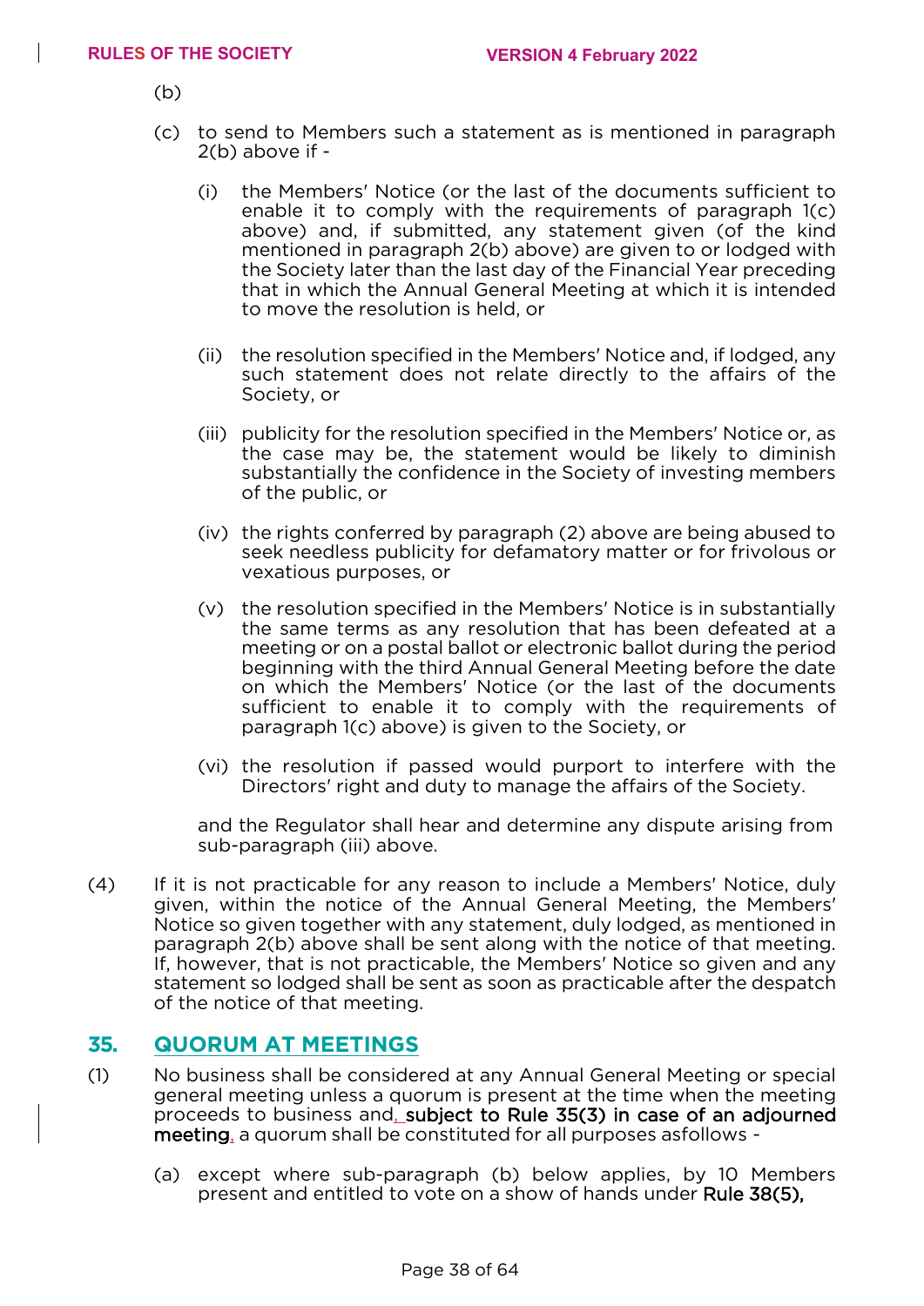(b)

(c) to send to Members such a statement as is mentioned in paragraph 2(b) above if -

(i) the Members' Notice (or the last of the documents sufficient to enable it to comply with the requirements of paragraph 1(c) above) and, if submitted, any statement given (of the kind mentioned in paragraph 2(b) above) are given to or lodged with the Society later than the last day of the Financial Year preceding that in which the Annual General Meeting at which it is intended to move the resolution is held, or

(ii) the resolution specified in the Members' Notice and, if lodged, any such statement does not relate directly to the affairs of the Society, or

(iii) publicity for the resolution specified in the Members' Notice or, as the case may be, the statement would be likely to diminish substantially the confidence in the Society of investing members of the public, or

(iv) the rights conferred by paragraph (2) above are being abused to seek needless publicity for defamatory matter or for frivolous or vexatious purposes, or

(v) the resolution specified in the Members' Notice is in substantially the same terms as any resolution that has been defeated at a meeting or on a postal ballot or electronic ballot during the period beginning with the third Annual General Meeting before the date on which the Members' Notice (or the last of the documents sufficient to enable it to comply with the requirements of paragraph 1(c) above) is given to the Society, or

(vi) the resolution if passed would purport to interfere with the Directors' right and duty to manage the affairs of the Society.

and the Regulator shall hear and determine any dispute arising from sub-paragraph (iii) above.

(4) If it is not practicable for any reason to include a Members' Notice, duly given, within the notice of the Annual General Meeting, the Members' Notice so given together with any statement, duly lodged, as mentioned in paragraph 2(b) above shall be sent along with the notice of that meeting. If, however, that is not practicable, the Members' Notice so given and any statement so lodged shall be sent as soon as practicable after the despatch of the notice of that meeting.

## 35. QUORUM AT MEETINGS

(1) No business shall be considered at any Annual General Meeting or special general meeting unless a quorum is present at the time when the meeting proceeds to business and, subject to Rule 35(3) in case of an adjourned meeting, a quorum shall be constituted for all purposes asfollows -

(a) except where sub-paragraph (b) below applies, by 10 Members present and entitled to vote on a show of hands under Rule 38(5),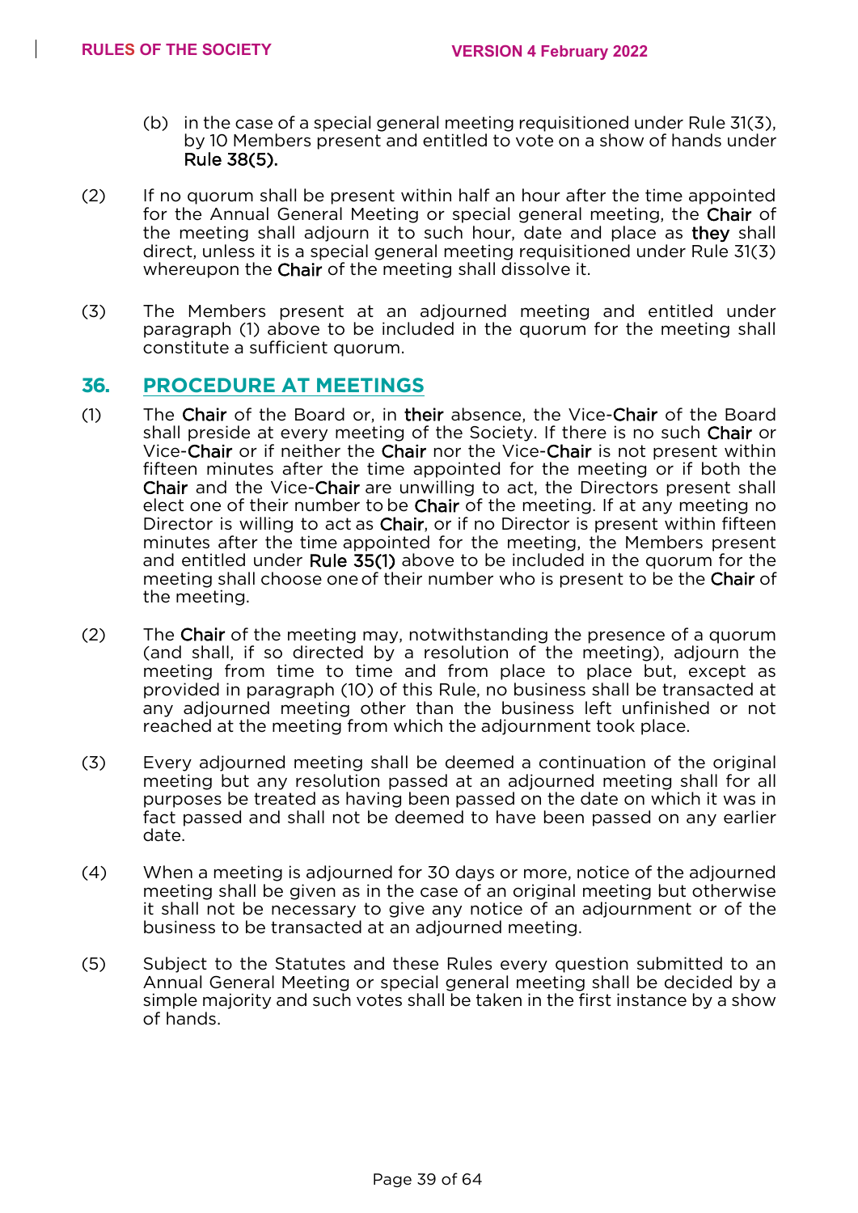(b) in the case of a special general meeting requisitioned under Rule 31(3), by 10 Members present and entitled to vote on a show of hands under Rule 38(5).

(2) If no quorum shall be present within half an hour after the time appointed for the Annual General Meeting or special general meeting, the Chair of the meeting shall adjourn it to such hour, date and place as they shall direct, unless it is a special general meeting requisitioned under Rule 31(3) whereupon the Chair of the meeting shall dissolve it.

(3) The Members present at an adjourned meeting and entitled under paragraph (1) above to be included in the quorum for the meeting shall constitute a sufficient quorum.

## 36. PROCEDURE AT MEETINGS

(1) The Chair of the Board or, in their absence, the Vice-Chair of the Board shall preside at every meeting of the Society. If there is no such Chair or Vice-Chair or if neither the Chair nor the Vice-Chair is not present within fifteen minutes after the time appointed for the meeting or if both the Chair and the Vice-Chair are unwilling to act, the Directors present shall elect one of their number to be Chair of the meeting. If at any meeting no Director is willing to act as Chair, or if no Director is present within fifteen minutes after the time appointed for the meeting, the Members present and entitled under Rule 35(1) above to be included in the quorum for the meeting shall choose one of their number who is present to be the Chair of the meeting.

(2) The Chair of the meeting may, notwithstanding the presence of a quorum (and shall, if so directed by a resolution of the meeting), adjourn the meeting from time to time and from place to place but, except as provided in paragraph (10) of this Rule, no business shall be transacted at any adjourned meeting other than the business left unfinished or not reached at the meeting from which the adjournment took place.

(3) Every adjourned meeting shall be deemed a continuation of the original meeting but any resolution passed at an adjourned meeting shall for all purposes be treated as having been passed on the date on which it was in fact passed and shall not be deemed to have been passed on any earlier date.

(4) When a meeting is adjourned for 30 days or more, notice of the adjourned meeting shall be given as in the case of an original meeting but otherwise it shall not be necessary to give any notice of an adjournment or of the business to be transacted at an adjourned meeting.

(5) Subject to the Statutes and these Rules every question submitted to an Annual General Meeting or special general meeting shall be decided by a simple majority and such votes shall be taken in the first instance by a show of hands.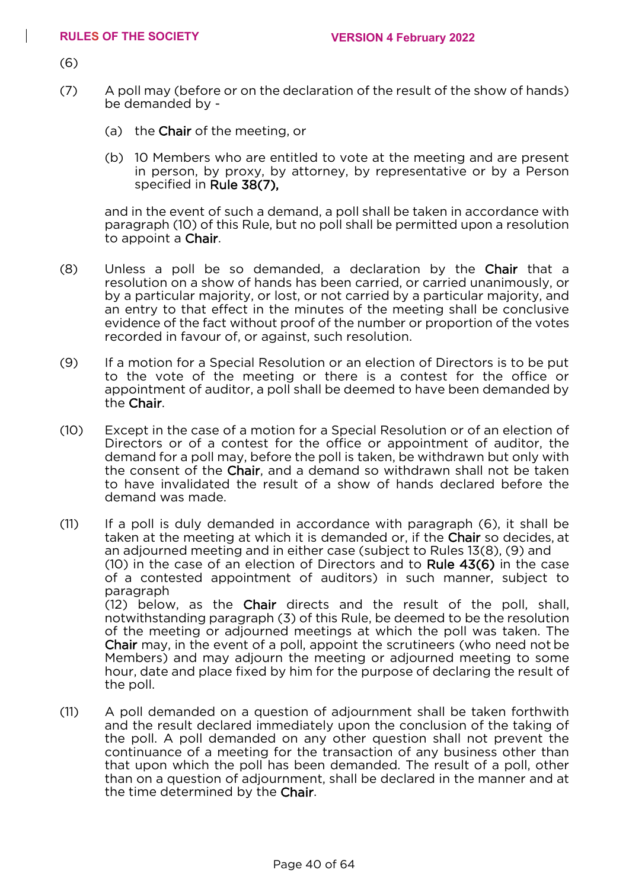(6)

(7) A poll may (before or on the declaration of the result of the show of hands) be demanded by -

  (a) the **Chair** of the meeting, or

  (b) 10 Members who are entitled to vote at the meeting and are present in person, by proxy, by attorney, by representative or by a Person specified in **Rule 38(7),**

  and in the event of such a demand, a poll shall be taken in accordance with paragraph (10) of this Rule, but no poll shall be permitted upon a resolution to appoint a **Chair**.

(8) Unless a poll be so demanded, a declaration by the **Chair** that a resolution on a show of hands has been carried, or carried unanimously, or by a particular majority, or lost, or not carried by a particular majority, and an entry to that effect in the minutes of the meeting shall be conclusive evidence of the fact without proof of the number or proportion of the votes recorded in favour of, or against, such resolution.

(9) If a motion for a Special Resolution or an election of Directors is to be put to the vote of the meeting or there is a contest for the office or appointment of auditor, a poll shall be deemed to have been demanded by the **Chair**.

(10) Except in the case of a motion for a Special Resolution or of an election of Directors or of a contest for the office or appointment of auditor, the demand for a poll may, before the poll is taken, be withdrawn but only with the consent of the **Chair**, and a demand so withdrawn shall not be taken to have invalidated the result of a show of hands declared before the demand was made.

(11) If a poll is duly demanded in accordance with paragraph (6), it shall be taken at the meeting at which it is demanded or, if the **Chair** so decides, at an adjourned meeting and in either case (subject to Rules 13(8), (9) and (10) in the case of an election of Directors and to **Rule 43(6)** in the case of a contested appointment of auditors) in such manner, subject to paragraph (12) below, as the **Chair** directs and the result of the poll, shall, notwithstanding paragraph (3) of this Rule, be deemed to be the resolution of the meeting or adjourned meetings at which the poll was taken. The **Chair** may, in the event of a poll, appoint the scrutineers (who need not be Members) and may adjourn the meeting or adjourned meeting to some hour, date and place fixed by him for the purpose of declaring the result of the poll.

(11) A poll demanded on a question of adjournment shall be taken forthwith and the result declared immediately upon the conclusion of the taking of the poll. A poll demanded on any other question shall not prevent the continuance of a meeting for the transaction of any business other than that upon which the poll has been demanded. The result of a poll, other than on a question of adjournment, shall be declared in the manner and at the time determined by the **Chair**.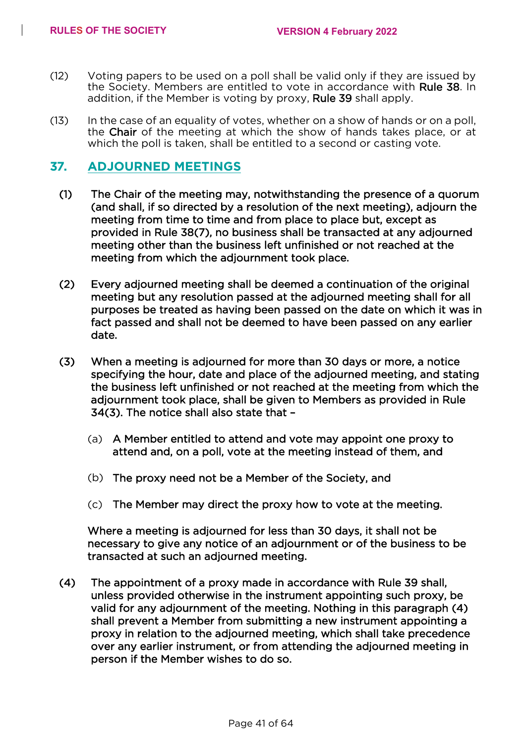(12) Voting papers to be used on a poll shall be valid only if they are issued by the Society. Members are entitled to vote in accordance with **Rule 38**. In addition, if the Member is voting by proxy, **Rule 39** shall apply.

(13) In the case of an equality of votes, whether on a show of hands or on a poll, the **Chair** of the meeting at which the show of hands takes place, or at which the poll is taken, shall be entitled to a second or casting vote.

## 37. ADJOURNED MEETINGS

(1) The Chair of the meeting may, notwithstanding the presence of a quorum (and shall, if so directed by a resolution of the next meeting), adjourn the meeting from time to time and from place to place but, except as provided in Rule 38(7), no business shall be transacted at any adjourned meeting other than the business left unfinished or not reached at the meeting from which the adjournment took place.

(2) Every adjourned meeting shall be deemed a continuation of the original meeting but any resolution passed at the adjourned meeting shall for all purposes be treated as having been passed on the date on which it was in fact passed and shall not be deemed to have been passed on any earlier date.

(3) When a meeting is adjourned for more than 30 days or more, a notice specifying the hour, date and place of the adjourned meeting, and stating the business left unfinished or not reached at the meeting from which the adjournment took place, shall be given to Members as provided in Rule 34(3). The notice shall also state that –

(a) A Member entitled to attend and vote may appoint one proxy to attend and, on a poll, vote at the meeting instead of them, and

(b) The proxy need not be a Member of the Society, and

(c) The Member may direct the proxy how to vote at the meeting.

Where a meeting is adjourned for less than 30 days, it shall not be necessary to give any notice of an adjournment or of the business to be transacted at such an adjourned meeting.

(4) The appointment of a proxy made in accordance with Rule 39 shall, unless provided otherwise in the instrument appointing such proxy, be valid for any adjournment of the meeting. Nothing in this paragraph (4) shall prevent a Member from submitting a new instrument appointing a proxy in relation to the adjourned meeting, which shall take precedence over any earlier instrument, or from attending the adjourned meeting in person if the Member wishes to do so.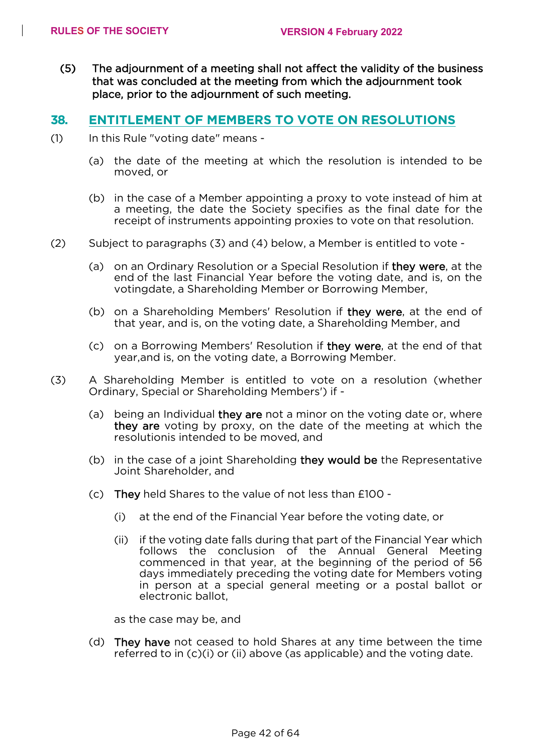(5) The adjournment of a meeting shall not affect the validity of the business that was concluded at the meeting from which the adjournment took place, prior to the adjournment of such meeting.

## 38. ENTITLEMENT OF MEMBERS TO VOTE ON RESOLUTIONS

(1) In this Rule "voting date" means -

(a) the date of the meeting at which the resolution is intended to be moved, or

(b) in the case of a Member appointing a proxy to vote instead of him at a meeting, the date the Society specifies as the final date for the receipt of instruments appointing proxies to vote on that resolution.

(2) Subject to paragraphs (3) and (4) below, a Member is entitled to vote -

(a) on an Ordinary Resolution or a Special Resolution if they were, at the end of the last Financial Year before the voting date, and is, on the votingdate, a Shareholding Member or Borrowing Member,

(b) on a Shareholding Members' Resolution if they were, at the end of that year, and is, on the voting date, a Shareholding Member, and

(c) on a Borrowing Members' Resolution if they were, at the end of that year,and is, on the voting date, a Borrowing Member.

(3) A Shareholding Member is entitled to vote on a resolution (whether Ordinary, Special or Shareholding Members') if -

(a) being an Individual they are not a minor on the voting date or, where they are voting by proxy, on the date of the meeting at which the resolutionis intended to be moved, and

(b) in the case of a joint Shareholding they would be the Representative Joint Shareholder, and

(c) They held Shares to the value of not less than £100 -

(i) at the end of the Financial Year before the voting date, or

(ii) if the voting date falls during that part of the Financial Year which follows the conclusion of the Annual General Meeting commenced in that year, at the beginning of the period of 56 days immediately preceding the voting date for Members voting in person at a special general meeting or a postal ballot or electronic ballot,

as the case may be, and

(d) They have not ceased to hold Shares at any time between the time referred to in (c)(i) or (ii) above (as applicable) and the voting date.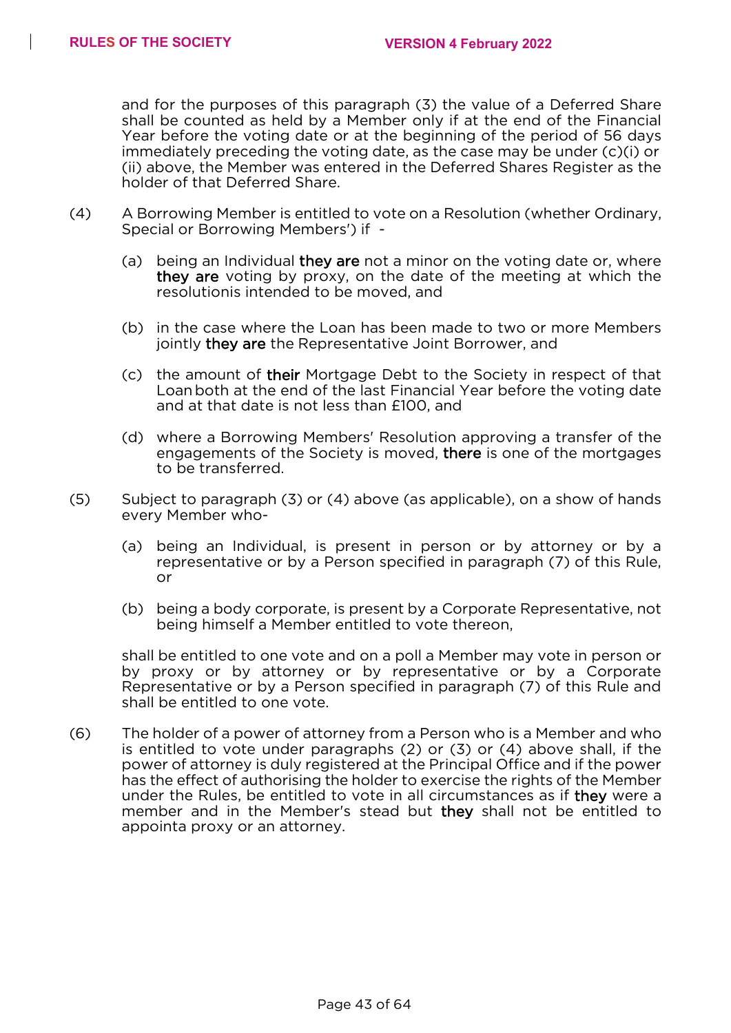and for the purposes of this paragraph (3) the value of a Deferred Share shall be counted as held by a Member only if at the end of the Financial Year before the voting date or at the beginning of the period of 56 days immediately preceding the voting date, as the case may be under (c)(i) or (ii) above, the Member was entered in the Deferred Shares Register as the holder of that Deferred Share.

(4) A Borrowing Member is entitled to vote on a Resolution (whether Ordinary, Special or Borrowing Members') if -

(a) being an Individual they are not a minor on the voting date or, where they are voting by proxy, on the date of the meeting at which the resolutionis intended to be moved, and

(b) in the case where the Loan has been made to two or more Members jointly they are the Representative Joint Borrower, and

(c) the amount of their Mortgage Debt to the Society in respect of that Loan both at the end of the last Financial Year before the voting date and at that date is not less than £100, and

(d) where a Borrowing Members' Resolution approving a transfer of the engagements of the Society is moved, there is one of the mortgages to be transferred.

(5) Subject to paragraph (3) or (4) above (as applicable), on a show of hands every Member who-

(a) being an Individual, is present in person or by attorney or by a representative or by a Person specified in paragraph (7) of this Rule, or

(b) being a body corporate, is present by a Corporate Representative, not being himself a Member entitled to vote thereon,

shall be entitled to one vote and on a poll a Member may vote in person or by proxy or by attorney or by representative or by a Corporate Representative or by a Person specified in paragraph (7) of this Rule and shall be entitled to one vote.

(6) The holder of a power of attorney from a Person who is a Member and who is entitled to vote under paragraphs (2) or (3) or (4) above shall, if the power of attorney is duly registered at the Principal Office and if the power has the effect of authorising the holder to exercise the rights of the Member under the Rules, be entitled to vote in all circumstances as if they were a member and in the Member's stead but they shall not be entitled to appointa proxy or an attorney.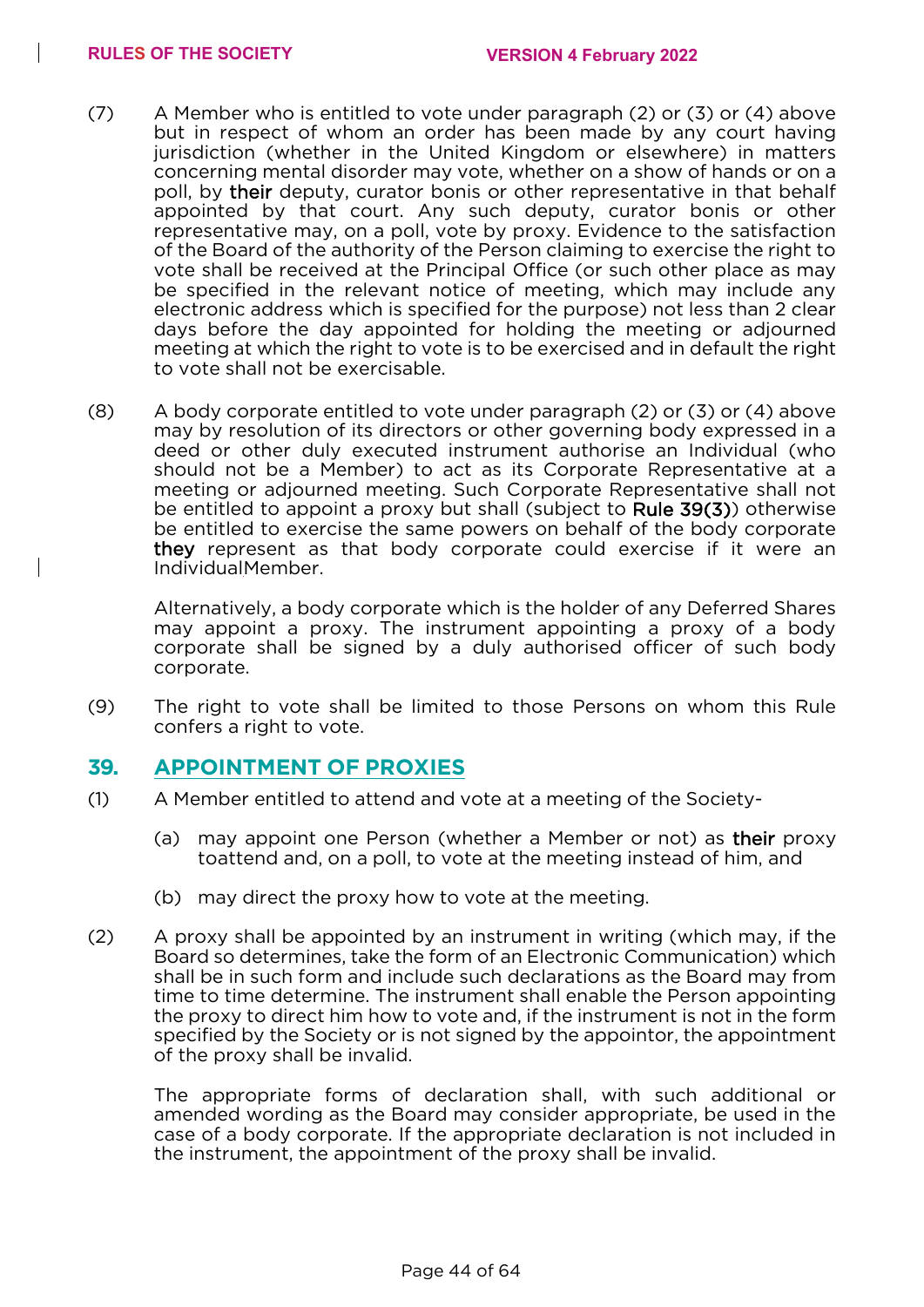(7) A Member who is entitled to vote under paragraph (2) or (3) or (4) above but in respect of whom an order has been made by any court having jurisdiction (whether in the United Kingdom or elsewhere) in matters concerning mental disorder may vote, whether on a show of hands or on a poll, by their deputy, curator bonis or other representative in that behalf appointed by that court. Any such deputy, curator bonis or other representative may, on a poll, vote by proxy. Evidence to the satisfaction of the Board of the authority of the Person claiming to exercise the right to vote shall be received at the Principal Office (or such other place as may be specified in the relevant notice of meeting, which may include any electronic address which is specified for the purpose) not less than 2 clear days before the day appointed for holding the meeting or adjourned meeting at which the right to vote is to be exercised and in default the right to vote shall not be exercisable.

(8) A body corporate entitled to vote under paragraph (2) or (3) or (4) above may by resolution of its directors or other governing body expressed in a deed or other duly executed instrument authorise an Individual (who should not be a Member) to act as its Corporate Representative at a meeting or adjourned meeting. Such Corporate Representative shall not be entitled to appoint a proxy but shall (subject to Rule 39(3)) otherwise be entitled to exercise the same powers on behalf of the body corporate they represent as that body corporate could exercise if it were an IndividualMember.

Alternatively, a body corporate which is the holder of any Deferred Shares may appoint a proxy. The instrument appointing a proxy of a body corporate shall be signed by a duly authorised officer of such body corporate.

(9) The right to vote shall be limited to those Persons on whom this Rule confers a right to vote.

## 39. APPOINTMENT OF PROXIES

(1) A Member entitled to attend and vote at a meeting of the Society-

(a) may appoint one Person (whether a Member or not) as their proxy toattend and, on a poll, to vote at the meeting instead of him, and

(b) may direct the proxy how to vote at the meeting.

(2) A proxy shall be appointed by an instrument in writing (which may, if the Board so determines, take the form of an Electronic Communication) which shall be in such form and include such declarations as the Board may from time to time determine. The instrument shall enable the Person appointing the proxy to direct him how to vote and, if the instrument is not in the form specified by the Society or is not signed by the appointor, the appointment of the proxy shall be invalid.

The appropriate forms of declaration shall, with such additional or amended wording as the Board may consider appropriate, be used in the case of a body corporate. If the appropriate declaration is not included in the instrument, the appointment of the proxy shall be invalid.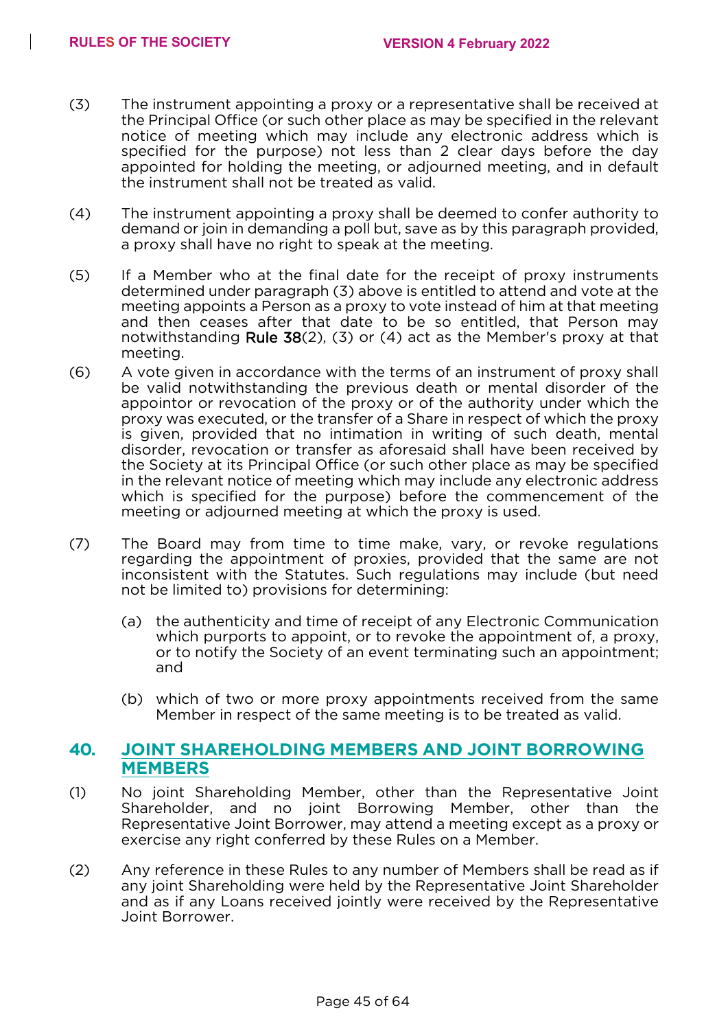(3) The instrument appointing a proxy or a representative shall be received at the Principal Office (or such other place as may be specified in the relevant notice of meeting which may include any electronic address which is specified for the purpose) not less than 2 clear days before the day appointed for holding the meeting, or adjourned meeting, and in default the instrument shall not be treated as valid.

(4) The instrument appointing a proxy shall be deemed to confer authority to demand or join in demanding a poll but, save as by this paragraph provided, a proxy shall have no right to speak at the meeting.

(5) If a Member who at the final date for the receipt of proxy instruments determined under paragraph (3) above is entitled to attend and vote at the meeting appoints a Person as a proxy to vote instead of him at that meeting and then ceases after that date to be so entitled, that Person may notwithstanding **Rule 38**(2), (3) or (4) act as the Member's proxy at that meeting.

(6) A vote given in accordance with the terms of an instrument of proxy shall be valid notwithstanding the previous death or mental disorder of the appointor or revocation of the proxy or of the authority under which the proxy was executed, or the transfer of a Share in respect of which the proxy is given, provided that no intimation in writing of such death, mental disorder, revocation or transfer as aforesaid shall have been received by the Society at its Principal Office (or such other place as may be specified in the relevant notice of meeting which may include any electronic address which is specified for the purpose) before the commencement of the meeting or adjourned meeting at which the proxy is used.

(7) The Board may from time to time make, vary, or revoke regulations regarding the appointment of proxies, provided that the same are not inconsistent with the Statutes. Such regulations may include (but need not be limited to) provisions for determining:

   (a) the authenticity and time of receipt of any Electronic Communication which purports to appoint, or to revoke the appointment of, a proxy, or to notify the Society of an event terminating such an appointment; and

   (b) which of two or more proxy appointments received from the same Member in respect of the same meeting is to be treated as valid.

## 40. JOINT SHAREHOLDING MEMBERS AND JOINT BORROWING MEMBERS

(1) No joint Shareholding Member, other than the Representative Joint Shareholder, and no joint Borrowing Member, other than the Representative Joint Borrower, may attend a meeting except as a proxy or exercise any right conferred by these Rules on a Member.

(2) Any reference in these Rules to any number of Members shall be read as if any joint Shareholding were held by the Representative Joint Shareholder and as if any Loans received jointly were received by the Representative Joint Borrower.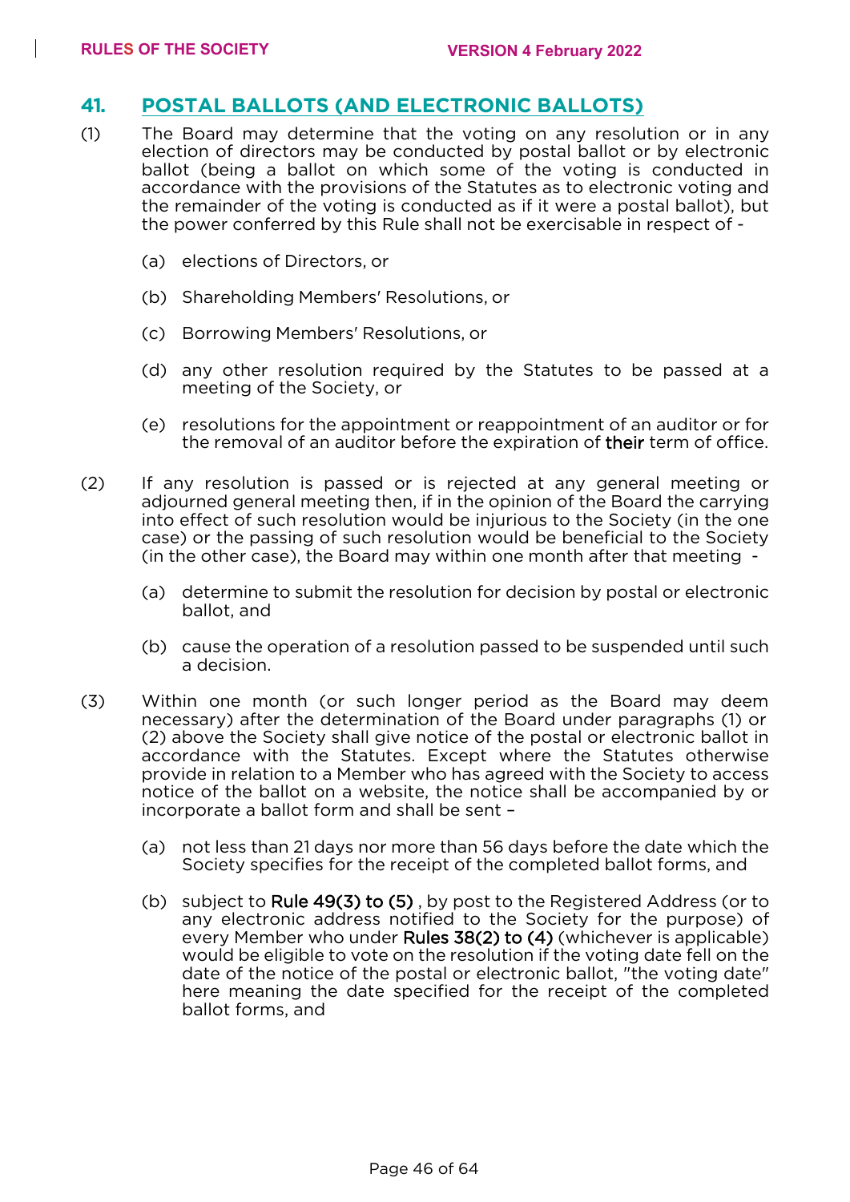## 41. POSTAL BALLOTS (AND ELECTRONIC BALLOTS)

(1) The Board may determine that the voting on any resolution or in any election of directors may be conducted by postal ballot or by electronic ballot (being a ballot on which some of the voting is conducted in accordance with the provisions of the Statutes as to electronic voting and the remainder of the voting is conducted as if it were a postal ballot), but the power conferred by this Rule shall not be exercisable in respect of -

(a) elections of Directors, or

(b) Shareholding Members' Resolutions, or

(c) Borrowing Members' Resolutions, or

(d) any other resolution required by the Statutes to be passed at a meeting of the Society, or

(e) resolutions for the appointment or reappointment of an auditor or for the removal of an auditor before the expiration of their term of office.

(2) If any resolution is passed or is rejected at any general meeting or adjourned general meeting then, if in the opinion of the Board the carrying into effect of such resolution would be injurious to the Society (in the one case) or the passing of such resolution would be beneficial to the Society (in the other case), the Board may within one month after that meeting -

(a) determine to submit the resolution for decision by postal or electronic ballot, and

(b) cause the operation of a resolution passed to be suspended until such a decision.

(3) Within one month (or such longer period as the Board may deem necessary) after the determination of the Board under paragraphs (1) or (2) above the Society shall give notice of the postal or electronic ballot in accordance with the Statutes. Except where the Statutes otherwise provide in relation to a Member who has agreed with the Society to access notice of the ballot on a website, the notice shall be accompanied by or incorporate a ballot form and shall be sent –

(a) not less than 21 days nor more than 56 days before the date which the Society specifies for the receipt of the completed ballot forms, and

(b) subject to Rule 49(3) to (5) , by post to the Registered Address (or to any electronic address notified to the Society for the purpose) of every Member who under Rules 38(2) to (4) (whichever is applicable) would be eligible to vote on the resolution if the voting date fell on the date of the notice of the postal or electronic ballot, "the voting date" here meaning the date specified for the receipt of the completed ballot forms, and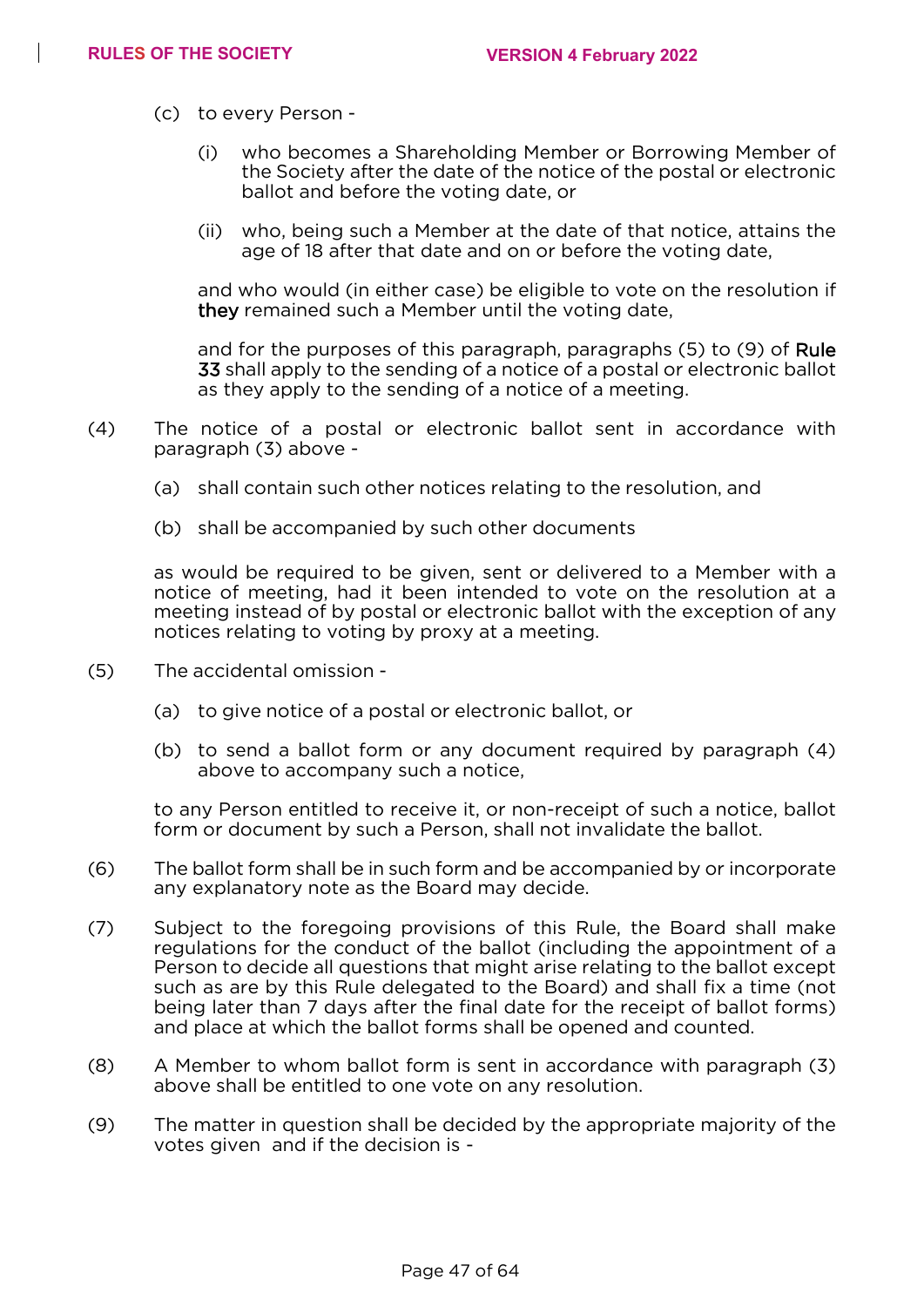(c) to every Person -

   (i) who becomes a Shareholding Member or Borrowing Member of the Society after the date of the notice of the postal or electronic ballot and before the voting date, or

   (ii) who, being such a Member at the date of that notice, attains the age of 18 after that date and on or before the voting date,

   and who would (in either case) be eligible to vote on the resolution if they remained such a Member until the voting date,

   and for the purposes of this paragraph, paragraphs (5) to (9) of Rule 33 shall apply to the sending of a notice of a postal or electronic ballot as they apply to the sending of a notice of a meeting.

(4) The notice of a postal or electronic ballot sent in accordance with paragraph (3) above -

   (a) shall contain such other notices relating to the resolution, and

   (b) shall be accompanied by such other documents

   as would be required to be given, sent or delivered to a Member with a notice of meeting, had it been intended to vote on the resolution at a meeting instead of by postal or electronic ballot with the exception of any notices relating to voting by proxy at a meeting.

(5) The accidental omission -

   (a) to give notice of a postal or electronic ballot, or

   (b) to send a ballot form or any document required by paragraph (4) above to accompany such a notice,

   to any Person entitled to receive it, or non-receipt of such a notice, ballot form or document by such a Person, shall not invalidate the ballot.

(6) The ballot form shall be in such form and be accompanied by or incorporate any explanatory note as the Board may decide.

(7) Subject to the foregoing provisions of this Rule, the Board shall make regulations for the conduct of the ballot (including the appointment of a Person to decide all questions that might arise relating to the ballot except such as are by this Rule delegated to the Board) and shall fix a time (not being later than 7 days after the final date for the receipt of ballot forms) and place at which the ballot forms shall be opened and counted.

(8) A Member to whom ballot form is sent in accordance with paragraph (3) above shall be entitled to one vote on any resolution.

(9) The matter in question shall be decided by the appropriate majority of the votes given and if the decision is -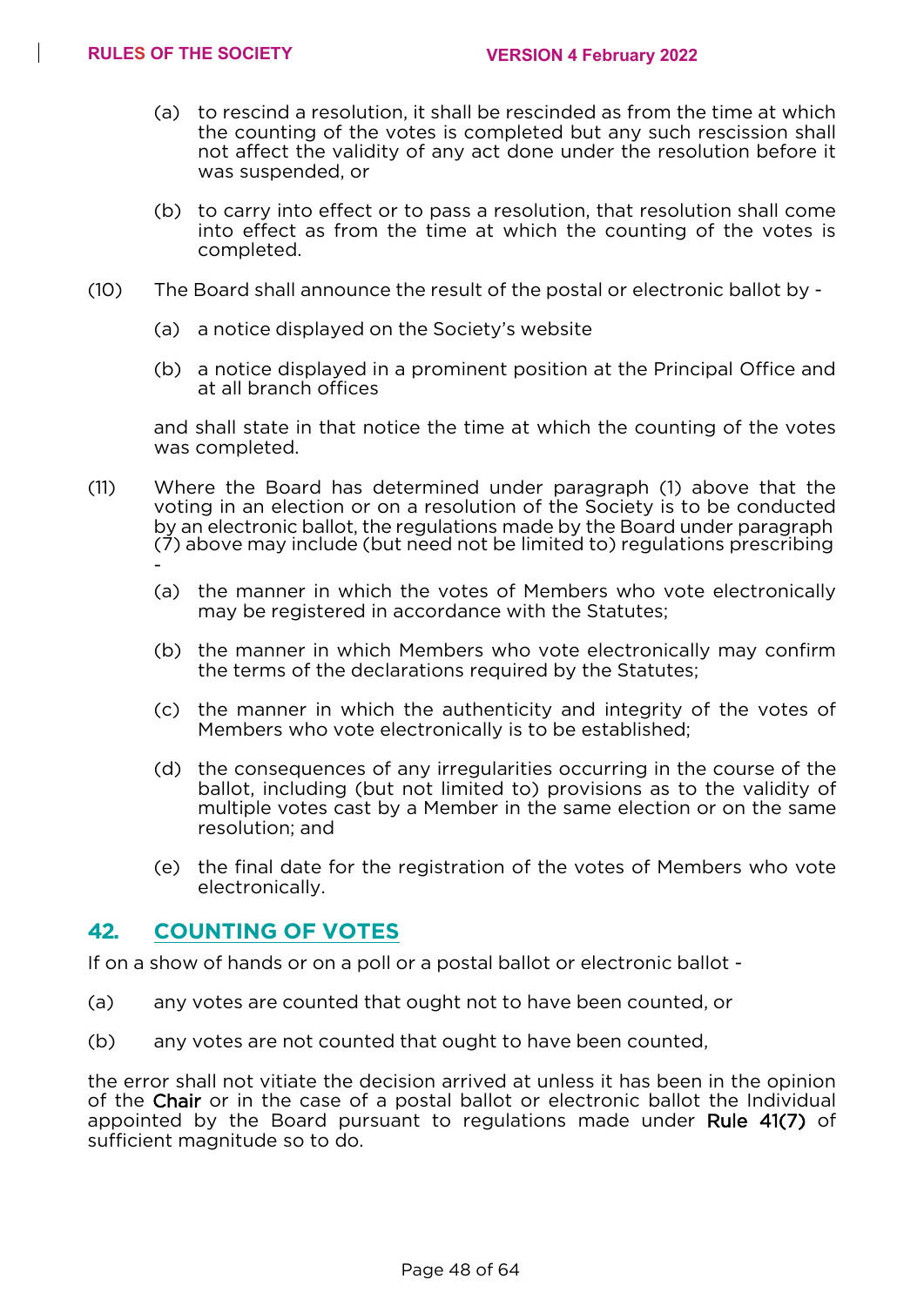(a) to rescind a resolution, it shall be rescinded as from the time at which the counting of the votes is completed but any such rescission shall not affect the validity of any act done under the resolution before it was suspended, or

(b) to carry into effect or to pass a resolution, that resolution shall come into effect as from the time at which the counting of the votes is completed.

(10) The Board shall announce the result of the postal or electronic ballot by -

(a) a notice displayed on the Society's website

(b) a notice displayed in a prominent position at the Principal Office and at all branch offices

and shall state in that notice the time at which the counting of the votes was completed.

(11) Where the Board has determined under paragraph (1) above that the voting in an election or on a resolution of the Society is to be conducted by an electronic ballot, the regulations made by the Board under paragraph (7) above may include (but need not be limited to) regulations prescribing -

(a) the manner in which the votes of Members who vote electronically may be registered in accordance with the Statutes;

(b) the manner in which Members who vote electronically may confirm the terms of the declarations required by the Statutes;

(c) the manner in which the authenticity and integrity of the votes of Members who vote electronically is to be established;

(d) the consequences of any irregularities occurring in the course of the ballot, including (but not limited to) provisions as to the validity of multiple votes cast by a Member in the same election or on the same resolution; and

(e) the final date for the registration of the votes of Members who vote electronically.

## 42. COUNTING OF VOTES

If on a show of hands or on a poll or a postal ballot or electronic ballot -

(a) any votes are counted that ought not to have been counted, or

(b) any votes are not counted that ought to have been counted,

the error shall not vitiate the decision arrived at unless it has been in the opinion of the Chair or in the case of a postal ballot or electronic ballot the Individual appointed by the Board pursuant to regulations made under Rule 41(7) of sufficient magnitude so to do.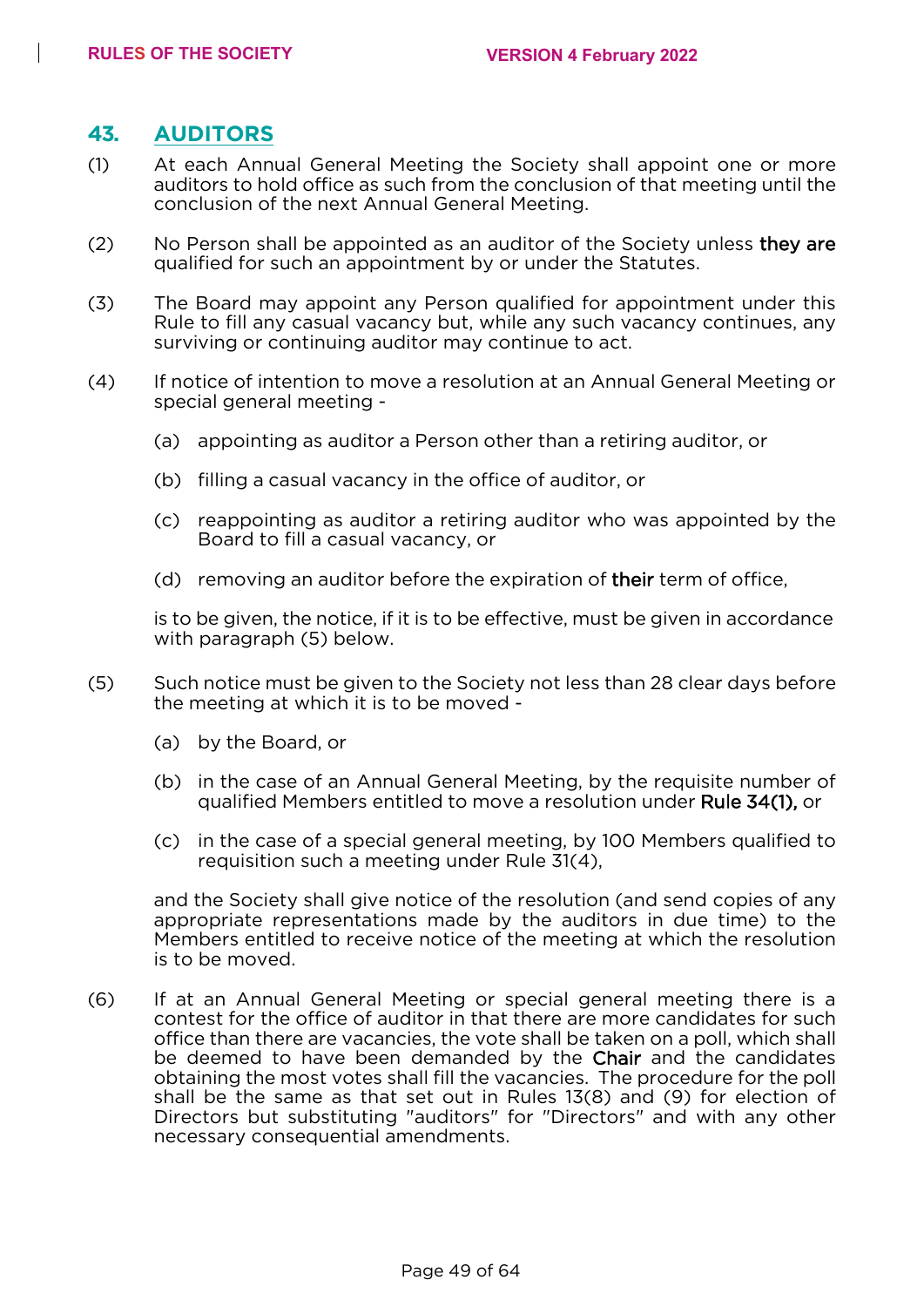## 43. AUDITORS

(1) At each Annual General Meeting the Society shall appoint one or more auditors to hold office as such from the conclusion of that meeting until the conclusion of the next Annual General Meeting.

(2) No Person shall be appointed as an auditor of the Society unless they are qualified for such an appointment by or under the Statutes.

(3) The Board may appoint any Person qualified for appointment under this Rule to fill any casual vacancy but, while any such vacancy continues, any surviving or continuing auditor may continue to act.

(4) If notice of intention to move a resolution at an Annual General Meeting or special general meeting -

(a) appointing as auditor a Person other than a retiring auditor, or

(b) filling a casual vacancy in the office of auditor, or

(c) reappointing as auditor a retiring auditor who was appointed by the Board to fill a casual vacancy, or

(d) removing an auditor before the expiration of their term of office,

is to be given, the notice, if it is to be effective, must be given in accordance with paragraph (5) below.

(5) Such notice must be given to the Society not less than 28 clear days before the meeting at which it is to be moved -

(a) by the Board, or

(b) in the case of an Annual General Meeting, by the requisite number of qualified Members entitled to move a resolution under Rule 34(1), or

(c) in the case of a special general meeting, by 100 Members qualified to requisition such a meeting under Rule 31(4),

and the Society shall give notice of the resolution (and send copies of any appropriate representations made by the auditors in due time) to the Members entitled to receive notice of the meeting at which the resolution is to be moved.

(6) If at an Annual General Meeting or special general meeting there is a contest for the office of auditor in that there are more candidates for such office than there are vacancies, the vote shall be taken on a poll, which shall be deemed to have been demanded by the Chair and the candidates obtaining the most votes shall fill the vacancies. The procedure for the poll shall be the same as that set out in Rules 13(8) and (9) for election of Directors but substituting "auditors" for "Directors" and with any other necessary consequential amendments.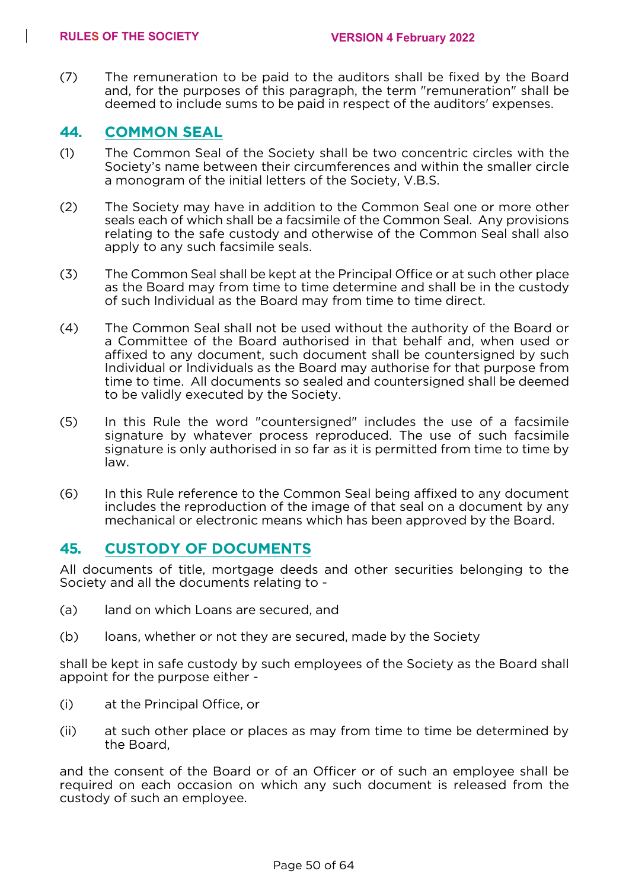(7) The remuneration to be paid to the auditors shall be fixed by the Board and, for the purposes of this paragraph, the term "remuneration" shall be deemed to include sums to be paid in respect of the auditors' expenses.

## 44. COMMON SEAL

(1) The Common Seal of the Society shall be two concentric circles with the Society's name between their circumferences and within the smaller circle a monogram of the initial letters of the Society, V.B.S.

(2) The Society may have in addition to the Common Seal one or more other seals each of which shall be a facsimile of the Common Seal. Any provisions relating to the safe custody and otherwise of the Common Seal shall also apply to any such facsimile seals.

(3) The Common Seal shall be kept at the Principal Office or at such other place as the Board may from time to time determine and shall be in the custody of such Individual as the Board may from time to time direct.

(4) The Common Seal shall not be used without the authority of the Board or a Committee of the Board authorised in that behalf and, when used or affixed to any document, such document shall be countersigned by such Individual or Individuals as the Board may authorise for that purpose from time to time. All documents so sealed and countersigned shall be deemed to be validly executed by the Society.

(5) In this Rule the word "countersigned" includes the use of a facsimile signature by whatever process reproduced. The use of such facsimile signature is only authorised in so far as it is permitted from time to time by law.

(6) In this Rule reference to the Common Seal being affixed to any document includes the reproduction of the image of that seal on a document by any mechanical or electronic means which has been approved by the Board.

## 45. CUSTODY OF DOCUMENTS

All documents of title, mortgage deeds and other securities belonging to the Society and all the documents relating to -

(a) land on which Loans are secured, and

(b) loans, whether or not they are secured, made by the Society

shall be kept in safe custody by such employees of the Society as the Board shall appoint for the purpose either -

(i) at the Principal Office, or

(ii) at such other place or places as may from time to time be determined by the Board,

and the consent of the Board or of an Officer or of such an employee shall be required on each occasion on which any such document is released from the custody of such an employee.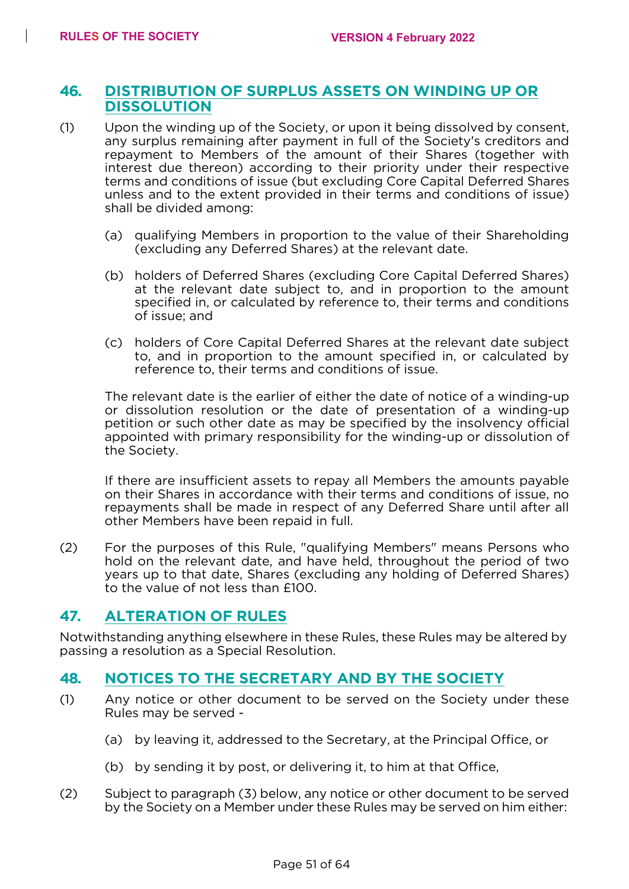## 46. DISTRIBUTION OF SURPLUS ASSETS ON WINDING UP OR DISSOLUTION

(1) Upon the winding up of the Society, or upon it being dissolved by consent, any surplus remaining after payment in full of the Society's creditors and repayment to Members of the amount of their Shares (together with interest due thereon) according to their priority under their respective terms and conditions of issue (but excluding Core Capital Deferred Shares unless and to the extent provided in their terms and conditions of issue) shall be divided among:

(a) qualifying Members in proportion to the value of their Shareholding (excluding any Deferred Shares) at the relevant date.

(b) holders of Deferred Shares (excluding Core Capital Deferred Shares) at the relevant date subject to, and in proportion to the amount specified in, or calculated by reference to, their terms and conditions of issue; and

(c) holders of Core Capital Deferred Shares at the relevant date subject to, and in proportion to the amount specified in, or calculated by reference to, their terms and conditions of issue.

The relevant date is the earlier of either the date of notice of a winding-up or dissolution resolution or the date of presentation of a winding-up petition or such other date as may be specified by the insolvency official appointed with primary responsibility for the winding-up or dissolution of the Society.

If there are insufficient assets to repay all Members the amounts payable on their Shares in accordance with their terms and conditions of issue, no repayments shall be made in respect of any Deferred Share until after all other Members have been repaid in full.

(2) For the purposes of this Rule, "qualifying Members" means Persons who hold on the relevant date, and have held, throughout the period of two years up to that date, Shares (excluding any holding of Deferred Shares) to the value of not less than £100.

## 47. ALTERATION OF RULES

Notwithstanding anything elsewhere in these Rules, these Rules may be altered by passing a resolution as a Special Resolution.

## 48. NOTICES TO THE SECRETARY AND BY THE SOCIETY

(1) Any notice or other document to be served on the Society under these Rules may be served -

(a) by leaving it, addressed to the Secretary, at the Principal Office, or

(b) by sending it by post, or delivering it, to him at that Office,

(2) Subject to paragraph (3) below, any notice or other document to be served by the Society on a Member under these Rules may be served on him either: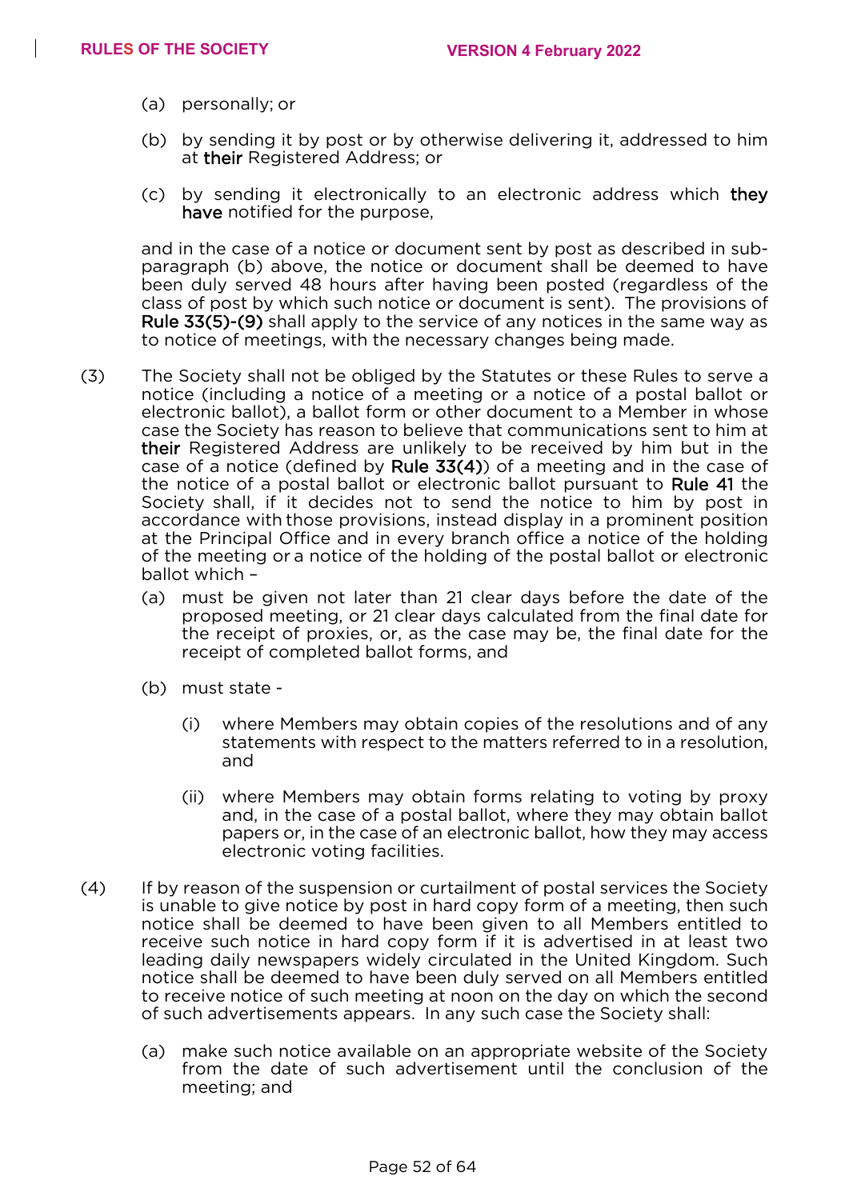(a) personally; or

(b) by sending it by post or by otherwise delivering it, addressed to him at **their** Registered Address; or

(c) by sending it electronically to an electronic address which **they have** notified for the purpose,

and in the case of a notice or document sent by post as described in sub-paragraph (b) above, the notice or document shall be deemed to have been duly served 48 hours after having been posted (regardless of the class of post by which such notice or document is sent). The provisions of **Rule 33(5)-(9)** shall apply to the service of any notices in the same way as to notice of meetings, with the necessary changes being made.

(3) The Society shall not be obliged by the Statutes or these Rules to serve a notice (including a notice of a meeting or a notice of a postal ballot or electronic ballot), a ballot form or other document to a Member in whose case the Society has reason to believe that communications sent to him at **their** Registered Address are unlikely to be received by him but in the case of a notice (defined by **Rule 33(4)**) of a meeting and in the case of the notice of a postal ballot or electronic ballot pursuant to **Rule 41** the Society shall, if it decides not to send the notice to him by post in accordance with those provisions, instead display in a prominent position at the Principal Office and in every branch office a notice of the holding of the meeting or a notice of the holding of the postal ballot or electronic ballot which –

(a) must be given not later than 21 clear days before the date of the proposed meeting, or 21 clear days calculated from the final date for the receipt of proxies, or, as the case may be, the final date for the receipt of completed ballot forms, and

(b) must state -

(i) where Members may obtain copies of the resolutions and of any statements with respect to the matters referred to in a resolution, and

(ii) where Members may obtain forms relating to voting by proxy and, in the case of a postal ballot, where they may obtain ballot papers or, in the case of an electronic ballot, how they may access electronic voting facilities.

(4) If by reason of the suspension or curtailment of postal services the Society is unable to give notice by post in hard copy form of a meeting, then such notice shall be deemed to have been given to all Members entitled to receive such notice in hard copy form if it is advertised in at least two leading daily newspapers widely circulated in the United Kingdom. Such notice shall be deemed to have been duly served on all Members entitled to receive notice of such meeting at noon on the day on which the second of such advertisements appears. In any such case the Society shall:

(a) make such notice available on an appropriate website of the Society from the date of such advertisement until the conclusion of the meeting; and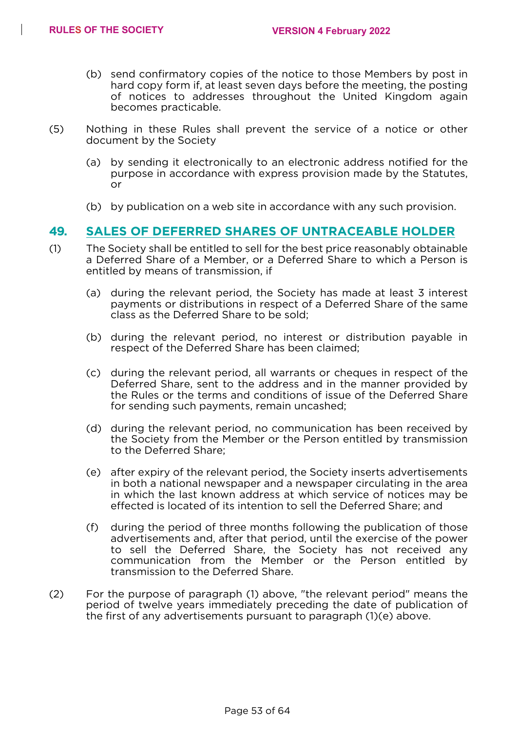(b) send confirmatory copies of the notice to those Members by post in hard copy form if, at least seven days before the meeting, the posting of notices to addresses throughout the United Kingdom again becomes practicable.

(5) Nothing in these Rules shall prevent the service of a notice or other document by the Society

(a) by sending it electronically to an electronic address notified for the purpose in accordance with express provision made by the Statutes, or

(b) by publication on a web site in accordance with any such provision.

## 49. SALES OF DEFERRED SHARES OF UNTRACEABLE HOLDER

(1) The Society shall be entitled to sell for the best price reasonably obtainable a Deferred Share of a Member, or a Deferred Share to which a Person is entitled by means of transmission, if

(a) during the relevant period, the Society has made at least 3 interest payments or distributions in respect of a Deferred Share of the same class as the Deferred Share to be sold;

(b) during the relevant period, no interest or distribution payable in respect of the Deferred Share has been claimed;

(c) during the relevant period, all warrants or cheques in respect of the Deferred Share, sent to the address and in the manner provided by the Rules or the terms and conditions of issue of the Deferred Share for sending such payments, remain uncashed;

(d) during the relevant period, no communication has been received by the Society from the Member or the Person entitled by transmission to the Deferred Share;

(e) after expiry of the relevant period, the Society inserts advertisements in both a national newspaper and a newspaper circulating in the area in which the last known address at which service of notices may be effected is located of its intention to sell the Deferred Share; and

(f) during the period of three months following the publication of those advertisements and, after that period, until the exercise of the power to sell the Deferred Share, the Society has not received any communication from the Member or the Person entitled by transmission to the Deferred Share.

(2) For the purpose of paragraph (1) above, "the relevant period" means the period of twelve years immediately preceding the date of publication of the first of any advertisements pursuant to paragraph (1)(e) above.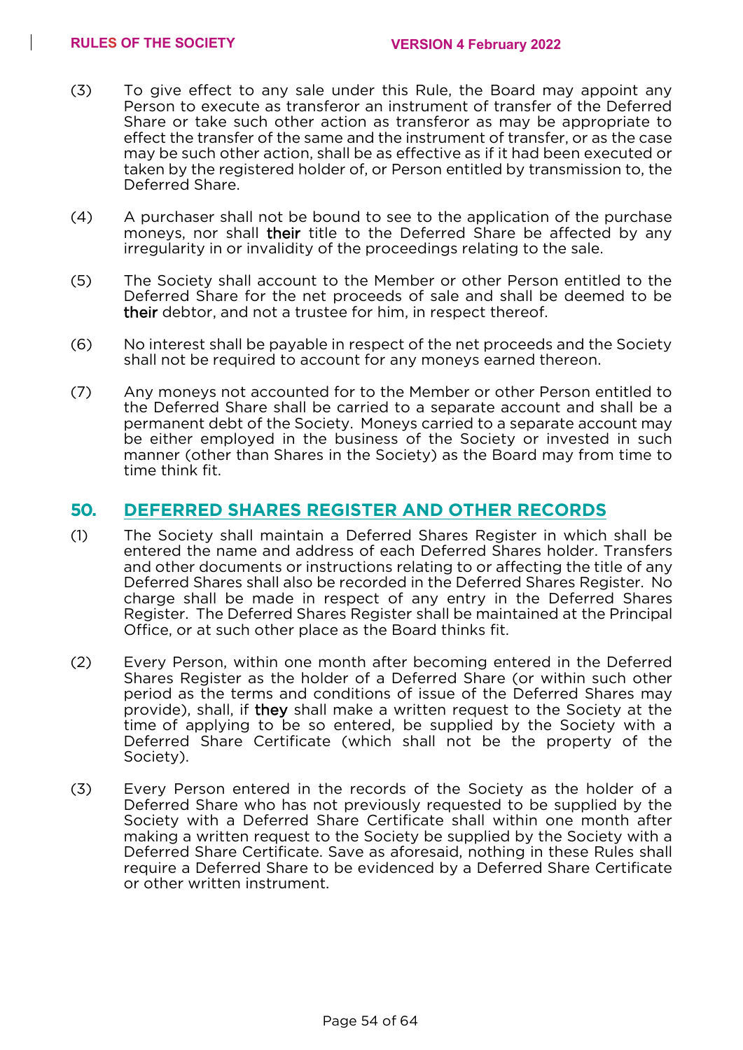(3) To give effect to any sale under this Rule, the Board may appoint any Person to execute as transferor an instrument of transfer of the Deferred Share or take such other action as transferor as may be appropriate to effect the transfer of the same and the instrument of transfer, or as the case may be such other action, shall be as effective as if it had been executed or taken by the registered holder of, or Person entitled by transmission to, the Deferred Share.

(4) A purchaser shall not be bound to see to the application of the purchase moneys, nor shall their title to the Deferred Share be affected by any irregularity in or invalidity of the proceedings relating to the sale.

(5) The Society shall account to the Member or other Person entitled to the Deferred Share for the net proceeds of sale and shall be deemed to be their debtor, and not a trustee for him, in respect thereof.

(6) No interest shall be payable in respect of the net proceeds and the Society shall not be required to account for any moneys earned thereon.

(7) Any moneys not accounted for to the Member or other Person entitled to the Deferred Share shall be carried to a separate account and shall be a permanent debt of the Society. Moneys carried to a separate account may be either employed in the business of the Society or invested in such manner (other than Shares in the Society) as the Board may from time to time think fit.

## 50. DEFERRED SHARES REGISTER AND OTHER RECORDS

(1) The Society shall maintain a Deferred Shares Register in which shall be entered the name and address of each Deferred Shares holder. Transfers and other documents or instructions relating to or affecting the title of any Deferred Shares shall also be recorded in the Deferred Shares Register. No charge shall be made in respect of any entry in the Deferred Shares Register. The Deferred Shares Register shall be maintained at the Principal Office, or at such other place as the Board thinks fit.

(2) Every Person, within one month after becoming entered in the Deferred Shares Register as the holder of a Deferred Share (or within such other period as the terms and conditions of issue of the Deferred Shares may provide), shall, if they shall make a written request to the Society at the time of applying to be so entered, be supplied by the Society with a Deferred Share Certificate (which shall not be the property of the Society).

(3) Every Person entered in the records of the Society as the holder of a Deferred Share who has not previously requested to be supplied by the Society with a Deferred Share Certificate shall within one month after making a written request to the Society be supplied by the Society with a Deferred Share Certificate. Save as aforesaid, nothing in these Rules shall require a Deferred Share to be evidenced by a Deferred Share Certificate or other written instrument.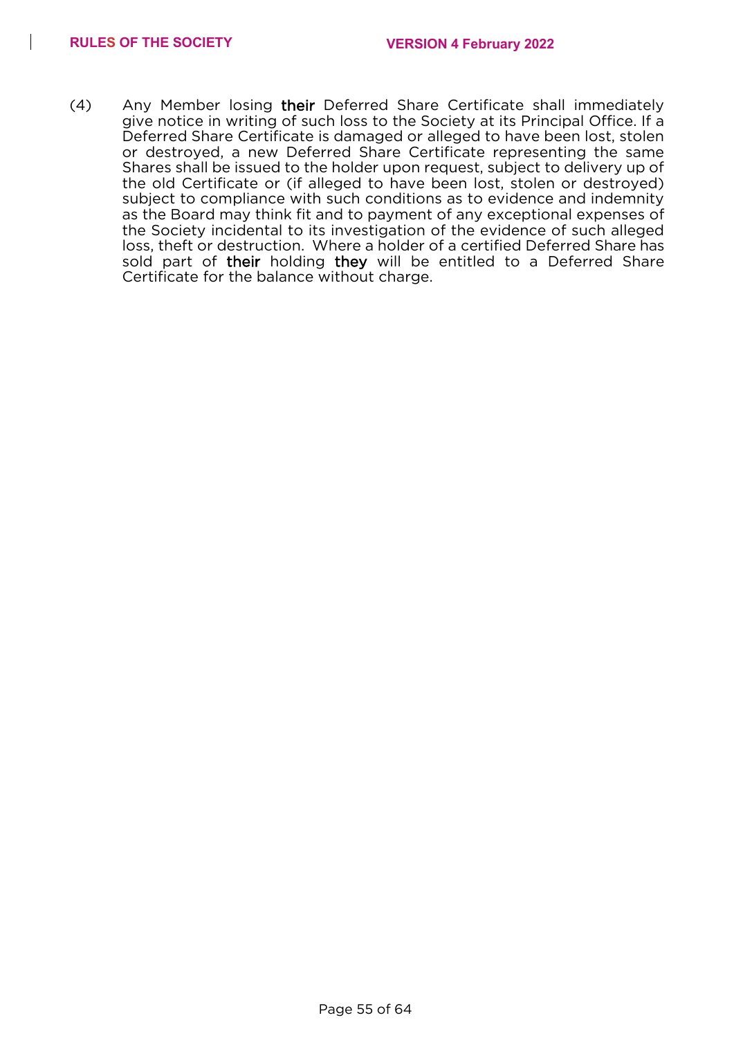(4) Any Member losing **their** Deferred Share Certificate shall immediately give notice in writing of such loss to the Society at its Principal Office. If a Deferred Share Certificate is damaged or alleged to have been lost, stolen or destroyed, a new Deferred Share Certificate representing the same Shares shall be issued to the holder upon request, subject to delivery up of the old Certificate or (if alleged to have been lost, stolen or destroyed) subject to compliance with such conditions as to evidence and indemnity as the Board may think fit and to payment of any exceptional expenses of the Society incidental to its investigation of the evidence of such alleged loss, theft or destruction. Where a holder of a certified Deferred Share has sold part of **their** holding **they** will be entitled to a Deferred Share Certificate for the balance without charge.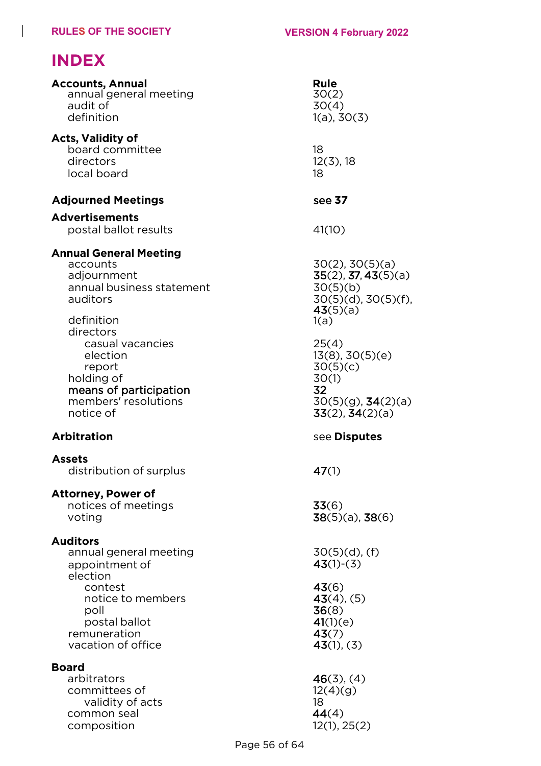# INDEX

| | Rule |
|---|---|
| **Accounts, Annual** | |
| annual general meeting | 30(2) |
| audit of | 30(4) |
| definition | 1(a), 30(3) |
| **Acts, Validity of** | |
| board committee | 18 |
| directors | 12(3), 18 |
| local board | 18 |
| **Adjourned Meetings** | see **37** |
| **Advertisements** | |
| postal ballot results | 41(10) |
| **Annual General Meeting** | |
| accounts | 30(2), 30(5)(a) |
| adjournment | **35**(2), **37**, **43**(5)(a) |
| annual business statement | 30(5)(b) |
| auditors | 30(5)(d), 30(5)(f), **43**(5)(a) |
| definition | 1(a) |
| directors | |
| casual vacancies | 25(4) |
| election | 13(8), 30(5)(e) |
| report | 30(5)(c) |
| holding of | 30(1) |
| means of participation | **32** |
| members' resolutions | 30(5)(g), **34**(2)(a) |
| notice of | **33**(2), **34**(2)(a) |
| **Arbitration** | see **Disputes** |
| **Assets** | |
| distribution of surplus | **47**(1) |
| **Attorney, Power of** | |
| notices of meetings | **33**(6) |
| voting | **38**(5)(a), **38**(6) |
| **Auditors** | |
| annual general meeting | 30(5)(d), (f) |
| appointment of | **43**(1)-(3) |
| election | |
| contest | **43**(6) |
| notice to members | **43**(4), (5) |
| poll | **36**(8) |
| postal ballot | **41**(1)(e) |
| remuneration | **43**(7) |
| vacation of office | **43**(1), (3) |
| **Board** | |
| arbitrators | **46**(3), (4) |
| committees of | 12(4)(g) |
| validity of acts | 18 |
| common seal | **44**(4) |
| composition | 12(1), 25(2) |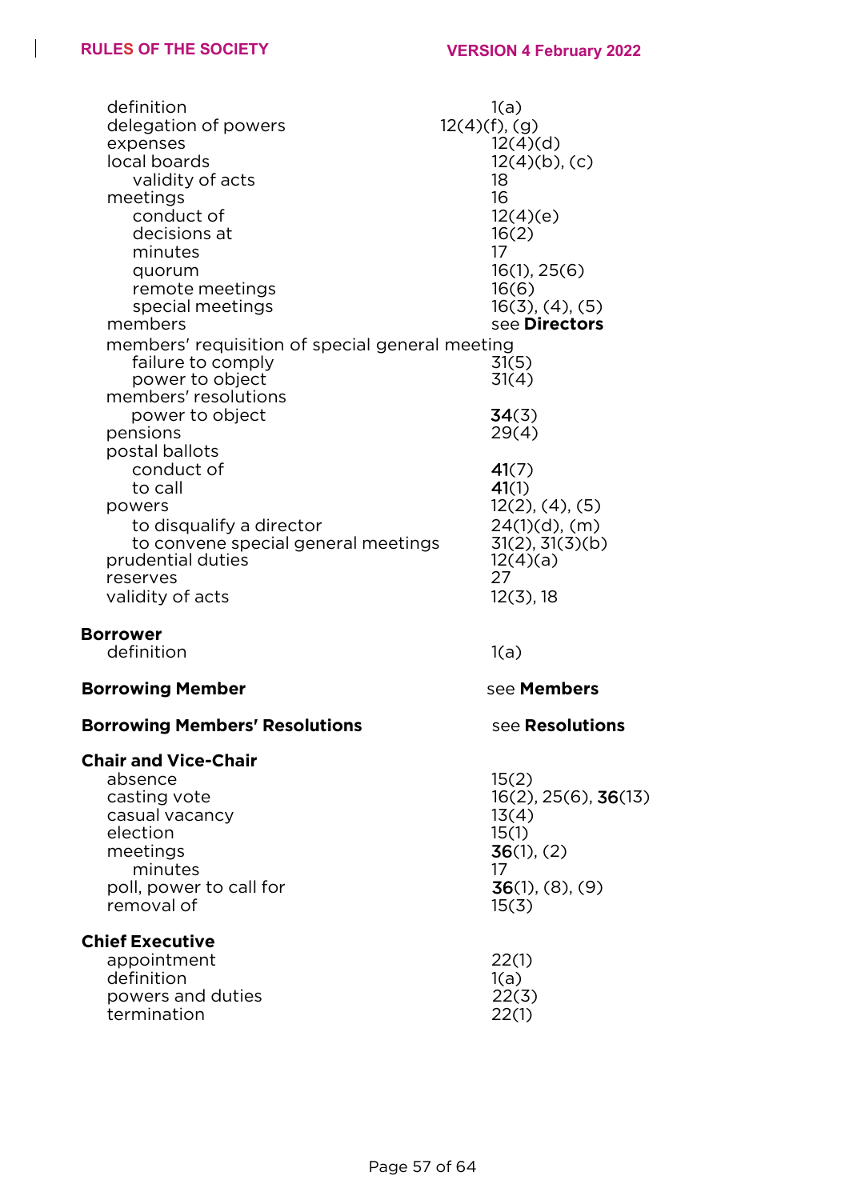| | |
|---|---|
| definition | 1(a) |
| delegation of powers | 12(4)(f), (g) |
| expenses | 12(4)(d) |
| local boards | 12(4)(b), (c) |
| validity of acts | 18 |
| meetings | 16 |
| conduct of | 12(4)(e) |
| decisions at | 16(2) |
| minutes | 17 |
| quorum | 16(1), 25(6) |
| remote meetings | 16(6) |
| special meetings | 16(3), (4), (5) |
| members | see **Directors** |
| members' requisition of special general meeting | |
| failure to comply | 31(5) |
| power to object | 31(4) |
| members' resolutions | |
| power to object | **34**(3) |
| pensions | 29(4) |
| postal ballots | |
| conduct of | **41**(7) |
| to call | **41**(1) |
| powers | 12(2), (4), (5) |
| to disqualify a director | 24(1)(d), (m) |
| to convene special general meetings | 31(2), 31(3)(b) |
| prudential duties | 12(4)(a) |
| reserves | 27 |
| validity of acts | 12(3), 18 |

**Borrower**

| | |
|---|---|
| definition | 1(a) |

**Borrowing Member** — see **Members**

**Borrowing Members' Resolutions** — see **Resolutions**

**Chair and Vice-Chair**

| | |
|---|---|
| absence | 15(2) |
| casting vote | 16(2), 25(6), **36**(13) |
| casual vacancy | 13(4) |
| election | 15(1) |
| meetings | **36**(1), (2) |
| minutes | 17 |
| poll, power to call for | **36**(1), (8), (9) |
| removal of | 15(3) |

**Chief Executive**

| | |
|---|---|
| appointment | 22(1) |
| definition | 1(a) |
| powers and duties | 22(3) |
| termination | 22(1) |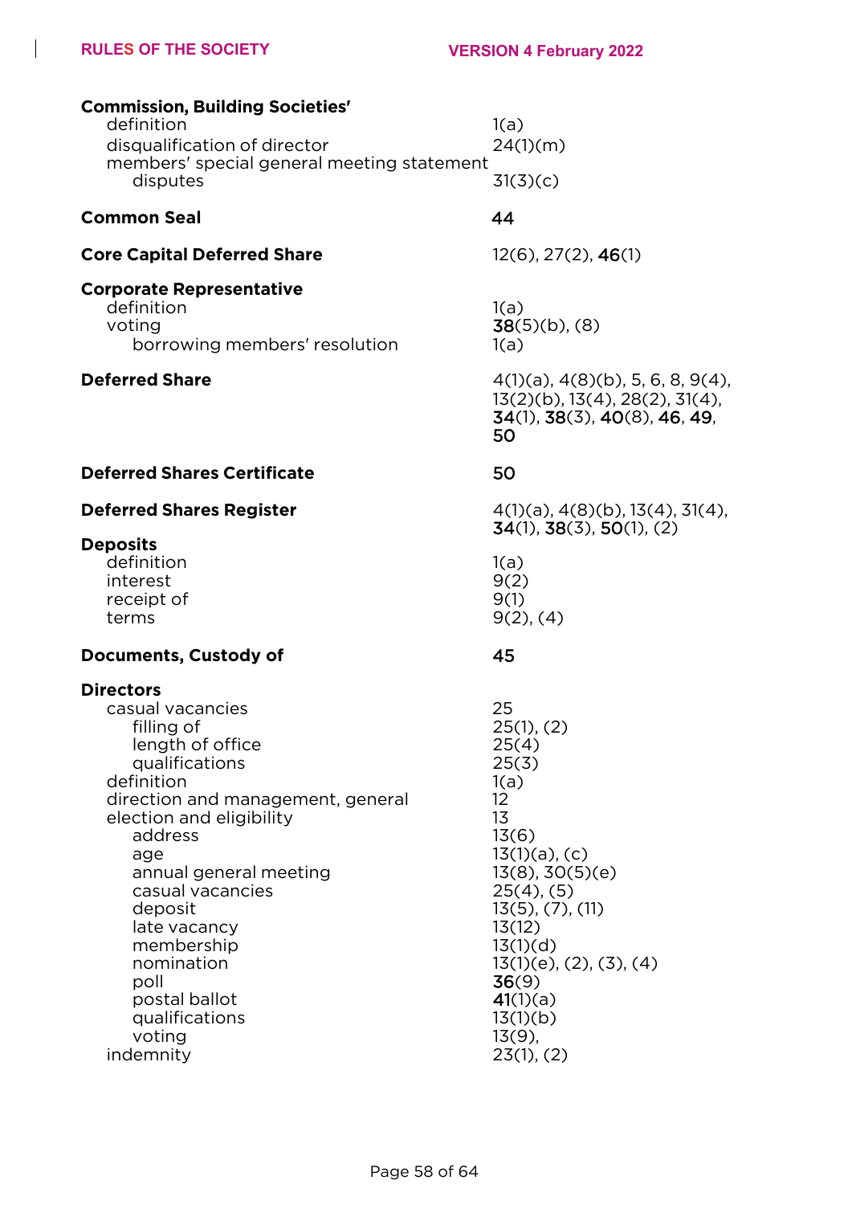**Commission, Building Societies'**

- definition — 1(a)
- disqualification of director — 24(1)(m)
- members' special general meeting statement
  - disputes — 31(3)(c)

**Common Seal** — 44

**Core Capital Deferred Share** — 12(6), 27(2), **46**(1)

**Corporate Representative**

- definition — 1(a)
- voting — **38**(5)(b), (8)
  - borrowing members' resolution — 1(a)

**Deferred Share** — 4(1)(a), 4(8)(b), 5, 6, 8, 9(4), 13(2)(b), 13(4), 28(2), 31(4), **34**(1), **38**(3), **40**(8), **46**, **49**, **50**

**Deferred Shares Certificate** — **50**

**Deferred Shares Register** — 4(1)(a), 4(8)(b), 13(4), 31(4), **34**(1), **38**(3), **50**(1), (2)

**Deposits**

- definition — 1(a)
- interest — 9(2)
- receipt of — 9(1)
- terms — 9(2), (4)

**Documents, Custody of** — **45**

**Directors**

- casual vacancies — 25
  - filling of — 25(1), (2)
  - length of office — 25(4)
  - qualifications — 25(3)
- definition — 1(a)
- direction and management, general — 12
- election and eligibility — 13
  - address — 13(6)
  - age — 13(1)(a), (c)
  - annual general meeting — 13(8), 30(5)(e)
  - casual vacancies — 25(4), (5)
  - deposit — 13(5), (7), (11)
  - late vacancy — 13(12)
  - membership — 13(1)(d)
  - nomination — 13(1)(e), (2), (3), (4)
  - poll — **36**(9)
  - postal ballot — **41**(1)(a)
  - qualifications — 13(1)(b)
  - voting — 13(9),
- indemnity — 23(1), (2)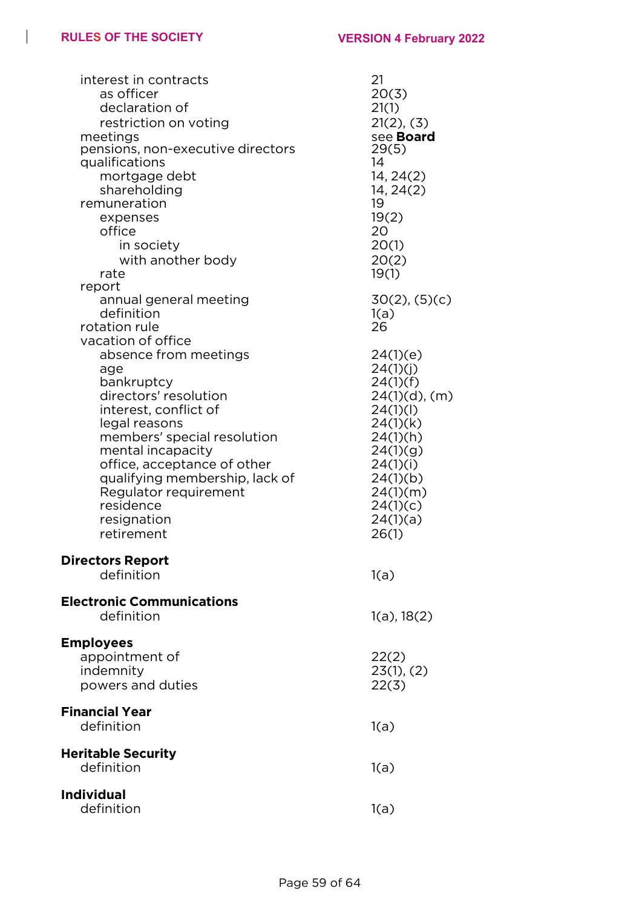| | |
|---|---|
| interest in contracts | 21 |
| &nbsp;&nbsp;&nbsp;&nbsp;as officer | 20(3) |
| &nbsp;&nbsp;&nbsp;&nbsp;declaration of | 21(1) |
| &nbsp;&nbsp;&nbsp;&nbsp;restriction on voting | 21(2), (3) |
| meetings | see **Board** |
| pensions, non-executive directors | 29(5) |
| qualifications | 14 |
| &nbsp;&nbsp;&nbsp;&nbsp;mortgage debt | 14, 24(2) |
| &nbsp;&nbsp;&nbsp;&nbsp;shareholding | 14, 24(2) |
| remuneration | 19 |
| &nbsp;&nbsp;&nbsp;&nbsp;expenses | 19(2) |
| &nbsp;&nbsp;&nbsp;&nbsp;office | 20 |
| &nbsp;&nbsp;&nbsp;&nbsp;&nbsp;&nbsp;&nbsp;&nbsp;in society | 20(1) |
| &nbsp;&nbsp;&nbsp;&nbsp;&nbsp;&nbsp;&nbsp;&nbsp;with another body | 20(2) |
| &nbsp;&nbsp;&nbsp;&nbsp;rate | 19(1) |
| report | |
| &nbsp;&nbsp;&nbsp;&nbsp;annual general meeting | 30(2), (5)(c) |
| &nbsp;&nbsp;&nbsp;&nbsp;definition | 1(a) |
| rotation rule | 26 |
| vacation of office | |
| &nbsp;&nbsp;&nbsp;&nbsp;absence from meetings | 24(1)(e) |
| &nbsp;&nbsp;&nbsp;&nbsp;age | 24(1)(j) |
| &nbsp;&nbsp;&nbsp;&nbsp;bankruptcy | 24(1)(f) |
| &nbsp;&nbsp;&nbsp;&nbsp;directors' resolution | 24(1)(d), (m) |
| &nbsp;&nbsp;&nbsp;&nbsp;interest, conflict of | 24(1)(l) |
| &nbsp;&nbsp;&nbsp;&nbsp;legal reasons | 24(1)(k) |
| &nbsp;&nbsp;&nbsp;&nbsp;members' special resolution | 24(1)(h) |
| &nbsp;&nbsp;&nbsp;&nbsp;mental incapacity | 24(1)(g) |
| &nbsp;&nbsp;&nbsp;&nbsp;office, acceptance of other | 24(1)(i) |
| &nbsp;&nbsp;&nbsp;&nbsp;qualifying membership, lack of | 24(1)(b) |
| &nbsp;&nbsp;&nbsp;&nbsp;Regulator requirement | 24(1)(m) |
| &nbsp;&nbsp;&nbsp;&nbsp;residence | 24(1)(c) |
| &nbsp;&nbsp;&nbsp;&nbsp;resignation | 24(1)(a) |
| &nbsp;&nbsp;&nbsp;&nbsp;retirement | 26(1) |

**Directors Report**

| | |
|---|---|
| &nbsp;&nbsp;&nbsp;&nbsp;definition | 1(a) |

**Electronic Communications**

| | |
|---|---|
| &nbsp;&nbsp;&nbsp;&nbsp;definition | 1(a), 18(2) |

**Employees**

| | |
|---|---|
| appointment of | 22(2) |
| indemnity | 23(1), (2) |
| powers and duties | 22(3) |

**Financial Year**

| | |
|---|---|
| definition | 1(a) |

**Heritable Security**

| | |
|---|---|
| definition | 1(a) |

**Individual**

| | |
|---|---|
| definition | 1(a) |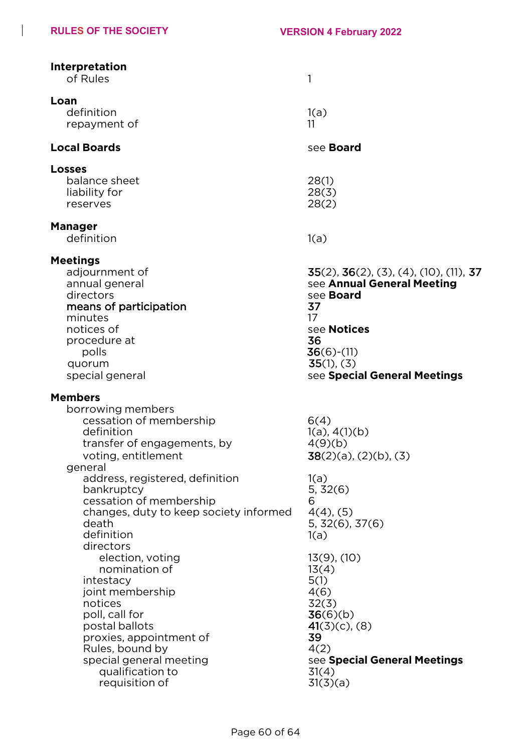**Interpretation**
- of Rules — 1

**Loan**
- definition — 1(a)
- repayment of — 11

**Local Boards** — see **Board**

**Losses**
- balance sheet — 28(1)
- liability for — 28(3)
- reserves — 28(2)

**Manager**
- definition — 1(a)

**Meetings**
- adjournment of — **35**(2), **36**(2), (3), (4), (10), (11), **37**
- annual general — see **Annual General Meeting**
- directors — see **Board**
- **means of participation** — **37**
- minutes — 17
- notices of — see **Notices**
- procedure at — **36**
  - polls — **36**(6)-(11)
- quorum — **35**(1), (3)
- special general — see **Special General Meetings**

**Members**
- borrowing members
  - cessation of membership — 6(4)
  - definition — 1(a), 4(1)(b)
  - transfer of engagements, by — 4(9)(b)
  - voting, entitlement — **38**(2)(a), (2)(b), (3)
- general
  - address, registered, definition — 1(a)
  - bankruptcy — 5, 32(6)
  - cessation of membership — 6
  - changes, duty to keep society informed — 4(4), (5)
  - death — 5, 32(6), 37(6)
  - definition — 1(a)
  - directors
    - election, voting — 13(9), (10)
    - nomination of — 13(4)
  - intestacy — 5(1)
  - joint membership — 4(6)
  - notices — 32(3)
  - poll, call for — **36**(6)(b)
  - postal ballots — **41**(3)(c), (8)
  - proxies, appointment of — **39**
  - Rules, bound by — 4(2)
  - special general meeting — see **Special General Meetings**
    - qualification to — 31(4)
    - requisition of — 31(3)(a)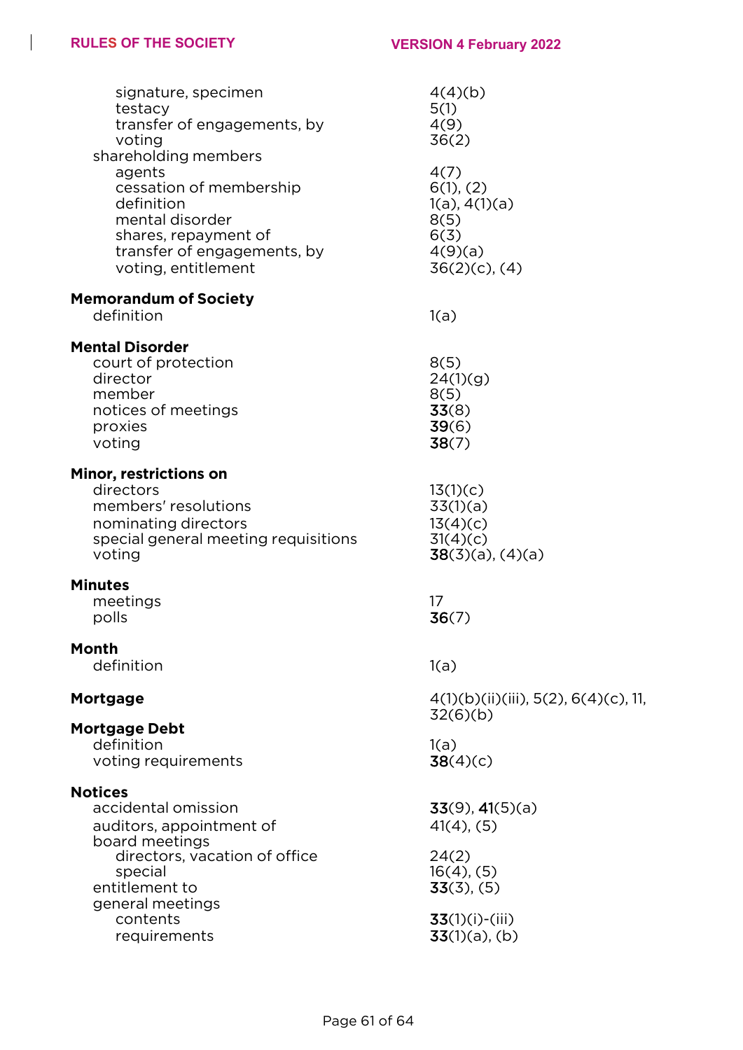signature, specimen — 4(4)(b)
testacy — 5(1)
transfer of engagements, by — 4(9)
voting — 36(2)

shareholding members
- agents — 4(7)
- cessation of membership — 6(1), (2)
- definition — 1(a), 4(1)(a)
- mental disorder — 8(5)
- shares, repayment of — 6(3)
- transfer of engagements, by — 4(9)(a)
- voting, entitlement — 36(2)(c), (4)

**Memorandum of Society**
- definition — 1(a)

**Mental Disorder**
- court of protection — 8(5)
- director — 24(1)(g)
- member — 8(5)
- notices of meetings — **33**(8)
- proxies — **39**(6)
- voting — **38**(7)

**Minor, restrictions on**
- directors — 13(1)(c)
- members' resolutions — 33(1)(a)
- nominating directors — 13(4)(c)
- special general meeting requisitions — 31(4)(c)
- voting — **38**(3)(a), (4)(a)

**Minutes**
- meetings — 17
- polls — **36**(7)

**Month**
- definition — 1(a)

**Mortgage** — 4(1)(b)(ii)(iii), 5(2), 6(4)(c), 11, 32(6)(b)

**Mortgage Debt**
- definition — 1(a)
- voting requirements — **38**(4)(c)

**Notices**
- accidental omission — **33**(9), **41**(5)(a)
- auditors, appointment of — 41(4), (5)
- board meetings
  - directors, vacation of office — 24(2)
  - special — 16(4), (5)
- entitlement to — **33**(3), (5)
- general meetings
  - contents — **33**(1)(i)-(iii)
  - requirements — **33**(1)(a), (b)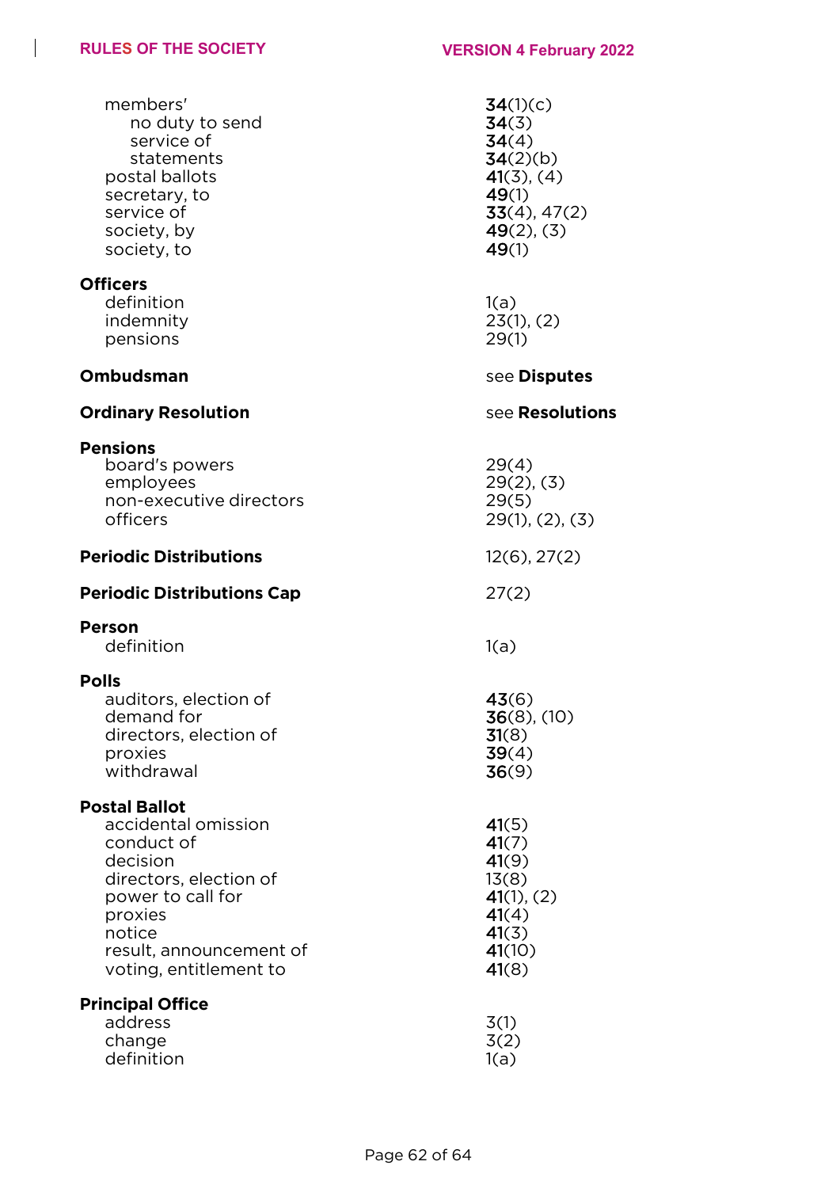members'
- no duty to send — **34**(1)(c)
  - **34**(3)
- service of — **34**(4)
- statements — **34**(2)(b)

postal ballots — **41**(3), (4)
secretary, to — **49**(1)
service of — **33**(4), 47(2)
society, by — **49**(2), (3)
society, to — **49**(1)

**Officers**
- definition — 1(a)
- indemnity — 23(1), (2)
- pensions — 29(1)

**Ombudsman** — see **Disputes**

**Ordinary Resolution** — see **Resolutions**

**Pensions**
- board's powers — 29(4)
- employees — 29(2), (3)
- non-executive directors — 29(5)
- officers — 29(1), (2), (3)

**Periodic Distributions** — 12(6), 27(2)

**Periodic Distributions Cap** — 27(2)

**Person**
- definition — 1(a)

**Polls**
- auditors, election of — **43**(6)
- demand for — **36**(8), (10)
- directors, election of — **31**(8)
- proxies — **39**(4)
- withdrawal — **36**(9)

**Postal Ballot**
- accidental omission — **41**(5)
- conduct of — **41**(7)
- decision — **41**(9)
- directors, election of — 13(8)
- power to call for — **41**(1), (2)
- proxies — **41**(4)
- notice — **41**(3)
- result, announcement of — **41**(10)
- voting, entitlement to — **41**(8)

**Principal Office**
- address — 3(1)
- change — 3(2)
- definition — 1(a)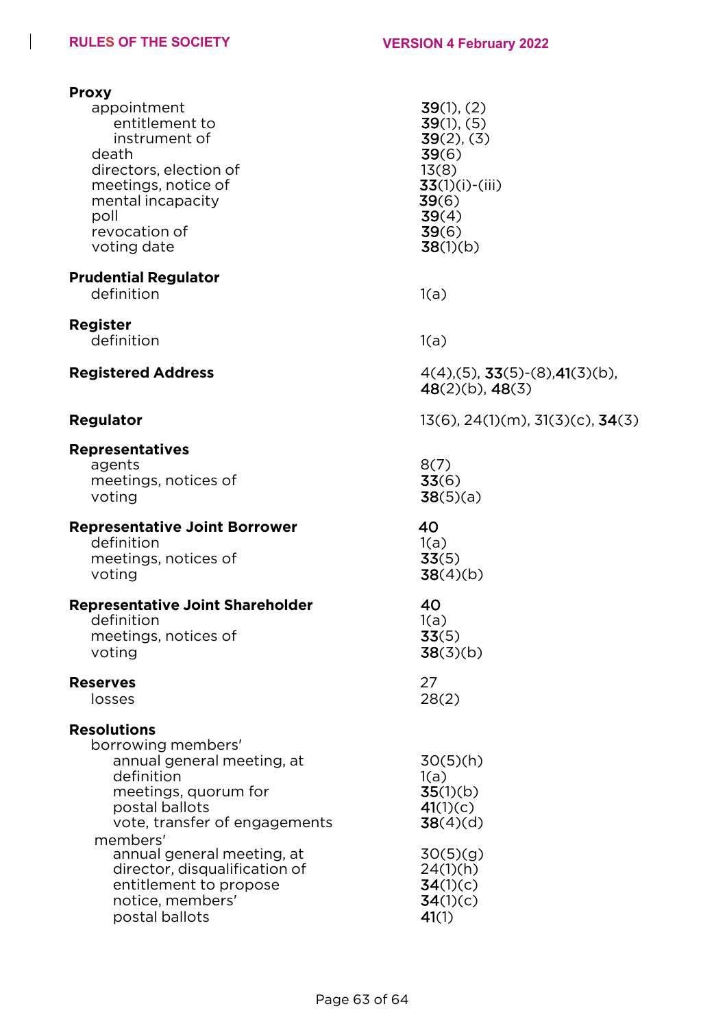**Proxy**

| | |
|---|---|
| appointment | **39**(1), (2) |
| entitlement to | **39**(1), (5) |
| instrument of | **39**(2), (3) |
| death | **39**(6) |
| directors, election of | 13(8) |
| meetings, notice of | **33**(1)(i)-(iii) |
| mental incapacity | **39**(6) |
| poll | **39**(4) |
| revocation of | **39**(6) |
| voting date | **38**(1)(b) |

**Prudential Regulator**

| | |
|---|---|
| definition | 1(a) |

**Register**

| | |
|---|---|
| definition | 1(a) |

**Registered Address** — 4(4),(5), **33**(5)-(8),**41**(3)(b), **48**(2)(b), **48**(3)

**Regulator** — 13(6), 24(1)(m), 31(3)(c), **34**(3)

**Representatives**

| | |
|---|---|
| agents | 8(7) |
| meetings, notices of | **33**(6) |
| voting | **38**(5)(a) |

**Representative Joint Borrower** — 40

| | |
|---|---|
| definition | 1(a) |
| meetings, notices of | **33**(5) |
| voting | **38**(4)(b) |

**Representative Joint Shareholder** — 40

| | |
|---|---|
| definition | 1(a) |
| meetings, notices of | **33**(5) |
| voting | **38**(3)(b) |

**Reserves** — 27

| | |
|---|---|
| losses | 28(2) |

**Resolutions**

borrowing members'

| | |
|---|---|
| annual general meeting, at | 30(5)(h) |
| definition | 1(a) |
| meetings, quorum for | **35**(1)(b) |
| postal ballots | **41**(1)(c) |
| vote, transfer of engagements | **38**(4)(d) |

members'

| | |
|---|---|
| annual general meeting, at | 30(5)(g) |
| director, disqualification of | 24(1)(h) |
| entitlement to propose | **34**(1)(c) |
| notice, members' | **34**(1)(c) |
| postal ballots | **41**(1) |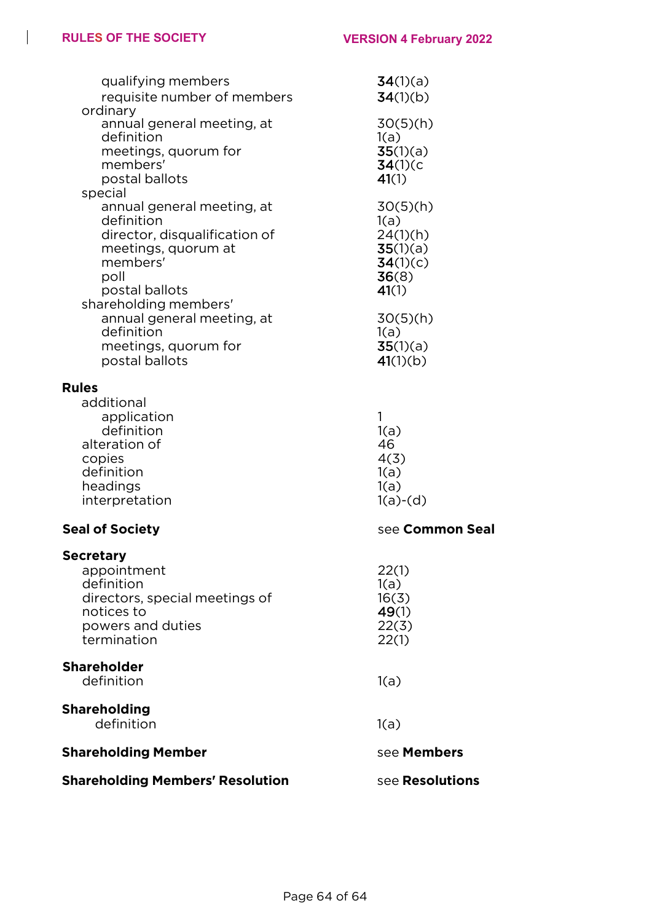| | |
|---|---|
| qualifying members | **34**(1)(a) |
| requisite number of members | **34**(1)(b) |
| ordinary | |
| annual general meeting, at | 30(5)(h) |
| definition | 1(a) |
| meetings, quorum for | **35**(1)(a) |
| members' | **34**(1)(c |
| postal ballots | **41**(1) |
| special | |
| annual general meeting, at | 30(5)(h) |
| definition | 1(a) |
| director, disqualification of | 24(1)(h) |
| meetings, quorum at | **35**(1)(a) |
| members' | **34**(1)(c) |
| poll | **36**(8) |
| postal ballots | **41**(1) |
| shareholding members' | |
| annual general meeting, at | 30(5)(h) |
| definition | 1(a) |
| meetings, quorum for | **35**(1)(a) |
| postal ballots | **41**(1)(b) |

**Rules**

| | |
|---|---|
| additional | |
| application | 1 |
| definition | 1(a) |
| alteration of | 46 |
| copies | 4(3) |
| definition | 1(a) |
| headings | 1(a) |
| interpretation | 1(a)-(d) |

**Seal of Society** — see **Common Seal**

**Secretary**

| | |
|---|---|
| appointment | 22(1) |
| definition | 1(a) |
| directors, special meetings of | 16(3) |
| notices to | **49**(1) |
| powers and duties | 22(3) |
| termination | 22(1) |

**Shareholder**

| | |
|---|---|
| definition | 1(a) |

**Shareholding**

| | |
|---|---|
| definition | 1(a) |

**Shareholding Member** — see **Members**

**Shareholding Members' Resolution** — see **Resolutions**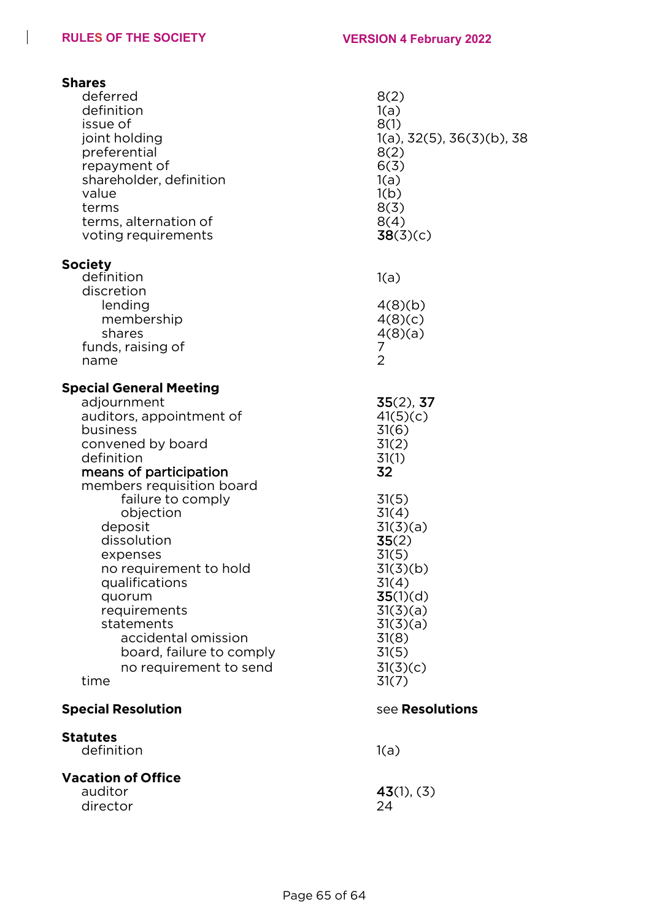**Shares**

| | |
|---|---|
| deferred | 8(2) |
| definition | 1(a) |
| issue of | 8(1) |
| joint holding | 1(a), 32(5), 36(3)(b), 38 |
| preferential | 8(2) |
| repayment of | 6(3) |
| shareholder, definition | 1(a) |
| value | 1(b) |
| terms | 8(3) |
| terms, alternation of | 8(4) |
| voting requirements | **38**(3)(c) |

**Society**

| | |
|---|---|
| definition | 1(a) |
| discretion | |
| &nbsp;&nbsp;lending | 4(8)(b) |
| &nbsp;&nbsp;membership | 4(8)(c) |
| &nbsp;&nbsp;shares | 4(8)(a) |
| funds, raising of | 7 |
| name | 2 |

**Special General Meeting**

| | |
|---|---|
| adjournment | **35**(2), **37** |
| auditors, appointment of | 41(5)(c) |
| business | 31(6) |
| convened by board | 31(2) |
| definition | 31(1) |
| **means of participation** | **32** |
| members requisition board | |
| &nbsp;&nbsp;&nbsp;&nbsp;failure to comply | 31(5) |
| &nbsp;&nbsp;&nbsp;&nbsp;objection | 31(4) |
| &nbsp;&nbsp;deposit | 31(3)(a) |
| &nbsp;&nbsp;dissolution | **35**(2) |
| &nbsp;&nbsp;expenses | 31(5) |
| &nbsp;&nbsp;no requirement to hold | 31(3)(b) |
| &nbsp;&nbsp;qualifications | 31(4) |
| &nbsp;&nbsp;quorum | **35**(1)(d) |
| &nbsp;&nbsp;requirements | 31(3)(a) |
| &nbsp;&nbsp;statements | 31(3)(a) |
| &nbsp;&nbsp;&nbsp;&nbsp;accidental omission | 31(8) |
| &nbsp;&nbsp;&nbsp;&nbsp;board, failure to comply | 31(5) |
| &nbsp;&nbsp;&nbsp;&nbsp;no requirement to send | 31(3)(c) |
| time | 31(7) |

**Special Resolution** — see **Resolutions**

**Statutes**

| | |
|---|---|
| definition | 1(a) |

**Vacation of Office**

| | |
|---|---|
| auditor | **43**(1), (3) |
| director | 24 |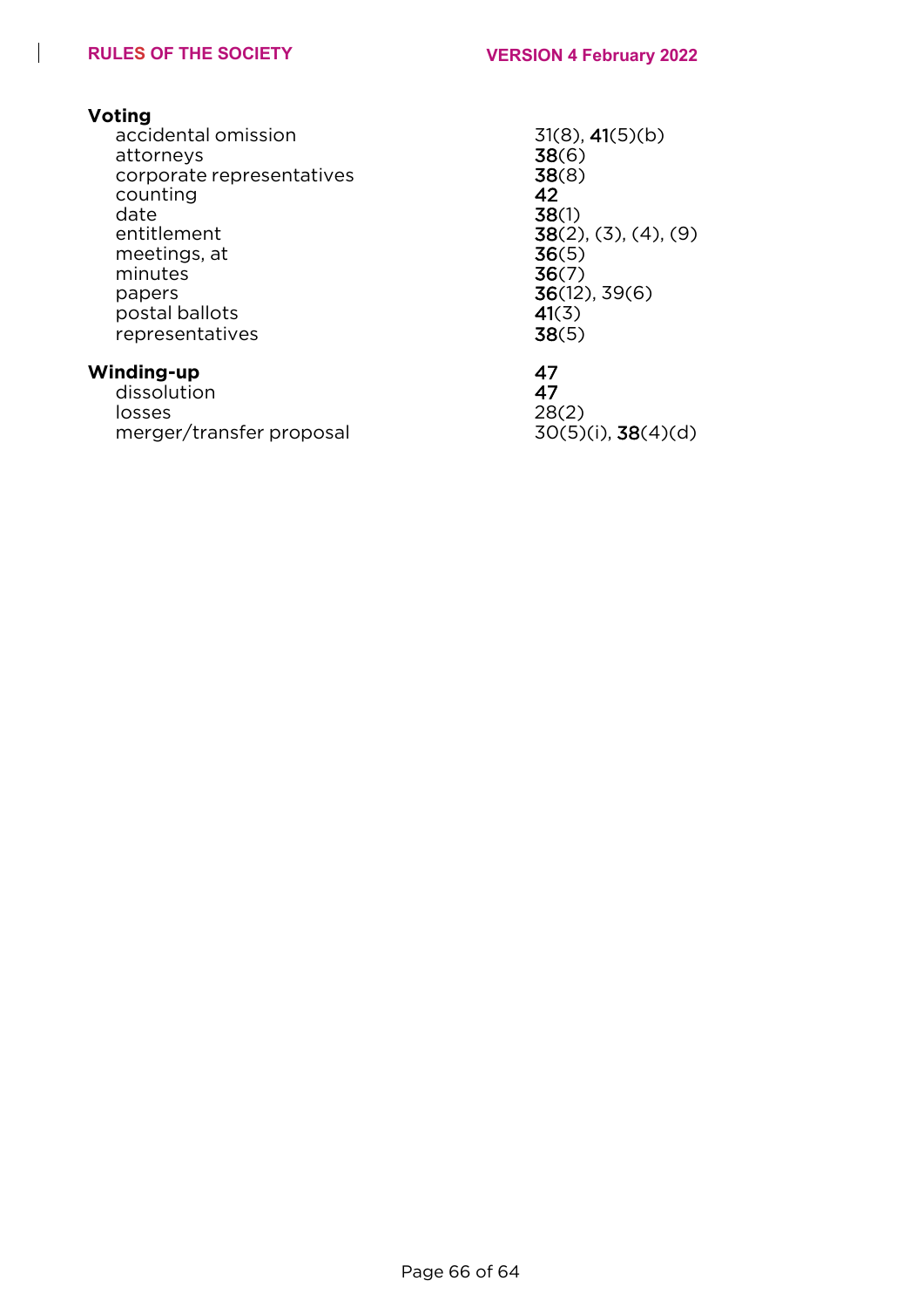**Voting**

| | |
|---|---|
| accidental omission | 31(8), **41**(5)(b) |
| attorneys | **38**(6) |
| corporate representatives | **38**(8) |
| counting | **42** |
| date | **38**(1) |
| entitlement | **38**(2), (3), (4), (9) |
| meetings, at | **36**(5) |
| minutes | **36**(7) |
| papers | **36**(12), 39(6) |
| postal ballots | **41**(3) |
| representatives | **38**(5) |

**Winding-up** **47**

| | |
|---|---|
| dissolution | **47** |
| losses | 28(2) |
| merger/transfer proposal | 30(5)(i), **38**(4)(d) |